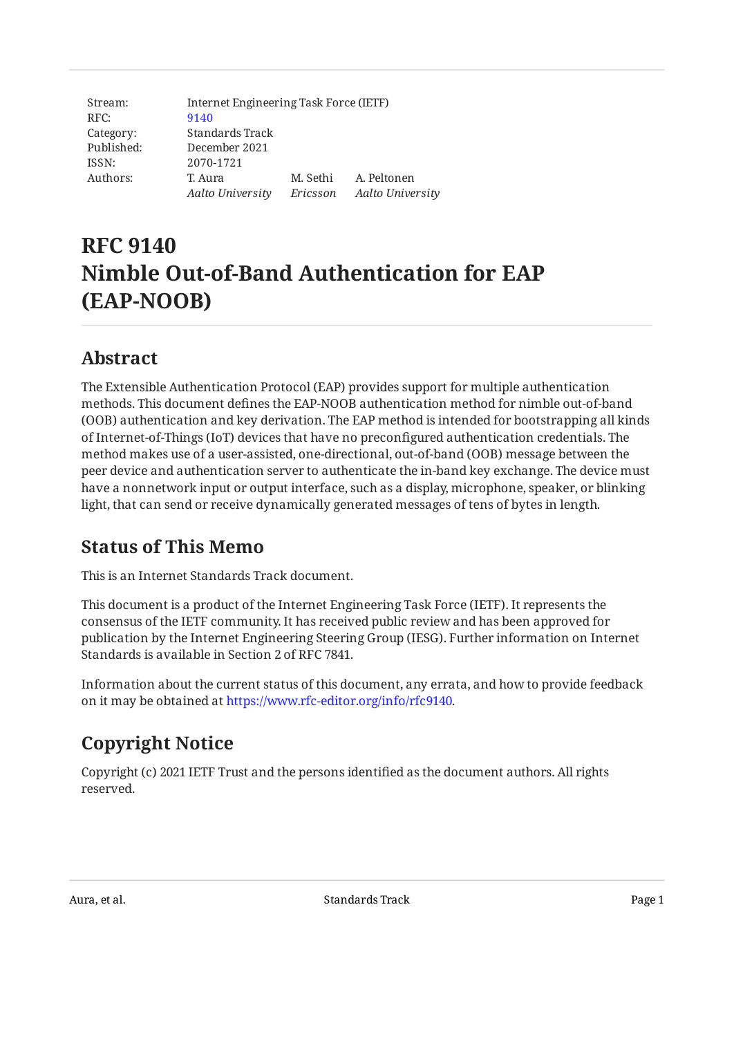| Stream: | Internet Engineering Task Force (IETF) | | |
|---|---|---|---|
| RFC: | 9140 | | |
| Category: | Standards Track | | |
| Published: | December 2021 | | |
| ISSN: | 2070-1721 | | |
| Authors: | T. Aura | M. Sethi | A. Peltonen |
| | *Aalto University* | *Ericsson* | *Aalto University* |

# RFC 9140
# Nimble Out-of-Band Authentication for EAP (EAP-NOOB)

## Abstract

The Extensible Authentication Protocol (EAP) provides support for multiple authentication methods. This document defines the EAP-NOOB authentication method for nimble out-of-band (OOB) authentication and key derivation. The EAP method is intended for bootstrapping all kinds of Internet-of-Things (IoT) devices that have no preconfigured authentication credentials. The method makes use of a user-assisted, one-directional, out-of-band (OOB) message between the peer device and authentication server to authenticate the in-band key exchange. The device must have a nonnetwork input or output interface, such as a display, microphone, speaker, or blinking light, that can send or receive dynamically generated messages of tens of bytes in length.

## Status of This Memo

This is an Internet Standards Track document.

This document is a product of the Internet Engineering Task Force (IETF). It represents the consensus of the IETF community. It has received public review and has been approved for publication by the Internet Engineering Steering Group (IESG). Further information on Internet Standards is available in Section 2 of RFC 7841.

Information about the current status of this document, any errata, and how to provide feedback on it may be obtained at https://www.rfc-editor.org/info/rfc9140.

## Copyright Notice

Copyright (c) 2021 IETF Trust and the persons identified as the document authors. All rights reserved.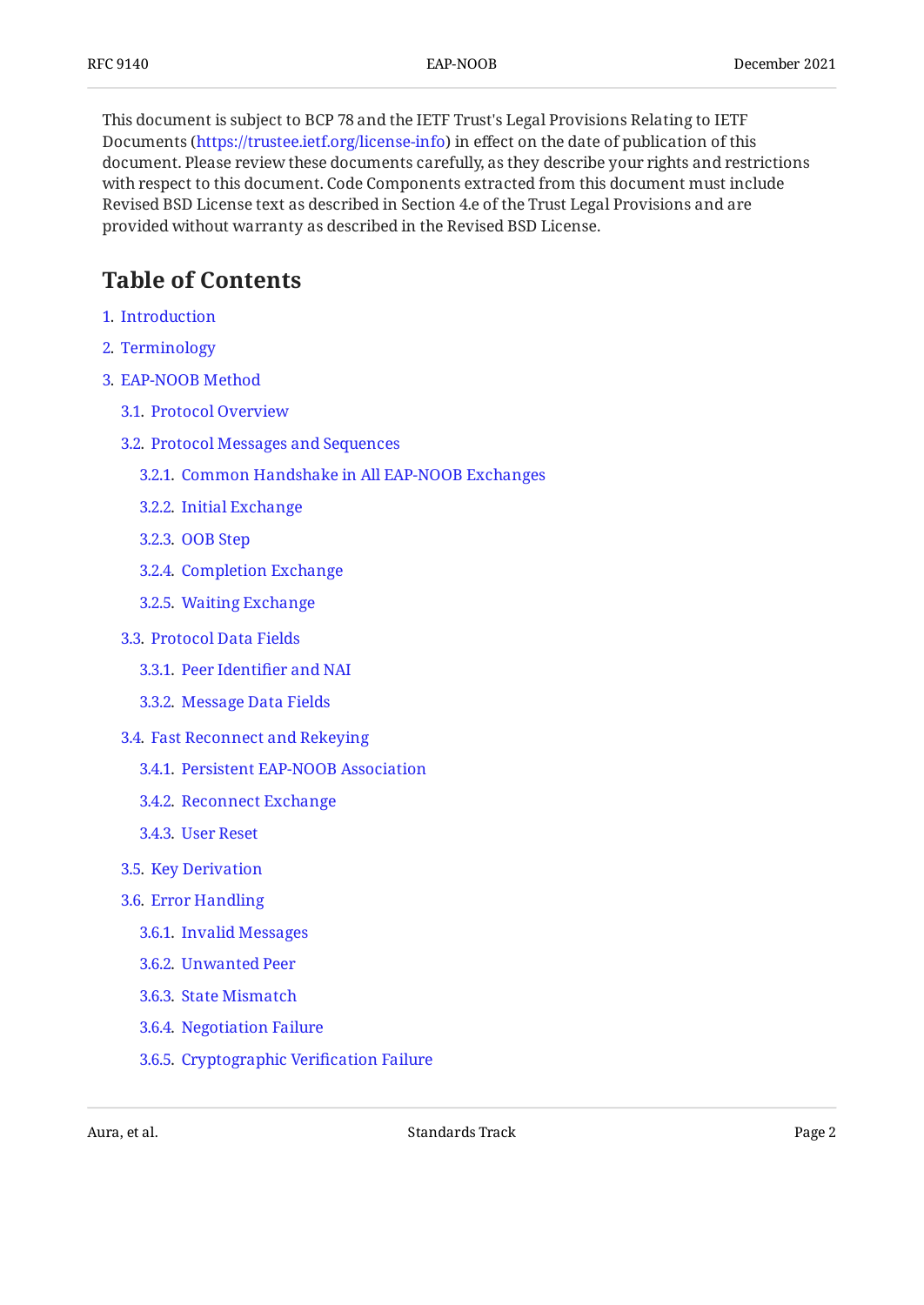This document is subject to BCP 78 and the IETF Trust's Legal Provisions Relating to IETF Documents (https://trustee.ietf.org/license-info) in effect on the date of publication of this document. Please review these documents carefully, as they describe your rights and restrictions with respect to this document. Code Components extracted from this document must include Revised BSD License text as described in Section 4.e of the Trust Legal Provisions and are provided without warranty as described in the Revised BSD License.

## Table of Contents

1. Introduction
2. Terminology
3. EAP-NOOB Method
   - 3.1. Protocol Overview
   - 3.2. Protocol Messages and Sequences
     - 3.2.1. Common Handshake in All EAP-NOOB Exchanges
     - 3.2.2. Initial Exchange
     - 3.2.3. OOB Step
     - 3.2.4. Completion Exchange
     - 3.2.5. Waiting Exchange
   - 3.3. Protocol Data Fields
     - 3.3.1. Peer Identifier and NAI
     - 3.3.2. Message Data Fields
   - 3.4. Fast Reconnect and Rekeying
     - 3.4.1. Persistent EAP-NOOB Association
     - 3.4.2. Reconnect Exchange
     - 3.4.3. User Reset
   - 3.5. Key Derivation
   - 3.6. Error Handling
     - 3.6.1. Invalid Messages
     - 3.6.2. Unwanted Peer
     - 3.6.3. State Mismatch
     - 3.6.4. Negotiation Failure
     - 3.6.5. Cryptographic Verification Failure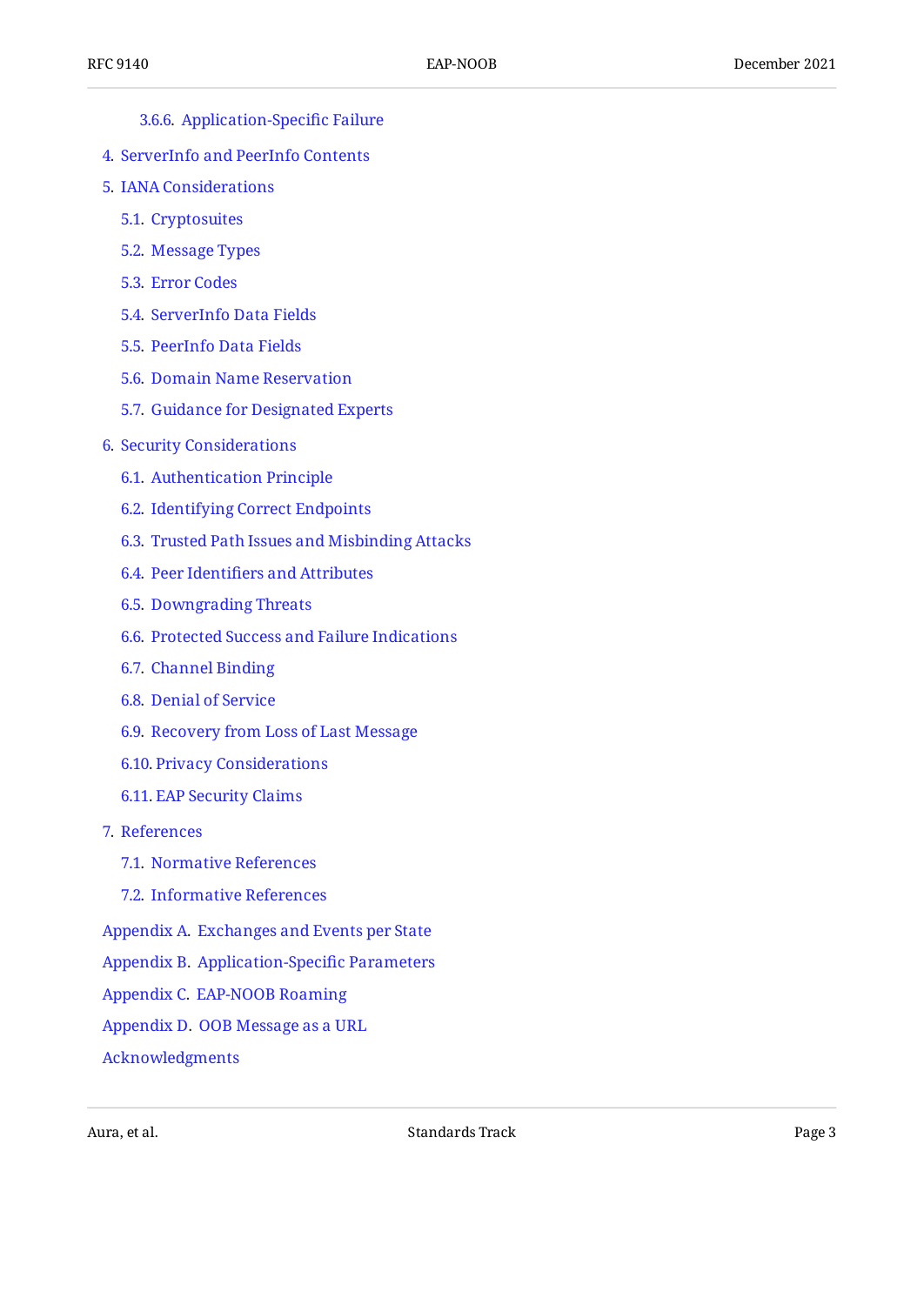- 3.6.6. Application-Specific Failure
- 4. ServerInfo and PeerInfo Contents
- 5. IANA Considerations
  - 5.1. Cryptosuites
  - 5.2. Message Types
  - 5.3. Error Codes
  - 5.4. ServerInfo Data Fields
  - 5.5. PeerInfo Data Fields
  - 5.6. Domain Name Reservation
  - 5.7. Guidance for Designated Experts
- 6. Security Considerations
  - 6.1. Authentication Principle
  - 6.2. Identifying Correct Endpoints
  - 6.3. Trusted Path Issues and Misbinding Attacks
  - 6.4. Peer Identifiers and Attributes
  - 6.5. Downgrading Threats
  - 6.6. Protected Success and Failure Indications
  - 6.7. Channel Binding
  - 6.8. Denial of Service
  - 6.9. Recovery from Loss of Last Message
  - 6.10. Privacy Considerations
  - 6.11. EAP Security Claims
- 7. References
  - 7.1. Normative References
  - 7.2. Informative References
- Appendix A. Exchanges and Events per State
- Appendix B. Application-Specific Parameters
- Appendix C. EAP-NOOB Roaming
- Appendix D. OOB Message as a URL
- Acknowledgments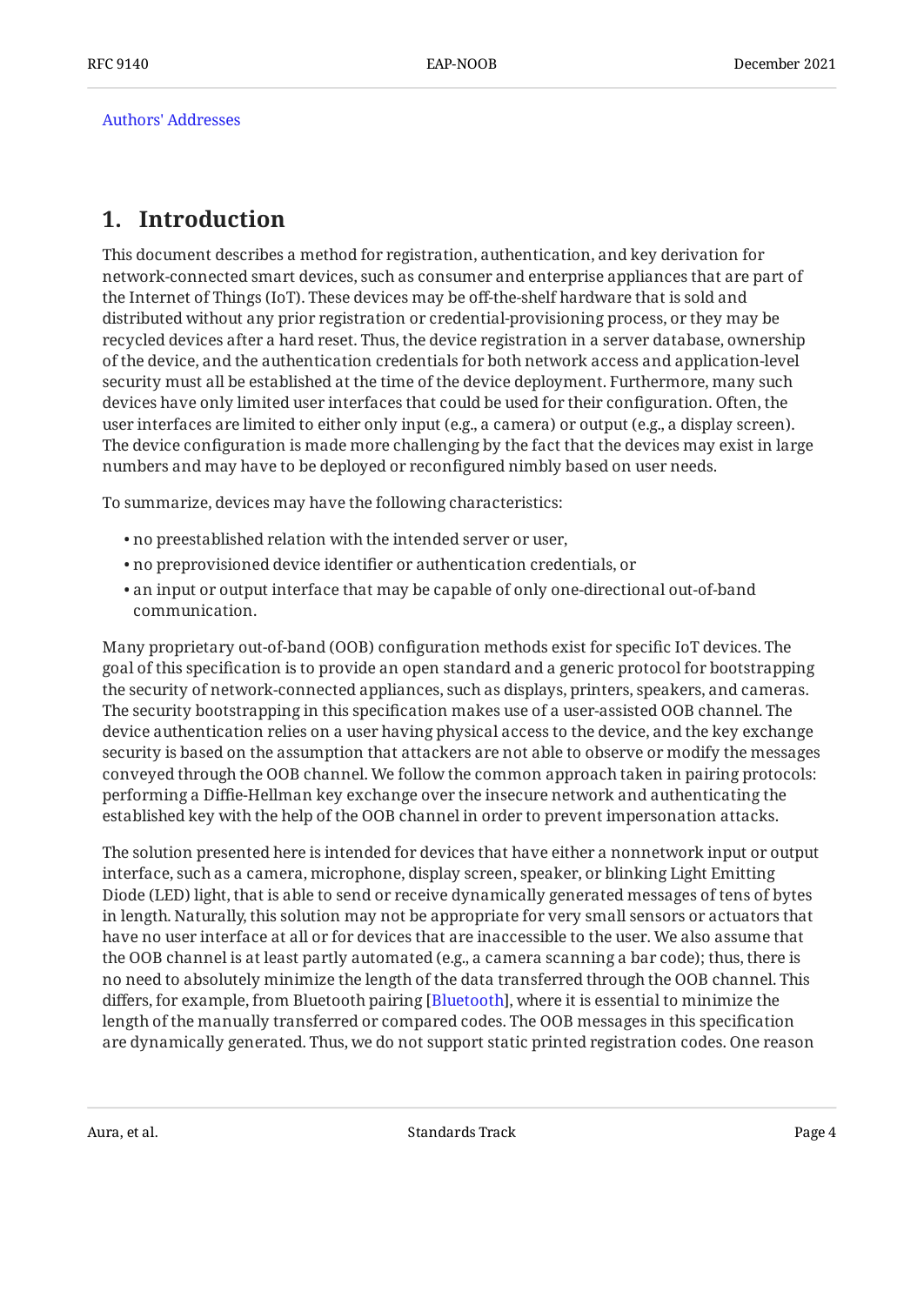Authors' Addresses

## 1. Introduction

This document describes a method for registration, authentication, and key derivation for network-connected smart devices, such as consumer and enterprise appliances that are part of the Internet of Things (IoT). These devices may be off-the-shelf hardware that is sold and distributed without any prior registration or credential-provisioning process, or they may be recycled devices after a hard reset. Thus, the device registration in a server database, ownership of the device, and the authentication credentials for both network access and application-level security must all be established at the time of the device deployment. Furthermore, many such devices have only limited user interfaces that could be used for their configuration. Often, the user interfaces are limited to either only input (e.g., a camera) or output (e.g., a display screen). The device configuration is made more challenging by the fact that the devices may exist in large numbers and may have to be deployed or reconfigured nimbly based on user needs.

To summarize, devices may have the following characteristics:

- no preestablished relation with the intended server or user,
- no preprovisioned device identifier or authentication credentials, or
- an input or output interface that may be capable of only one-directional out-of-band communication.

Many proprietary out-of-band (OOB) configuration methods exist for specific IoT devices. The goal of this specification is to provide an open standard and a generic protocol for bootstrapping the security of network-connected appliances, such as displays, printers, speakers, and cameras. The security bootstrapping in this specification makes use of a user-assisted OOB channel. The device authentication relies on a user having physical access to the device, and the key exchange security is based on the assumption that attackers are not able to observe or modify the messages conveyed through the OOB channel. We follow the common approach taken in pairing protocols: performing a Diffie-Hellman key exchange over the insecure network and authenticating the established key with the help of the OOB channel in order to prevent impersonation attacks.

The solution presented here is intended for devices that have either a nonnetwork input or output interface, such as a camera, microphone, display screen, speaker, or blinking Light Emitting Diode (LED) light, that is able to send or receive dynamically generated messages of tens of bytes in length. Naturally, this solution may not be appropriate for very small sensors or actuators that have no user interface at all or for devices that are inaccessible to the user. We also assume that the OOB channel is at least partly automated (e.g., a camera scanning a bar code); thus, there is no need to absolutely minimize the length of the data transferred through the OOB channel. This differs, for example, from Bluetooth pairing [Bluetooth], where it is essential to minimize the length of the manually transferred or compared codes. The OOB messages in this specification are dynamically generated. Thus, we do not support static printed registration codes. One reason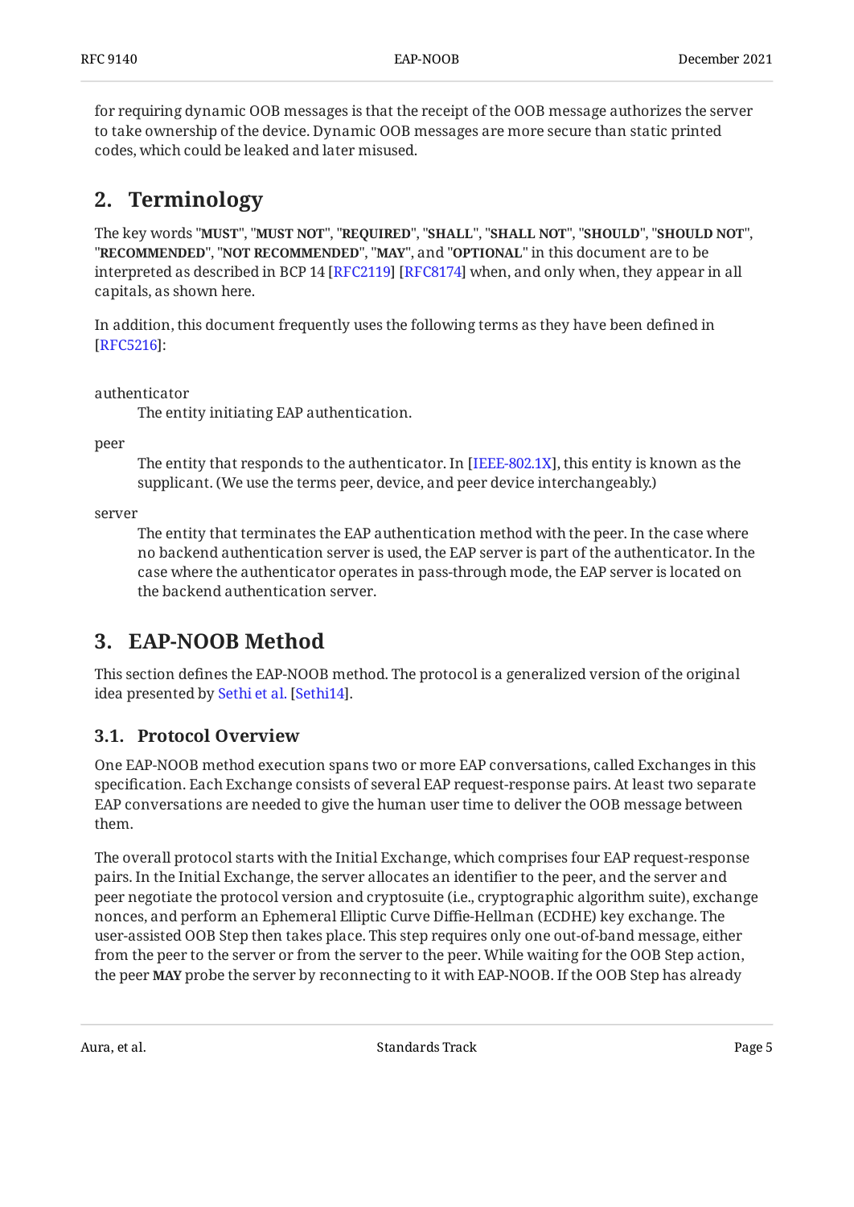for requiring dynamic OOB messages is that the receipt of the OOB message authorizes the server to take ownership of the device. Dynamic OOB messages are more secure than static printed codes, which could be leaked and later misused.

## 2. Terminology

The key words "**MUST**", "**MUST NOT**", "**REQUIRED**", "**SHALL**", "**SHALL NOT**", "**SHOULD**", "**SHOULD NOT**", "**RECOMMENDED**", "**NOT RECOMMENDED**", "**MAY**", and "**OPTIONAL**" in this document are to be interpreted as described in BCP 14 [RFC2119] [RFC8174] when, and only when, they appear in all capitals, as shown here.

In addition, this document frequently uses the following terms as they have been defined in [RFC5216]:

authenticator
: The entity initiating EAP authentication.

peer
: The entity that responds to the authenticator. In [IEEE-802.1X], this entity is known as the supplicant. (We use the terms peer, device, and peer device interchangeably.)

server
: The entity that terminates the EAP authentication method with the peer. In the case where no backend authentication server is used, the EAP server is part of the authenticator. In the case where the authenticator operates in pass-through mode, the EAP server is located on the backend authentication server.

## 3. EAP-NOOB Method

This section defines the EAP-NOOB method. The protocol is a generalized version of the original idea presented by Sethi et al. [Sethi14].

### 3.1. Protocol Overview

One EAP-NOOB method execution spans two or more EAP conversations, called Exchanges in this specification. Each Exchange consists of several EAP request-response pairs. At least two separate EAP conversations are needed to give the human user time to deliver the OOB message between them.

The overall protocol starts with the Initial Exchange, which comprises four EAP request-response pairs. In the Initial Exchange, the server allocates an identifier to the peer, and the server and peer negotiate the protocol version and cryptosuite (i.e., cryptographic algorithm suite), exchange nonces, and perform an Ephemeral Elliptic Curve Diffie-Hellman (ECDHE) key exchange. The user-assisted OOB Step then takes place. This step requires only one out-of-band message, either from the peer to the server or from the server to the peer. While waiting for the OOB Step action, the peer **MAY** probe the server by reconnecting to it with EAP-NOOB. If the OOB Step has already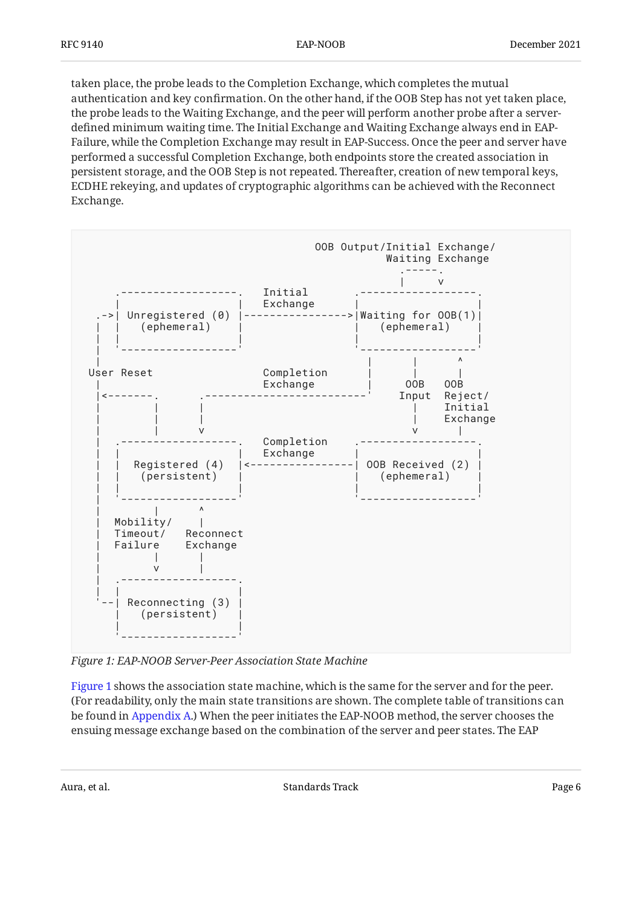taken place, the probe leads to the Completion Exchange, which completes the mutual authentication and key confirmation. On the other hand, if the OOB Step has not yet taken place, the probe leads to the Waiting Exchange, and the peer will perform another probe after a server-defined minimum waiting time. The Initial Exchange and Waiting Exchange always end in EAP-Failure, while the Completion Exchange may result in EAP-Success. Once the peer and server have performed a successful Completion Exchange, both endpoints store the created association in persistent storage, and the OOB Step is not repeated. Thereafter, creation of new temporal keys, ECDHE rekeying, and updates of cryptographic algorithms can be achieved with the Reconnect Exchange.

```
                                      OOB Output/Initial Exchange/
                                                Waiting Exchange
                                                     .-----.
                                                     |     v
      .------------------.   Initial          .------------------.
      |                  |   Exchange         |                  |
   .->| Unregistered (0) |---------------->|Waiting for OOB(1)|
   |  |   (ephemeral)    |                  |    (ephemeral)   |
   |  |                  |                  |                  |
   |  '------------------'                  '------------------'
   |                                          |      |      ^
  User Reset                 Completion       |      |      |
   |                         Exchange         |     OOB    OOB
   |<-------.       .-------------------------'    Input  Reject/
   |        |       |                                |    Initial
   |        |       |                                |    Exchange
   |        |       v                                v      |
   |  .------------------.   Completion     .------------------.
   |  |                  |   Exchange         |                  |
   |  |  Registered (4)  |<----------------|  OOB Received (2) |
   |  |   (persistent)   |                  |    (ephemeral)   |
   |  |                  |                  |                  |
   |  '------------------'                  '------------------'
   |        |       ^
   |   Mobility/    |
   |   Timeout/   Reconnect
   |   Failure    Exchange
   |        |       |
   |        v       |
   |  .------------------.
   |  |                  |
   '--| Reconnecting (3) |
      |   (persistent)   |
      |                  |
      '------------------'
```

*Figure 1: EAP-NOOB Server-Peer Association State Machine*

Figure 1 shows the association state machine, which is the same for the server and for the peer. (For readability, only the main state transitions are shown. The complete table of transitions can be found in Appendix A.) When the peer initiates the EAP-NOOB method, the server chooses the ensuing message exchange based on the combination of the server and peer states. The EAP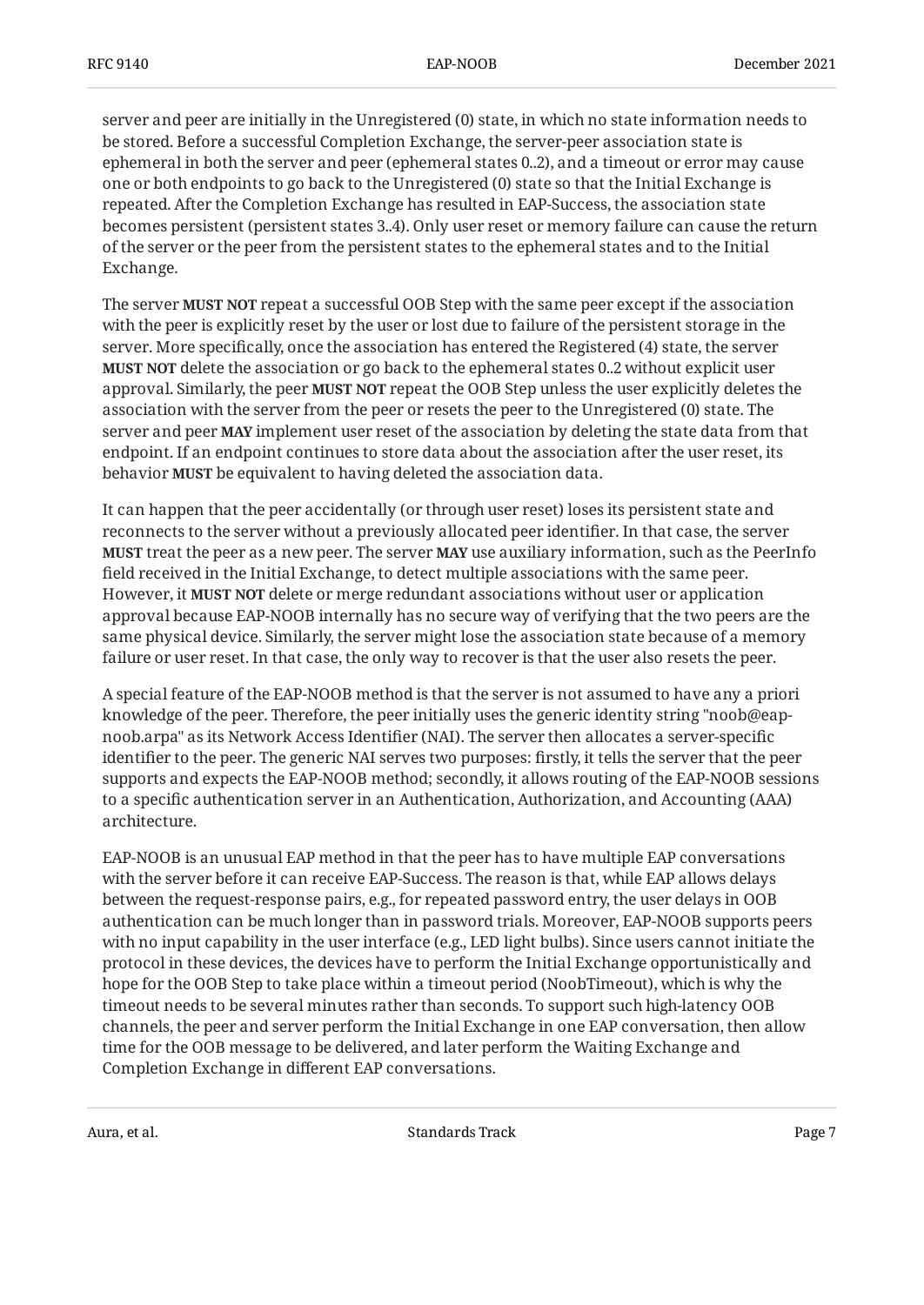server and peer are initially in the Unregistered (0) state, in which no state information needs to be stored. Before a successful Completion Exchange, the server-peer association state is ephemeral in both the server and peer (ephemeral states 0..2), and a timeout or error may cause one or both endpoints to go back to the Unregistered (0) state so that the Initial Exchange is repeated. After the Completion Exchange has resulted in EAP-Success, the association state becomes persistent (persistent states 3..4). Only user reset or memory failure can cause the return of the server or the peer from the persistent states to the ephemeral states and to the Initial Exchange.

The server **MUST NOT** repeat a successful OOB Step with the same peer except if the association with the peer is explicitly reset by the user or lost due to failure of the persistent storage in the server. More specifically, once the association has entered the Registered (4) state, the server **MUST NOT** delete the association or go back to the ephemeral states 0..2 without explicit user approval. Similarly, the peer **MUST NOT** repeat the OOB Step unless the user explicitly deletes the association with the server from the peer or resets the peer to the Unregistered (0) state. The server and peer **MAY** implement user reset of the association by deleting the state data from that endpoint. If an endpoint continues to store data about the association after the user reset, its behavior **MUST** be equivalent to having deleted the association data.

It can happen that the peer accidentally (or through user reset) loses its persistent state and reconnects to the server without a previously allocated peer identifier. In that case, the server **MUST** treat the peer as a new peer. The server **MAY** use auxiliary information, such as the PeerInfo field received in the Initial Exchange, to detect multiple associations with the same peer. However, it **MUST NOT** delete or merge redundant associations without user or application approval because EAP-NOOB internally has no secure way of verifying that the two peers are the same physical device. Similarly, the server might lose the association state because of a memory failure or user reset. In that case, the only way to recover is that the user also resets the peer.

A special feature of the EAP-NOOB method is that the server is not assumed to have any a priori knowledge of the peer. Therefore, the peer initially uses the generic identity string "noob@eap-noob.arpa" as its Network Access Identifier (NAI). The server then allocates a server-specific identifier to the peer. The generic NAI serves two purposes: firstly, it tells the server that the peer supports and expects the EAP-NOOB method; secondly, it allows routing of the EAP-NOOB sessions to a specific authentication server in an Authentication, Authorization, and Accounting (AAA) architecture.

EAP-NOOB is an unusual EAP method in that the peer has to have multiple EAP conversations with the server before it can receive EAP-Success. The reason is that, while EAP allows delays between the request-response pairs, e.g., for repeated password entry, the user delays in OOB authentication can be much longer than in password trials. Moreover, EAP-NOOB supports peers with no input capability in the user interface (e.g., LED light bulbs). Since users cannot initiate the protocol in these devices, the devices have to perform the Initial Exchange opportunistically and hope for the OOB Step to take place within a timeout period (NoobTimeout), which is why the timeout needs to be several minutes rather than seconds. To support such high-latency OOB channels, the peer and server perform the Initial Exchange in one EAP conversation, then allow time for the OOB message to be delivered, and later perform the Waiting Exchange and Completion Exchange in different EAP conversations.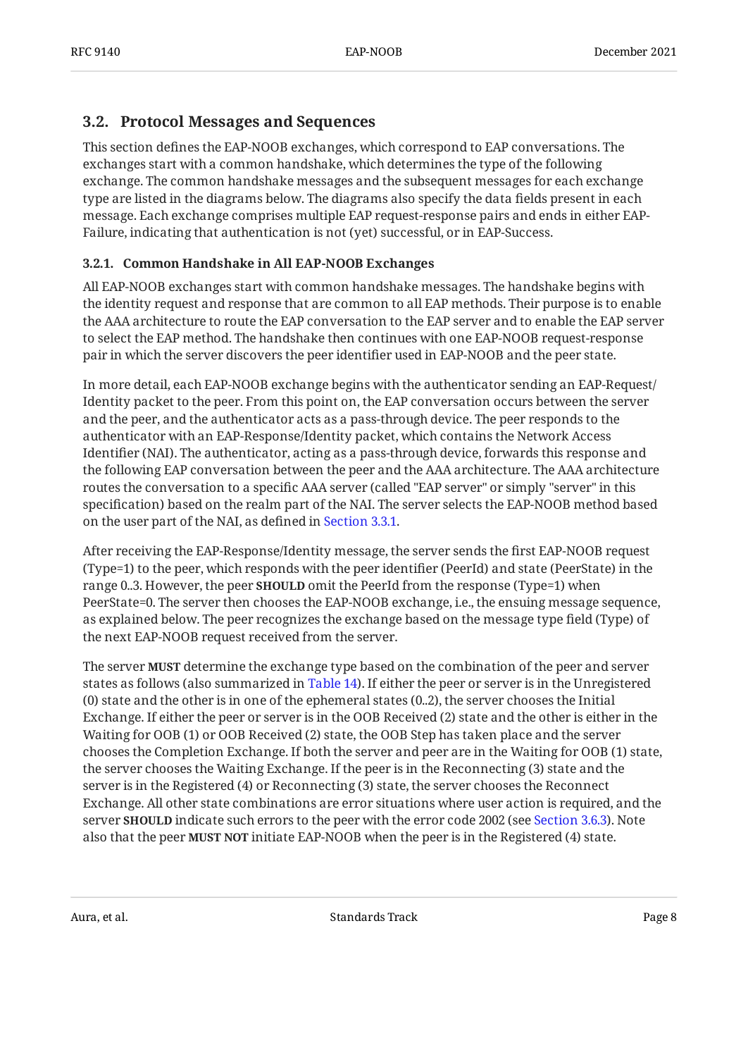## 3.2. Protocol Messages and Sequences

This section defines the EAP-NOOB exchanges, which correspond to EAP conversations. The exchanges start with a common handshake, which determines the type of the following exchange. The common handshake messages and the subsequent messages for each exchange type are listed in the diagrams below. The diagrams also specify the data fields present in each message. Each exchange comprises multiple EAP request-response pairs and ends in either EAP-Failure, indicating that authentication is not (yet) successful, or in EAP-Success.

### 3.2.1. Common Handshake in All EAP-NOOB Exchanges

All EAP-NOOB exchanges start with common handshake messages. The handshake begins with the identity request and response that are common to all EAP methods. Their purpose is to enable the AAA architecture to route the EAP conversation to the EAP server and to enable the EAP server to select the EAP method. The handshake then continues with one EAP-NOOB request-response pair in which the server discovers the peer identifier used in EAP-NOOB and the peer state.

In more detail, each EAP-NOOB exchange begins with the authenticator sending an EAP-Request/Identity packet to the peer. From this point on, the EAP conversation occurs between the server and the peer, and the authenticator acts as a pass-through device. The peer responds to the authenticator with an EAP-Response/Identity packet, which contains the Network Access Identifier (NAI). The authenticator, acting as a pass-through device, forwards this response and the following EAP conversation between the peer and the AAA architecture. The AAA architecture routes the conversation to a specific AAA server (called "EAP server" or simply "server" in this specification) based on the realm part of the NAI. The server selects the EAP-NOOB method based on the user part of the NAI, as defined in Section 3.3.1.

After receiving the EAP-Response/Identity message, the server sends the first EAP-NOOB request (Type=1) to the peer, which responds with the peer identifier (PeerId) and state (PeerState) in the range 0..3. However, the peer **SHOULD** omit the PeerId from the response (Type=1) when PeerState=0. The server then chooses the EAP-NOOB exchange, i.e., the ensuing message sequence, as explained below. The peer recognizes the exchange based on the message type field (Type) of the next EAP-NOOB request received from the server.

The server **MUST** determine the exchange type based on the combination of the peer and server states as follows (also summarized in Table 14). If either the peer or server is in the Unregistered (0) state and the other is in one of the ephemeral states (0..2), the server chooses the Initial Exchange. If either the peer or server is in the OOB Received (2) state and the other is either in the Waiting for OOB (1) or OOB Received (2) state, the OOB Step has taken place and the server chooses the Completion Exchange. If both the server and peer are in the Waiting for OOB (1) state, the server chooses the Waiting Exchange. If the peer is in the Reconnecting (3) state and the server is in the Registered (4) or Reconnecting (3) state, the server chooses the Reconnect Exchange. All other state combinations are error situations where user action is required, and the server **SHOULD** indicate such errors to the peer with the error code 2002 (see Section 3.6.3). Note also that the peer **MUST NOT** initiate EAP-NOOB when the peer is in the Registered (4) state.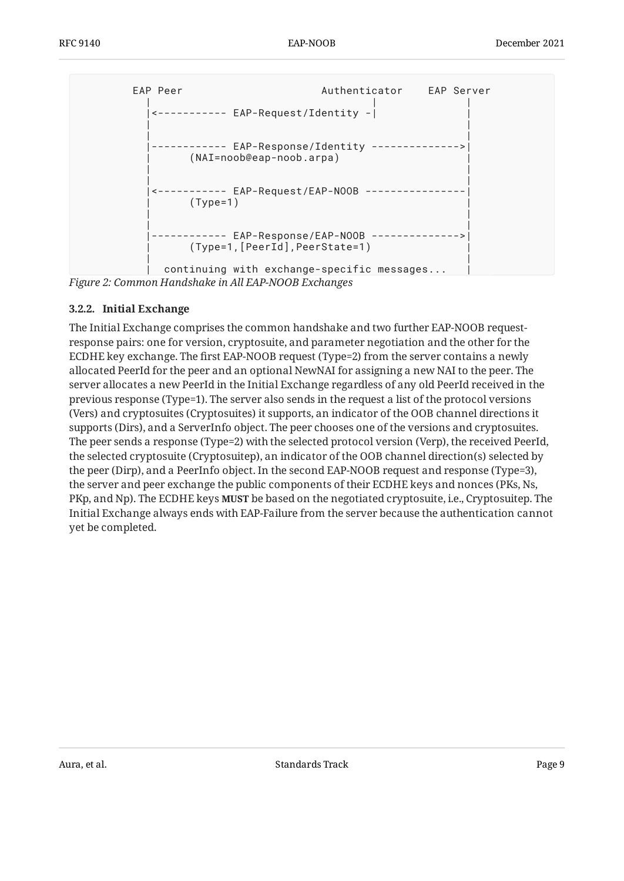```
     EAP Peer                     Authenticator    EAP Server
       |                                 |               |
       |<----------- EAP-Request/Identity -|               |
       |                                                 |
       |                                                 |
       |------------ EAP-Response/Identity -------------->|
       |      (NAI=noob@eap-noob.arpa)                    |
       |                                                 |
       |                                                 |
       |<----------- EAP-Request/EAP-NOOB ----------------|
       |      (Type=1)                                    |
       |                                                 |
       |                                                 |
       |------------ EAP-Response/EAP-NOOB -------------->|
       |      (Type=1,[PeerId],PeerState=1)               |
       |                                                 |
       |  continuing with exchange-specific messages...   |
```

*Figure 2: Common Handshake in All EAP-NOOB Exchanges*

### 3.2.2. Initial Exchange

The Initial Exchange comprises the common handshake and two further EAP-NOOB request-response pairs: one for version, cryptosuite, and parameter negotiation and the other for the ECDHE key exchange. The first EAP-NOOB request (Type=2) from the server contains a newly allocated PeerId for the peer and an optional NewNAI for assigning a new NAI to the peer. The server allocates a new PeerId in the Initial Exchange regardless of any old PeerId received in the previous response (Type=1). The server also sends in the request a list of the protocol versions (Vers) and cryptosuites (Cryptosuites) it supports, an indicator of the OOB channel directions it supports (Dirs), and a ServerInfo object. The peer chooses one of the versions and cryptosuites. The peer sends a response (Type=2) with the selected protocol version (Verp), the received PeerId, the selected cryptosuite (Cryptosuitep), an indicator of the OOB channel direction(s) selected by the peer (Dirp), and a PeerInfo object. In the second EAP-NOOB request and response (Type=3), the server and peer exchange the public components of their ECDHE keys and nonces (PKs, Ns, PKp, and Np). The ECDHE keys **MUST** be based on the negotiated cryptosuite, i.e., Cryptosuitep. The Initial Exchange always ends with EAP-Failure from the server because the authentication cannot yet be completed.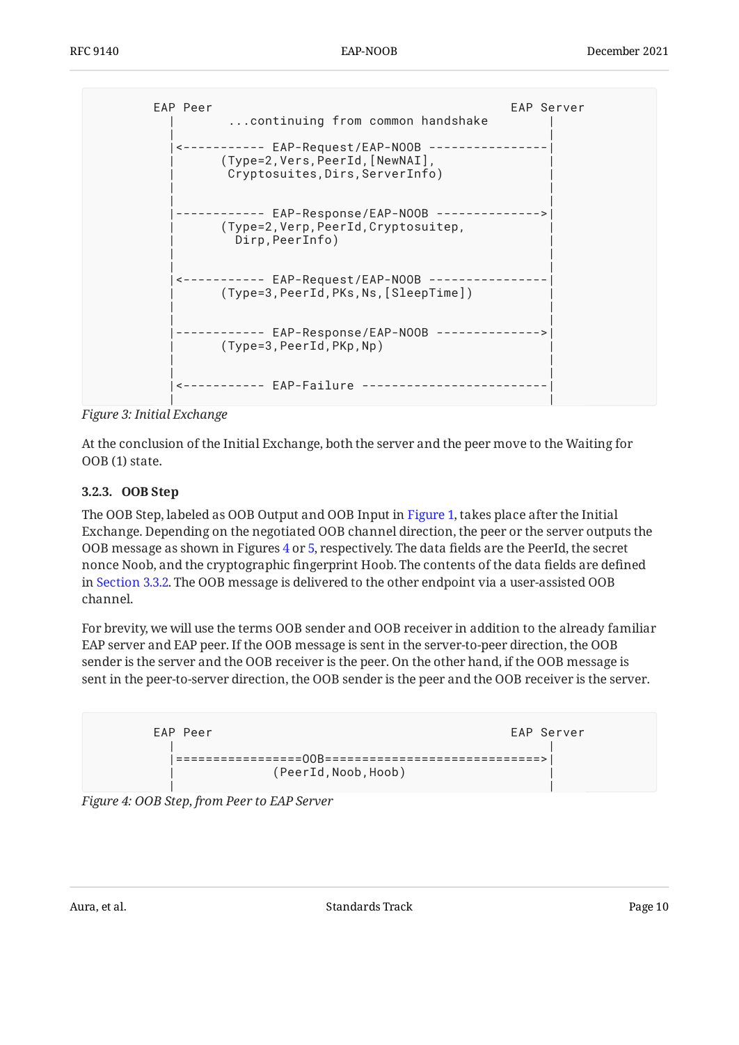```
        EAP Peer                                         EAP Server
          |        ...continuing from common handshake        |
          |                                                   |
          |<----------- EAP-Request/EAP-NOOB ----------------|
          |       (Type=2,Vers,PeerId,[NewNAI],               |
          |        Cryptosuites,Dirs,ServerInfo)              |
          |                                                   |
          |                                                   |
          |------------ EAP-Response/EAP-NOOB -------------->|
          |       (Type=2,Verp,PeerId,Cryptosuitep,           |
          |         Dirp,PeerInfo)                            |
          |                                                   |
          |                                                   |
          |<----------- EAP-Request/EAP-NOOB ----------------|
          |       (Type=3,PeerId,PKs,Ns,[SleepTime])          |
          |                                                   |
          |                                                   |
          |------------ EAP-Response/EAP-NOOB -------------->|
          |       (Type=3,PeerId,PKp,Np)                      |
          |                                                   |
          |                                                   |
          |<----------- EAP-Failure -------------------------|
          |                                                   |
```

*Figure 3: Initial Exchange*

At the conclusion of the Initial Exchange, both the server and the peer move to the Waiting for OOB (1) state.

### 3.2.3. OOB Step

The OOB Step, labeled as OOB Output and OOB Input in Figure 1, takes place after the Initial Exchange. Depending on the negotiated OOB channel direction, the peer or the server outputs the OOB message as shown in Figures 4 or 5, respectively. The data fields are the PeerId, the secret nonce Noob, and the cryptographic fingerprint Hoob. The contents of the data fields are defined in Section 3.3.2. The OOB message is delivered to the other endpoint via a user-assisted OOB channel.

For brevity, we will use the terms OOB sender and OOB receiver in addition to the already familiar EAP server and EAP peer. If the OOB message is sent in the server-to-peer direction, the OOB sender is the server and the OOB receiver is the peer. On the other hand, if the OOB message is sent in the peer-to-server direction, the OOB sender is the peer and the OOB receiver is the server.

```
        EAP Peer                                         EAP Server
          |                                                   |
          |=================OOB=============================>|
          |              (PeerId,Noob,Hoob)                   |
          |                                                   |
```

*Figure 4: OOB Step, from Peer to EAP Server*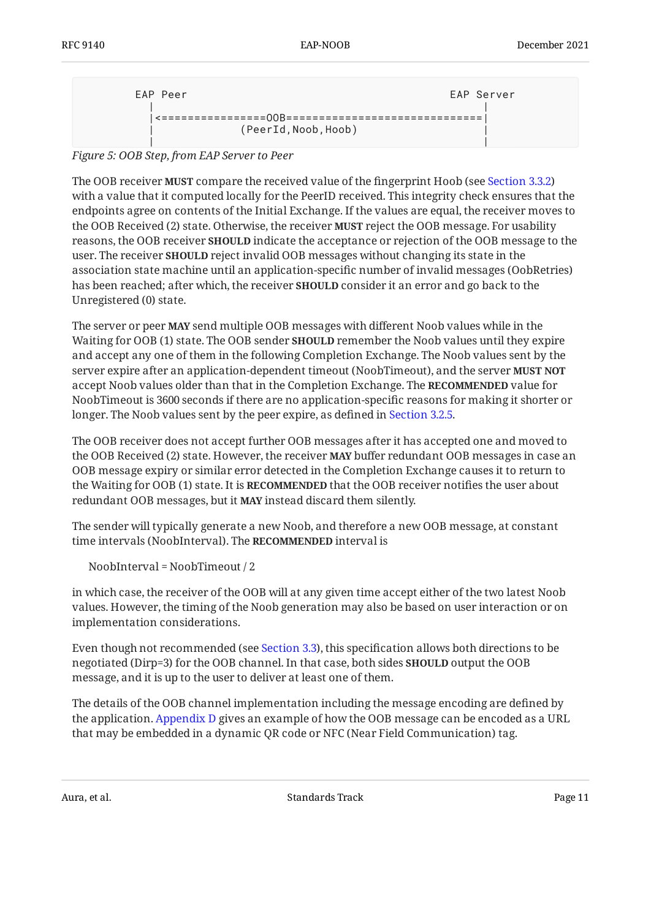```
        EAP Peer                                         EAP Server
          |                                                   |
          |<================OOB=============================|
          |             (PeerId,Noob,Hoob)                     |
          |                                                   |
```

*Figure 5: OOB Step, from EAP Server to Peer*

The OOB receiver **MUST** compare the received value of the fingerprint Hoob (see Section 3.3.2) with a value that it computed locally for the PeerID received. This integrity check ensures that the endpoints agree on contents of the Initial Exchange. If the values are equal, the receiver moves to the OOB Received (2) state. Otherwise, the receiver **MUST** reject the OOB message. For usability reasons, the OOB receiver **SHOULD** indicate the acceptance or rejection of the OOB message to the user. The receiver **SHOULD** reject invalid OOB messages without changing its state in the association state machine until an application-specific number of invalid messages (OobRetries) has been reached; after which, the receiver **SHOULD** consider it an error and go back to the Unregistered (0) state.

The server or peer **MAY** send multiple OOB messages with different Noob values while in the Waiting for OOB (1) state. The OOB sender **SHOULD** remember the Noob values until they expire and accept any one of them in the following Completion Exchange. The Noob values sent by the server expire after an application-dependent timeout (NoobTimeout), and the server **MUST NOT** accept Noob values older than that in the Completion Exchange. The **RECOMMENDED** value for NoobTimeout is 3600 seconds if there are no application-specific reasons for making it shorter or longer. The Noob values sent by the peer expire, as defined in Section 3.2.5.

The OOB receiver does not accept further OOB messages after it has accepted one and moved to the OOB Received (2) state. However, the receiver **MAY** buffer redundant OOB messages in case an OOB message expiry or similar error detected in the Completion Exchange causes it to return to the Waiting for OOB (1) state. It is **RECOMMENDED** that the OOB receiver notifies the user about redundant OOB messages, but it **MAY** instead discard them silently.

The sender will typically generate a new Noob, and therefore a new OOB message, at constant time intervals (NoobInterval). The **RECOMMENDED** interval is

NoobInterval = NoobTimeout / 2

in which case, the receiver of the OOB will at any given time accept either of the two latest Noob values. However, the timing of the Noob generation may also be based on user interaction or on implementation considerations.

Even though not recommended (see Section 3.3), this specification allows both directions to be negotiated (Dirp=3) for the OOB channel. In that case, both sides **SHOULD** output the OOB message, and it is up to the user to deliver at least one of them.

The details of the OOB channel implementation including the message encoding are defined by the application. Appendix D gives an example of how the OOB message can be encoded as a URL that may be embedded in a dynamic QR code or NFC (Near Field Communication) tag.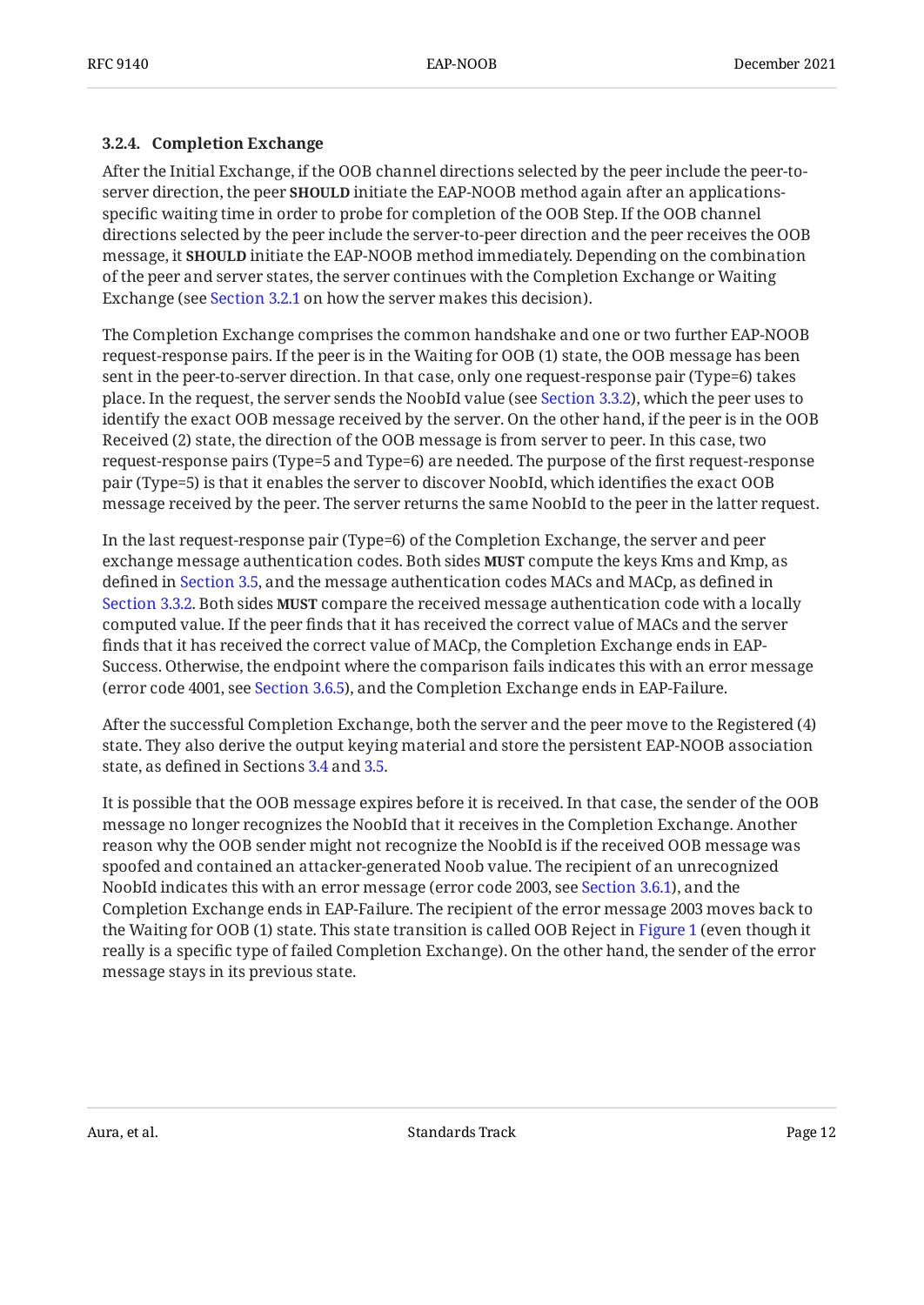### 3.2.4. Completion Exchange

After the Initial Exchange, if the OOB channel directions selected by the peer include the peer-to-server direction, the peer **SHOULD** initiate the EAP-NOOB method again after an applications-specific waiting time in order to probe for completion of the OOB Step. If the OOB channel directions selected by the peer include the server-to-peer direction and the peer receives the OOB message, it **SHOULD** initiate the EAP-NOOB method immediately. Depending on the combination of the peer and server states, the server continues with the Completion Exchange or Waiting Exchange (see Section 3.2.1 on how the server makes this decision).

The Completion Exchange comprises the common handshake and one or two further EAP-NOOB request-response pairs. If the peer is in the Waiting for OOB (1) state, the OOB message has been sent in the peer-to-server direction. In that case, only one request-response pair (Type=6) takes place. In the request, the server sends the NoobId value (see Section 3.3.2), which the peer uses to identify the exact OOB message received by the server. On the other hand, if the peer is in the OOB Received (2) state, the direction of the OOB message is from server to peer. In this case, two request-response pairs (Type=5 and Type=6) are needed. The purpose of the first request-response pair (Type=5) is that it enables the server to discover NoobId, which identifies the exact OOB message received by the peer. The server returns the same NoobId to the peer in the latter request.

In the last request-response pair (Type=6) of the Completion Exchange, the server and peer exchange message authentication codes. Both sides **MUST** compute the keys Kms and Kmp, as defined in Section 3.5, and the message authentication codes MACs and MACp, as defined in Section 3.3.2. Both sides **MUST** compare the received message authentication code with a locally computed value. If the peer finds that it has received the correct value of MACs and the server finds that it has received the correct value of MACp, the Completion Exchange ends in EAP-Success. Otherwise, the endpoint where the comparison fails indicates this with an error message (error code 4001, see Section 3.6.5), and the Completion Exchange ends in EAP-Failure.

After the successful Completion Exchange, both the server and the peer move to the Registered (4) state. They also derive the output keying material and store the persistent EAP-NOOB association state, as defined in Sections 3.4 and 3.5.

It is possible that the OOB message expires before it is received. In that case, the sender of the OOB message no longer recognizes the NoobId that it receives in the Completion Exchange. Another reason why the OOB sender might not recognize the NoobId is if the received OOB message was spoofed and contained an attacker-generated Noob value. The recipient of an unrecognized NoobId indicates this with an error message (error code 2003, see Section 3.6.1), and the Completion Exchange ends in EAP-Failure. The recipient of the error message 2003 moves back to the Waiting for OOB (1) state. This state transition is called OOB Reject in Figure 1 (even though it really is a specific type of failed Completion Exchange). On the other hand, the sender of the error message stays in its previous state.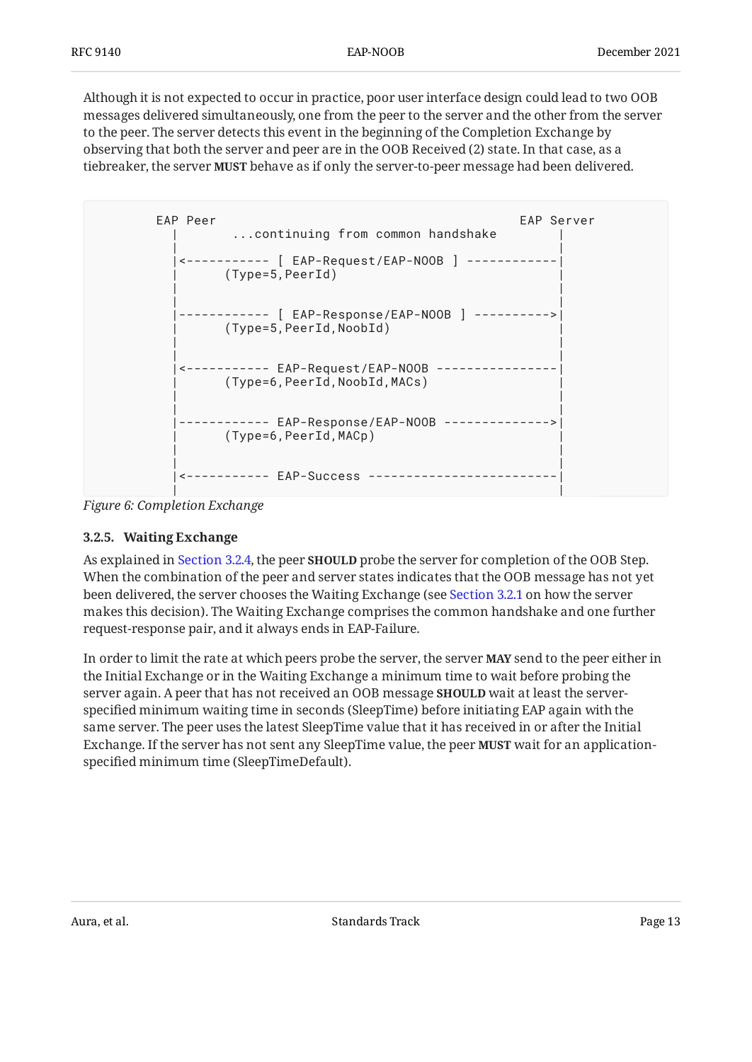Although it is not expected to occur in practice, poor user interface design could lead to two OOB messages delivered simultaneously, one from the peer to the server and the other from the server to the peer. The server detects this event in the beginning of the Completion Exchange by observing that both the server and peer are in the OOB Received (2) state. In that case, as a tiebreaker, the server **MUST** behave as if only the server-to-peer message had been delivered.

```
EAP Peer                                          EAP Server
  |        ...continuing from common handshake           |
  |                                                      |
  |<----------- [ EAP-Request/EAP-NOOB ] ------------|
  |      (Type=5,PeerId)                                 |
  |                                                      |
  |                                                      |
  |------------ [ EAP-Response/EAP-NOOB ] ---------->|
  |      (Type=5,PeerId,NoobId)                          |
  |                                                      |
  |                                                      |
  |<----------- EAP-Request/EAP-NOOB ----------------|
  |      (Type=6,PeerId,NoobId,MACs)                     |
  |                                                      |
  |                                                      |
  |------------ EAP-Response/EAP-NOOB -------------->|
  |      (Type=6,PeerId,MACp)                            |
  |                                                      |
  |                                                      |
  |<----------- EAP-Success -------------------------|
  |                                                      |
```

*Figure 6: Completion Exchange*

### 3.2.5. Waiting Exchange

As explained in Section 3.2.4, the peer **SHOULD** probe the server for completion of the OOB Step. When the combination of the peer and server states indicates that the OOB message has not yet been delivered, the server chooses the Waiting Exchange (see Section 3.2.1 on how the server makes this decision). The Waiting Exchange comprises the common handshake and one further request-response pair, and it always ends in EAP-Failure.

In order to limit the rate at which peers probe the server, the server **MAY** send to the peer either in the Initial Exchange or in the Waiting Exchange a minimum time to wait before probing the server again. A peer that has not received an OOB message **SHOULD** wait at least the server-specified minimum waiting time in seconds (SleepTime) before initiating EAP again with the same server. The peer uses the latest SleepTime value that it has received in or after the Initial Exchange. If the server has not sent any SleepTime value, the peer **MUST** wait for an application-specified minimum time (SleepTimeDefault).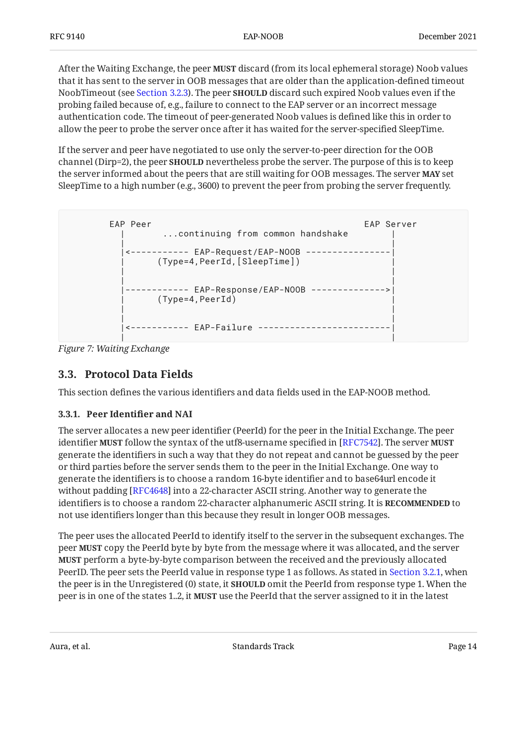After the Waiting Exchange, the peer **MUST** discard (from its local ephemeral storage) Noob values that it has sent to the server in OOB messages that are older than the application-defined timeout NoobTimeout (see Section 3.2.3). The peer **SHOULD** discard such expired Noob values even if the probing failed because of, e.g., failure to connect to the EAP server or an incorrect message authentication code. The timeout of peer-generated Noob values is defined like this in order to allow the peer to probe the server once after it has waited for the server-specified SleepTime.

If the server and peer have negotiated to use only the server-to-peer direction for the OOB channel (Dirp=2), the peer **SHOULD** nevertheless probe the server. The purpose of this is to keep the server informed about the peers that are still waiting for OOB messages. The server **MAY** set SleepTime to a high number (e.g., 3600) to prevent the peer from probing the server frequently.

```
         EAP Peer                                               EAP Server
           |        ...continuing from common handshake          |
           |                                                     |
           |<----------- EAP-Request/EAP-NOOB ----------------|
           |       (Type=4,PeerId,[SleepTime])                   |
           |                                                     |
           |                                                     |
           |------------ EAP-Response/EAP-NOOB -------------->|
           |       (Type=4,PeerId)                               |
           |                                                     |
           |                                                     |
           |<----------- EAP-Failure -------------------------|
           |                                                     |
```

*Figure 7: Waiting Exchange*

## 3.3. Protocol Data Fields

This section defines the various identifiers and data fields used in the EAP-NOOB method.

### 3.3.1. Peer Identifier and NAI

The server allocates a new peer identifier (PeerId) for the peer in the Initial Exchange. The peer identifier **MUST** follow the syntax of the utf8-username specified in [RFC7542]. The server **MUST** generate the identifiers in such a way that they do not repeat and cannot be guessed by the peer or third parties before the server sends them to the peer in the Initial Exchange. One way to generate the identifiers is to choose a random 16-byte identifier and to base64url encode it without padding [RFC4648] into a 22-character ASCII string. Another way to generate the identifiers is to choose a random 22-character alphanumeric ASCII string. It is **RECOMMENDED** to not use identifiers longer than this because they result in longer OOB messages.

The peer uses the allocated PeerId to identify itself to the server in the subsequent exchanges. The peer **MUST** copy the PeerId byte by byte from the message where it was allocated, and the server **MUST** perform a byte-by-byte comparison between the received and the previously allocated PeerID. The peer sets the PeerId value in response type 1 as follows. As stated in Section 3.2.1, when the peer is in the Unregistered (0) state, it **SHOULD** omit the PeerId from response type 1. When the peer is in one of the states 1..2, it **MUST** use the PeerId that the server assigned to it in the latest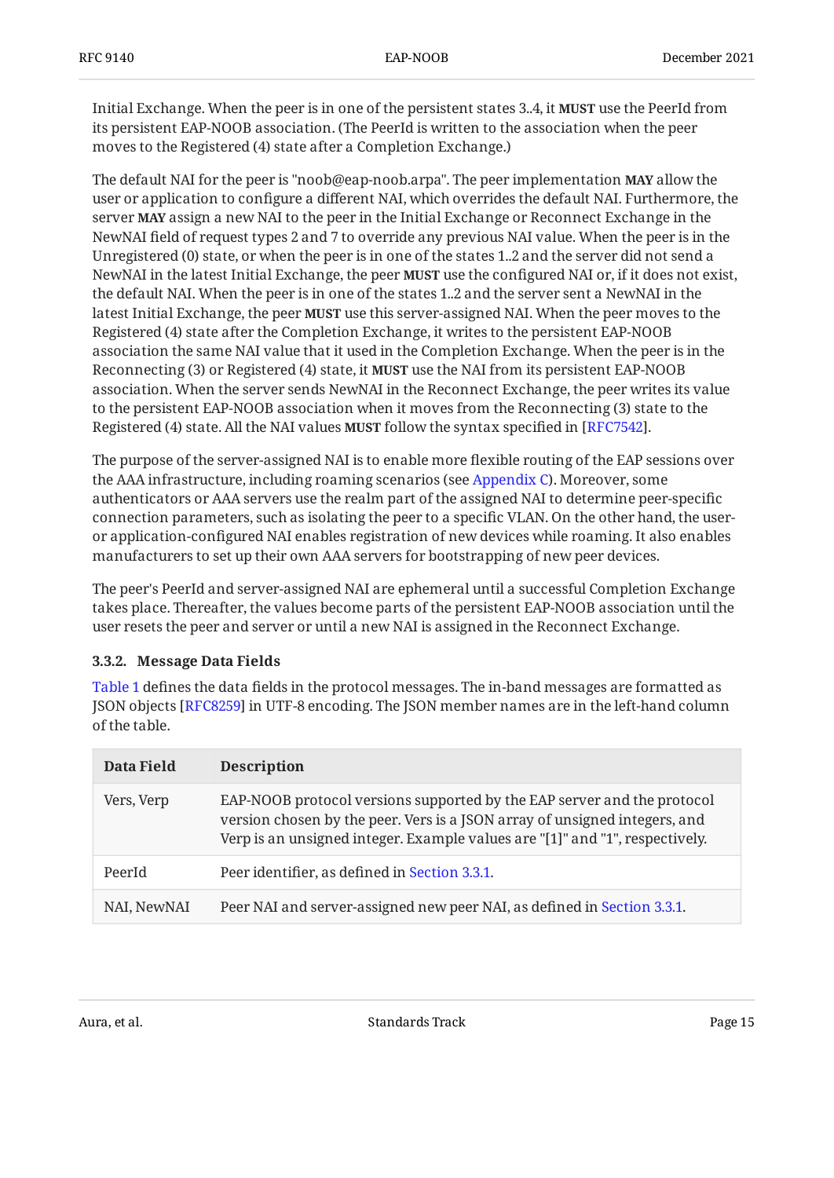Initial Exchange. When the peer is in one of the persistent states 3..4, it **MUST** use the PeerId from its persistent EAP-NOOB association. (The PeerId is written to the association when the peer moves to the Registered (4) state after a Completion Exchange.)

The default NAI for the peer is "noob@eap-noob.arpa". The peer implementation **MAY** allow the user or application to configure a different NAI, which overrides the default NAI. Furthermore, the server **MAY** assign a new NAI to the peer in the Initial Exchange or Reconnect Exchange in the NewNAI field of request types 2 and 7 to override any previous NAI value. When the peer is in the Unregistered (0) state, or when the peer is in one of the states 1..2 and the server did not send a NewNAI in the latest Initial Exchange, the peer **MUST** use the configured NAI or, if it does not exist, the default NAI. When the peer is in one of the states 1..2 and the server sent a NewNAI in the latest Initial Exchange, the peer **MUST** use this server-assigned NAI. When the peer moves to the Registered (4) state after the Completion Exchange, it writes to the persistent EAP-NOOB association the same NAI value that it used in the Completion Exchange. When the peer is in the Reconnecting (3) or Registered (4) state, it **MUST** use the NAI from its persistent EAP-NOOB association. When the server sends NewNAI in the Reconnect Exchange, the peer writes its value to the persistent EAP-NOOB association when it moves from the Reconnecting (3) state to the Registered (4) state. All the NAI values **MUST** follow the syntax specified in [RFC7542].

The purpose of the server-assigned NAI is to enable more flexible routing of the EAP sessions over the AAA infrastructure, including roaming scenarios (see Appendix C). Moreover, some authenticators or AAA servers use the realm part of the assigned NAI to determine peer-specific connection parameters, such as isolating the peer to a specific VLAN. On the other hand, the user- or application-configured NAI enables registration of new devices while roaming. It also enables manufacturers to set up their own AAA servers for bootstrapping of new peer devices.

The peer's PeerId and server-assigned NAI are ephemeral until a successful Completion Exchange takes place. Thereafter, the values become parts of the persistent EAP-NOOB association until the user resets the peer and server or until a new NAI is assigned in the Reconnect Exchange.

#### 3.3.2. Message Data Fields

Table 1 defines the data fields in the protocol messages. The in-band messages are formatted as JSON objects [RFC8259] in UTF-8 encoding. The JSON member names are in the left-hand column of the table.

| Data Field | Description |
|---|---|
| Vers, Verp | EAP-NOOB protocol versions supported by the EAP server and the protocol version chosen by the peer. Vers is a JSON array of unsigned integers, and Verp is an unsigned integer. Example values are "[1]" and "1", respectively. |
| PeerId | Peer identifier, as defined in Section 3.3.1. |
| NAI, NewNAI | Peer NAI and server-assigned new peer NAI, as defined in Section 3.3.1. |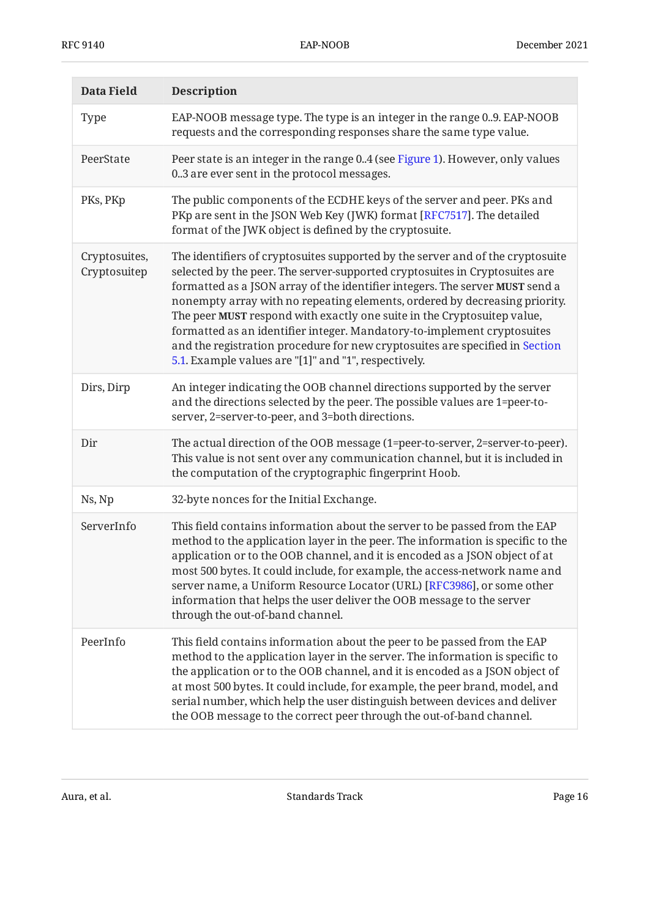| Data Field | Description |
|---|---|
| Type | EAP-NOOB message type. The type is an integer in the range 0..9. EAP-NOOB requests and the corresponding responses share the same type value. |
| PeerState | Peer state is an integer in the range 0..4 (see Figure 1). However, only values 0..3 are ever sent in the protocol messages. |
| PKs, PKp | The public components of the ECDHE keys of the server and peer. PKs and PKp are sent in the JSON Web Key (JWK) format [RFC7517]. The detailed format of the JWK object is defined by the cryptosuite. |
| Cryptosuites, Cryptosuitep | The identifiers of cryptosuites supported by the server and of the cryptosuite selected by the peer. The server-supported cryptosuites in Cryptosuites are formatted as a JSON array of the identifier integers. The server **MUST** send a nonempty array with no repeating elements, ordered by decreasing priority. The peer **MUST** respond with exactly one suite in the Cryptosuitep value, formatted as an identifier integer. Mandatory-to-implement cryptosuites and the registration procedure for new cryptosuites are specified in Section 5.1. Example values are "[1]" and "1", respectively. |
| Dirs, Dirp | An integer indicating the OOB channel directions supported by the server and the directions selected by the peer. The possible values are 1=peer-to-server, 2=server-to-peer, and 3=both directions. |
| Dir | The actual direction of the OOB message (1=peer-to-server, 2=server-to-peer). This value is not sent over any communication channel, but it is included in the computation of the cryptographic fingerprint Hoob. |
| Ns, Np | 32-byte nonces for the Initial Exchange. |
| ServerInfo | This field contains information about the server to be passed from the EAP method to the application layer in the peer. The information is specific to the application or to the OOB channel, and it is encoded as a JSON object of at most 500 bytes. It could include, for example, the access-network name and server name, a Uniform Resource Locator (URL) [RFC3986], or some other information that helps the user deliver the OOB message to the server through the out-of-band channel. |
| PeerInfo | This field contains information about the peer to be passed from the EAP method to the application layer in the server. The information is specific to the application or to the OOB channel, and it is encoded as a JSON object of at most 500 bytes. It could include, for example, the peer brand, model, and serial number, which help the user distinguish between devices and deliver the OOB message to the correct peer through the out-of-band channel. |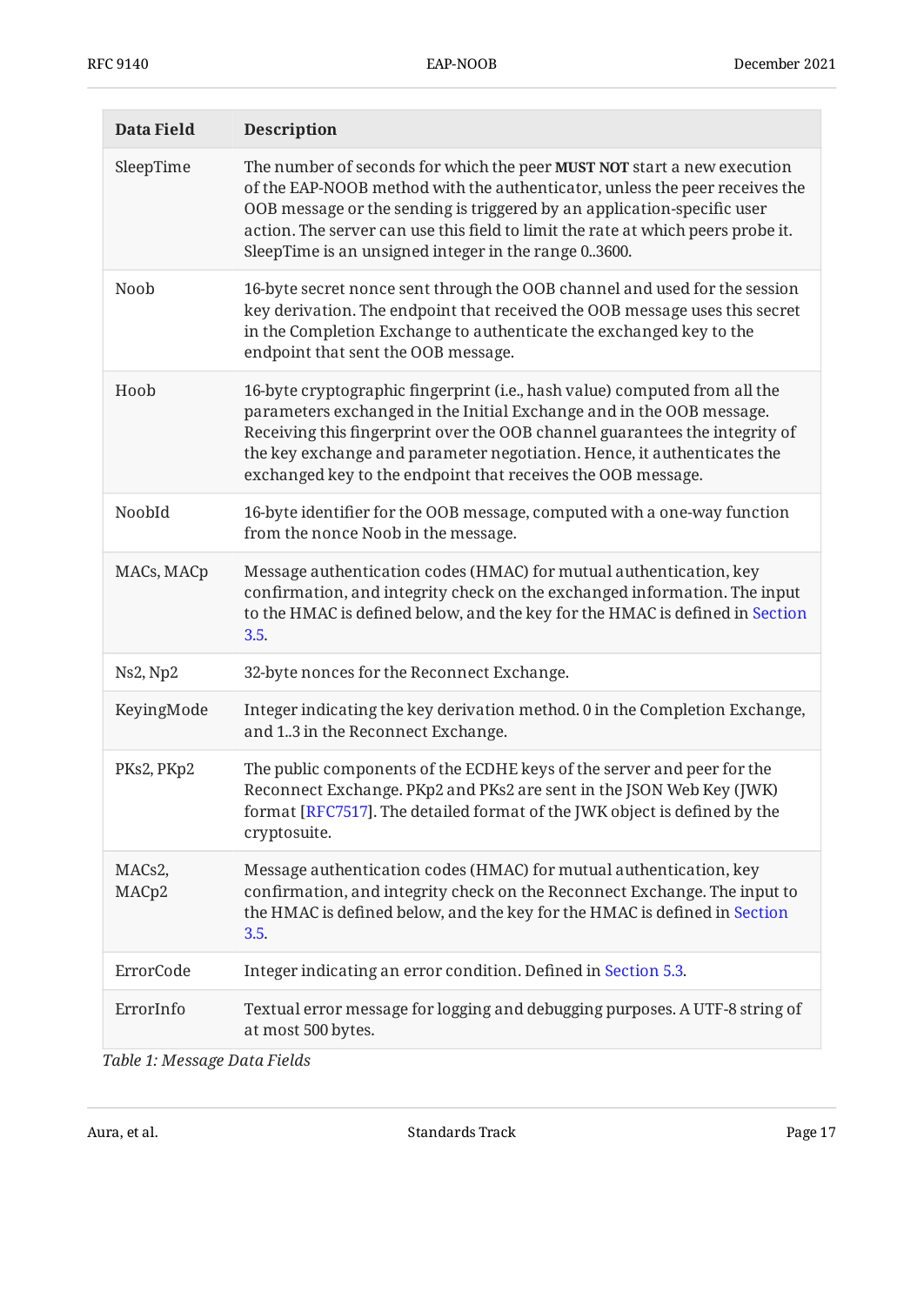| Data Field | Description |
|---|---|
| SleepTime | The number of seconds for which the peer **MUST NOT** start a new execution of the EAP-NOOB method with the authenticator, unless the peer receives the OOB message or the sending is triggered by an application-specific user action. The server can use this field to limit the rate at which peers probe it. SleepTime is an unsigned integer in the range 0..3600. |
| Noob | 16-byte secret nonce sent through the OOB channel and used for the session key derivation. The endpoint that received the OOB message uses this secret in the Completion Exchange to authenticate the exchanged key to the endpoint that sent the OOB message. |
| Hoob | 16-byte cryptographic fingerprint (i.e., hash value) computed from all the parameters exchanged in the Initial Exchange and in the OOB message. Receiving this fingerprint over the OOB channel guarantees the integrity of the key exchange and parameter negotiation. Hence, it authenticates the exchanged key to the endpoint that receives the OOB message. |
| NoobId | 16-byte identifier for the OOB message, computed with a one-way function from the nonce Noob in the message. |
| MACs, MACp | Message authentication codes (HMAC) for mutual authentication, key confirmation, and integrity check on the exchanged information. The input to the HMAC is defined below, and the key for the HMAC is defined in Section 3.5. |
| Ns2, Np2 | 32-byte nonces for the Reconnect Exchange. |
| KeyingMode | Integer indicating the key derivation method. 0 in the Completion Exchange, and 1..3 in the Reconnect Exchange. |
| PKs2, PKp2 | The public components of the ECDHE keys of the server and peer for the Reconnect Exchange. PKp2 and PKs2 are sent in the JSON Web Key (JWK) format [RFC7517]. The detailed format of the JWK object is defined by the cryptosuite. |
| MACs2, MACp2 | Message authentication codes (HMAC) for mutual authentication, key confirmation, and integrity check on the Reconnect Exchange. The input to the HMAC is defined below, and the key for the HMAC is defined in Section 3.5. |
| ErrorCode | Integer indicating an error condition. Defined in Section 5.3. |
| ErrorInfo | Textual error message for logging and debugging purposes. A UTF-8 string of at most 500 bytes. |

*Table 1: Message Data Fields*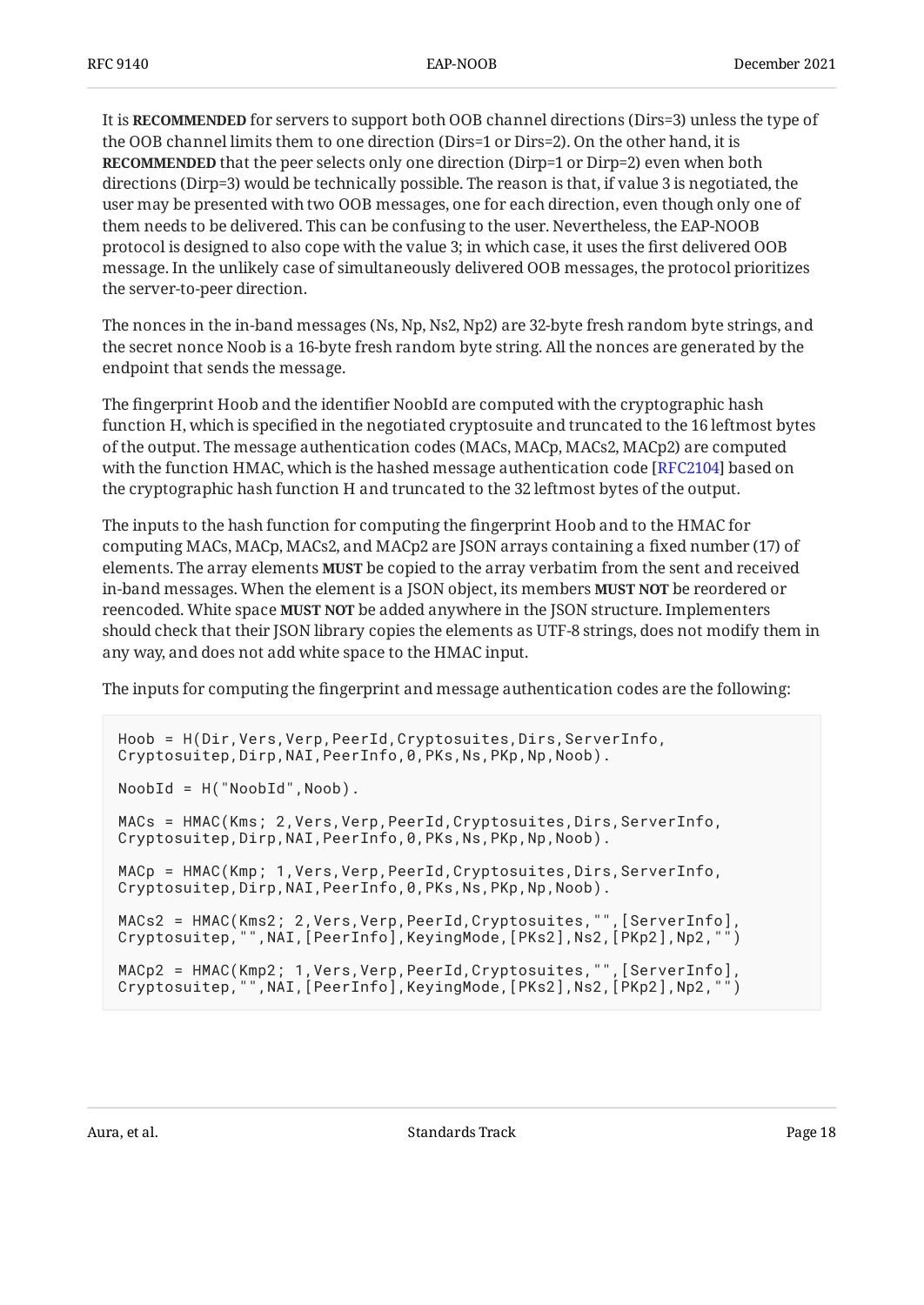It is **RECOMMENDED** for servers to support both OOB channel directions (Dirs=3) unless the type of the OOB channel limits them to one direction (Dirs=1 or Dirs=2). On the other hand, it is **RECOMMENDED** that the peer selects only one direction (Dirp=1 or Dirp=2) even when both directions (Dirp=3) would be technically possible. The reason is that, if value 3 is negotiated, the user may be presented with two OOB messages, one for each direction, even though only one of them needs to be delivered. This can be confusing to the user. Nevertheless, the EAP-NOOB protocol is designed to also cope with the value 3; in which case, it uses the first delivered OOB message. In the unlikely case of simultaneously delivered OOB messages, the protocol prioritizes the server-to-peer direction.

The nonces in the in-band messages (Ns, Np, Ns2, Np2) are 32-byte fresh random byte strings, and the secret nonce Noob is a 16-byte fresh random byte string. All the nonces are generated by the endpoint that sends the message.

The fingerprint Hoob and the identifier NoobId are computed with the cryptographic hash function H, which is specified in the negotiated cryptosuite and truncated to the 16 leftmost bytes of the output. The message authentication codes (MACs, MACp, MACs2, MACp2) are computed with the function HMAC, which is the hashed message authentication code [RFC2104] based on the cryptographic hash function H and truncated to the 32 leftmost bytes of the output.

The inputs to the hash function for computing the fingerprint Hoob and to the HMAC for computing MACs, MACp, MACs2, and MACp2 are JSON arrays containing a fixed number (17) of elements. The array elements **MUST** be copied to the array verbatim from the sent and received in-band messages. When the element is a JSON object, its members **MUST NOT** be reordered or reencoded. White space **MUST NOT** be added anywhere in the JSON structure. Implementers should check that their JSON library copies the elements as UTF-8 strings, does not modify them in any way, and does not add white space to the HMAC input.

The inputs for computing the fingerprint and message authentication codes are the following:

```
Hoob = H(Dir,Vers,Verp,PeerId,Cryptosuites,Dirs,ServerInfo,
Cryptosuitep,Dirp,NAI,PeerInfo,0,PKs,Ns,PKp,Np,Noob).

NoobId = H("NoobId",Noob).

MACs = HMAC(Kms; 2,Vers,Verp,PeerId,Cryptosuites,Dirs,ServerInfo,
Cryptosuitep,Dirp,NAI,PeerInfo,0,PKs,Ns,PKp,Np,Noob).

MACp = HMAC(Kmp; 1,Vers,Verp,PeerId,Cryptosuites,Dirs,ServerInfo,
Cryptosuitep,Dirp,NAI,PeerInfo,0,PKs,Ns,PKp,Np,Noob).

MACs2 = HMAC(Kms2; 2,Vers,Verp,PeerId,Cryptosuites,"",[ServerInfo],
Cryptosuitep,"",NAI,[PeerInfo],KeyingMode,[PKs2],Ns2,[PKp2],Np2,"")

MACp2 = HMAC(Kmp2; 1,Vers,Verp,PeerId,Cryptosuites,"",[ServerInfo],
Cryptosuitep,"",NAI,[PeerInfo],KeyingMode,[PKs2],Ns2,[PKp2],Np2,"")
```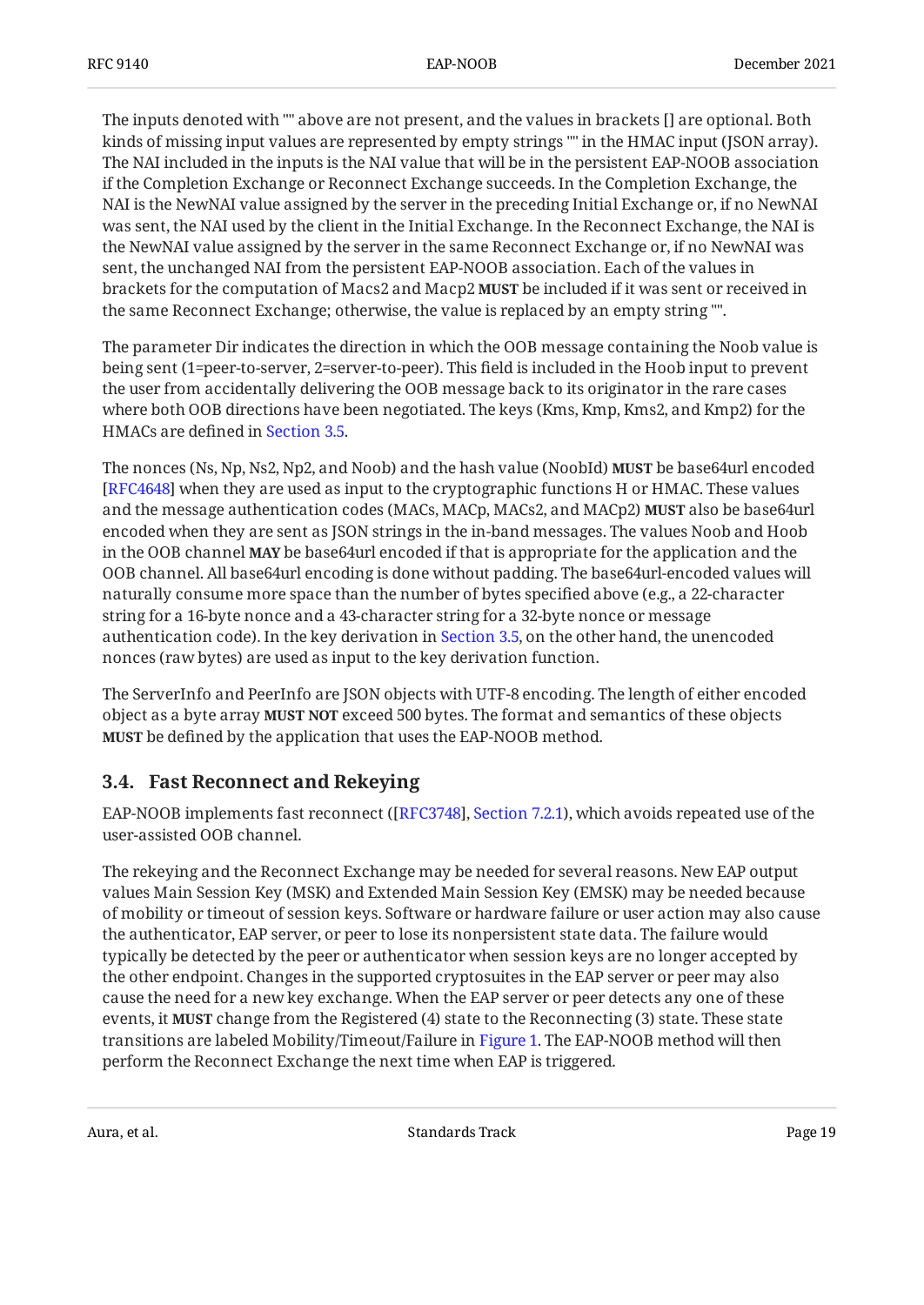The inputs denoted with "" above are not present, and the values in brackets [] are optional. Both kinds of missing input values are represented by empty strings "" in the HMAC input (JSON array). The NAI included in the inputs is the NAI value that will be in the persistent EAP-NOOB association if the Completion Exchange or Reconnect Exchange succeeds. In the Completion Exchange, the NAI is the NewNAI value assigned by the server in the preceding Initial Exchange or, if no NewNAI was sent, the NAI used by the client in the Initial Exchange. In the Reconnect Exchange, the NAI is the NewNAI value assigned by the server in the same Reconnect Exchange or, if no NewNAI was sent, the unchanged NAI from the persistent EAP-NOOB association. Each of the values in brackets for the computation of Macs2 and Macp2 **MUST** be included if it was sent or received in the same Reconnect Exchange; otherwise, the value is replaced by an empty string "".

The parameter Dir indicates the direction in which the OOB message containing the Noob value is being sent (1=peer-to-server, 2=server-to-peer). This field is included in the Hoob input to prevent the user from accidentally delivering the OOB message back to its originator in the rare cases where both OOB directions have been negotiated. The keys (Kms, Kmp, Kms2, and Kmp2) for the HMACs are defined in Section 3.5.

The nonces (Ns, Np, Ns2, Np2, and Noob) and the hash value (NoobId) **MUST** be base64url encoded [RFC4648] when they are used as input to the cryptographic functions H or HMAC. These values and the message authentication codes (MACs, MACp, MACs2, and MACp2) **MUST** also be base64url encoded when they are sent as JSON strings in the in-band messages. The values Noob and Hoob in the OOB channel **MAY** be base64url encoded if that is appropriate for the application and the OOB channel. All base64url encoding is done without padding. The base64url-encoded values will naturally consume more space than the number of bytes specified above (e.g., a 22-character string for a 16-byte nonce and a 43-character string for a 32-byte nonce or message authentication code). In the key derivation in Section 3.5, on the other hand, the unencoded nonces (raw bytes) are used as input to the key derivation function.

The ServerInfo and PeerInfo are JSON objects with UTF-8 encoding. The length of either encoded object as a byte array **MUST NOT** exceed 500 bytes. The format and semantics of these objects **MUST** be defined by the application that uses the EAP-NOOB method.

### 3.4. Fast Reconnect and Rekeying

EAP-NOOB implements fast reconnect ([RFC3748], Section 7.2.1), which avoids repeated use of the user-assisted OOB channel.

The rekeying and the Reconnect Exchange may be needed for several reasons. New EAP output values Main Session Key (MSK) and Extended Main Session Key (EMSK) may be needed because of mobility or timeout of session keys. Software or hardware failure or user action may also cause the authenticator, EAP server, or peer to lose its nonpersistent state data. The failure would typically be detected by the peer or authenticator when session keys are no longer accepted by the other endpoint. Changes in the supported cryptosuites in the EAP server or peer may also cause the need for a new key exchange. When the EAP server or peer detects any one of these events, it **MUST** change from the Registered (4) state to the Reconnecting (3) state. These state transitions are labeled Mobility/Timeout/Failure in Figure 1. The EAP-NOOB method will then perform the Reconnect Exchange the next time when EAP is triggered.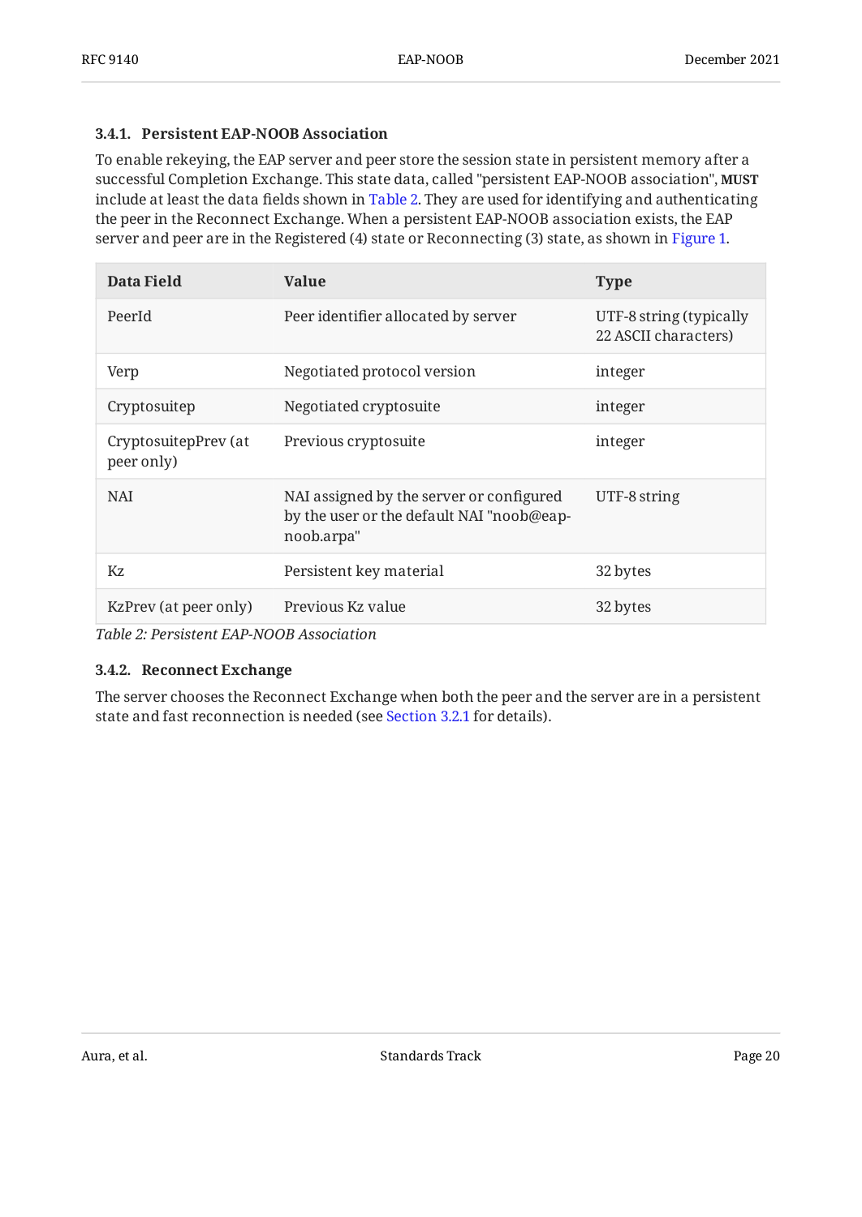### 3.4.1. Persistent EAP-NOOB Association

To enable rekeying, the EAP server and peer store the session state in persistent memory after a successful Completion Exchange. This state data, called "persistent EAP-NOOB association", **MUST** include at least the data fields shown in Table 2. They are used for identifying and authenticating the peer in the Reconnect Exchange. When a persistent EAP-NOOB association exists, the EAP server and peer are in the Registered (4) state or Reconnecting (3) state, as shown in Figure 1.

| Data Field | Value | Type |
|---|---|---|
| PeerId | Peer identifier allocated by server | UTF-8 string (typically 22 ASCII characters) |
| Verp | Negotiated protocol version | integer |
| Cryptosuitep | Negotiated cryptosuite | integer |
| CryptosuitepPrev (at peer only) | Previous cryptosuite | integer |
| NAI | NAI assigned by the server or configured by the user or the default NAI "noob@eap-noob.arpa" | UTF-8 string |
| Kz | Persistent key material | 32 bytes |
| KzPrev (at peer only) | Previous Kz value | 32 bytes |

*Table 2: Persistent EAP-NOOB Association*

### 3.4.2. Reconnect Exchange

The server chooses the Reconnect Exchange when both the peer and the server are in a persistent state and fast reconnection is needed (see Section 3.2.1 for details).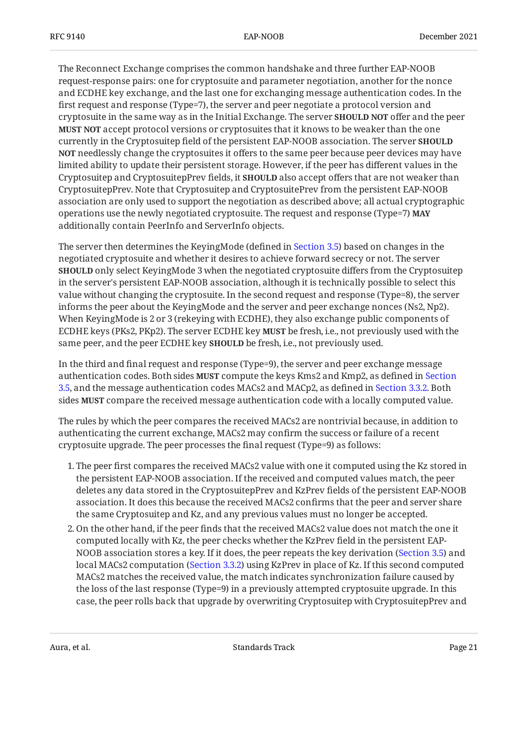The Reconnect Exchange comprises the common handshake and three further EAP-NOOB request-response pairs: one for cryptosuite and parameter negotiation, another for the nonce and ECDHE key exchange, and the last one for exchanging message authentication codes. In the first request and response (Type=7), the server and peer negotiate a protocol version and cryptosuite in the same way as in the Initial Exchange. The server **SHOULD NOT** offer and the peer **MUST NOT** accept protocol versions or cryptosuites that it knows to be weaker than the one currently in the Cryptosuitep field of the persistent EAP-NOOB association. The server **SHOULD NOT** needlessly change the cryptosuites it offers to the same peer because peer devices may have limited ability to update their persistent storage. However, if the peer has different values in the Cryptosuitep and CryptosuitepPrev fields, it **SHOULD** also accept offers that are not weaker than CryptosuitepPrev. Note that Cryptosuitep and CryptosuitePrev from the persistent EAP-NOOB association are only used to support the negotiation as described above; all actual cryptographic operations use the newly negotiated cryptosuite. The request and response (Type=7) **MAY** additionally contain PeerInfo and ServerInfo objects.

The server then determines the KeyingMode (defined in Section 3.5) based on changes in the negotiated cryptosuite and whether it desires to achieve forward secrecy or not. The server **SHOULD** only select KeyingMode 3 when the negotiated cryptosuite differs from the Cryptosuitep in the server's persistent EAP-NOOB association, although it is technically possible to select this value without changing the cryptosuite. In the second request and response (Type=8), the server informs the peer about the KeyingMode and the server and peer exchange nonces (Ns2, Np2). When KeyingMode is 2 or 3 (rekeying with ECDHE), they also exchange public components of ECDHE keys (PKs2, PKp2). The server ECDHE key **MUST** be fresh, i.e., not previously used with the same peer, and the peer ECDHE key **SHOULD** be fresh, i.e., not previously used.

In the third and final request and response (Type=9), the server and peer exchange message authentication codes. Both sides **MUST** compute the keys Kms2 and Kmp2, as defined in Section 3.5, and the message authentication codes MACs2 and MACp2, as defined in Section 3.3.2. Both sides **MUST** compare the received message authentication code with a locally computed value.

The rules by which the peer compares the received MACs2 are nontrivial because, in addition to authenticating the current exchange, MACs2 may confirm the success or failure of a recent cryptosuite upgrade. The peer processes the final request (Type=9) as follows:

1. The peer first compares the received MACs2 value with one it computed using the Kz stored in the persistent EAP-NOOB association. If the received and computed values match, the peer deletes any data stored in the CryptosuitepPrev and KzPrev fields of the persistent EAP-NOOB association. It does this because the received MACs2 confirms that the peer and server share the same Cryptosuitep and Kz, and any previous values must no longer be accepted.
2. On the other hand, if the peer finds that the received MACs2 value does not match the one it computed locally with Kz, the peer checks whether the KzPrev field in the persistent EAP-NOOB association stores a key. If it does, the peer repeats the key derivation (Section 3.5) and local MACs2 computation (Section 3.3.2) using KzPrev in place of Kz. If this second computed MACs2 matches the received value, the match indicates synchronization failure caused by the loss of the last response (Type=9) in a previously attempted cryptosuite upgrade. In this case, the peer rolls back that upgrade by overwriting Cryptosuitep with CryptosuitepPrev and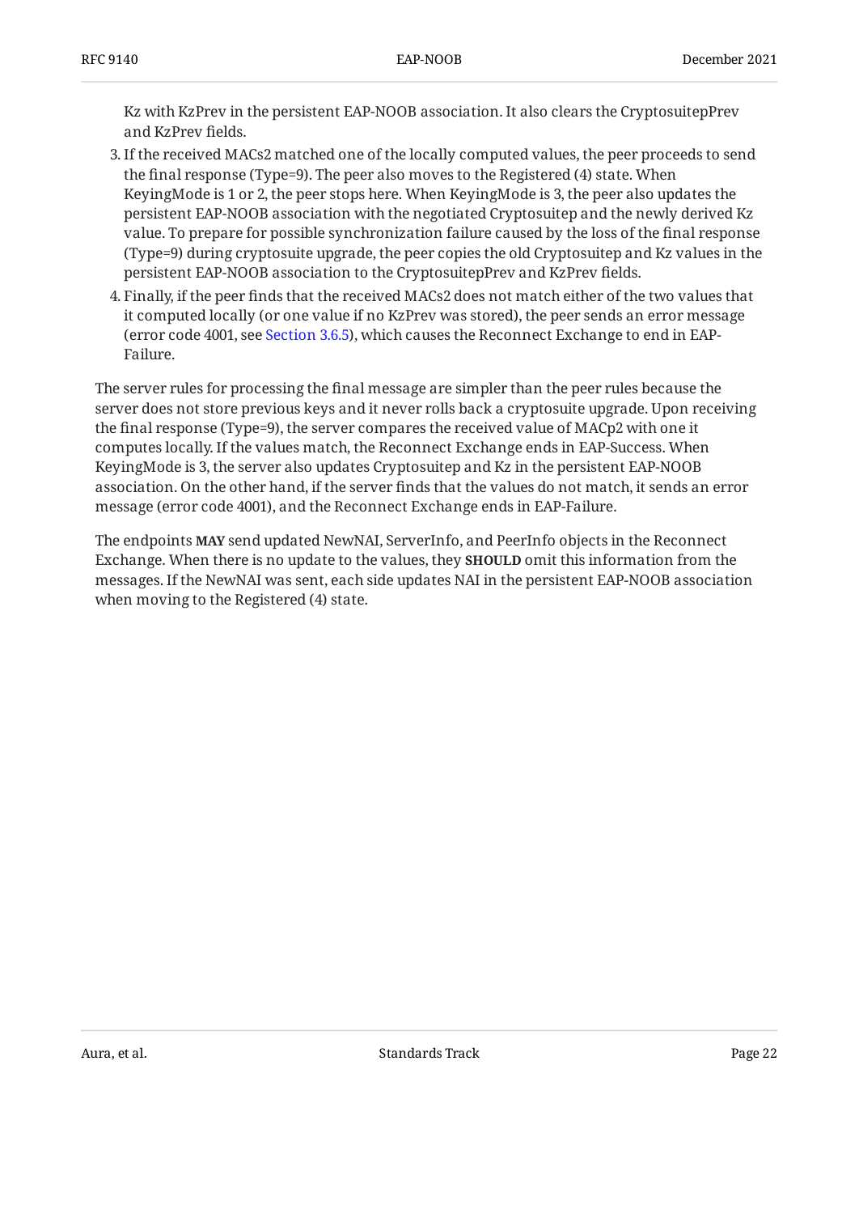Kz with KzPrev in the persistent EAP-NOOB association. It also clears the CryptosuitepPrev and KzPrev fields.

3. If the received MACs2 matched one of the locally computed values, the peer proceeds to send the final response (Type=9). The peer also moves to the Registered (4) state. When KeyingMode is 1 or 2, the peer stops here. When KeyingMode is 3, the peer also updates the persistent EAP-NOOB association with the negotiated Cryptosuitep and the newly derived Kz value. To prepare for possible synchronization failure caused by the loss of the final response (Type=9) during cryptosuite upgrade, the peer copies the old Cryptosuitep and Kz values in the persistent EAP-NOOB association to the CryptosuitepPrev and KzPrev fields.
4. Finally, if the peer finds that the received MACs2 does not match either of the two values that it computed locally (or one value if no KzPrev was stored), the peer sends an error message (error code 4001, see Section 3.6.5), which causes the Reconnect Exchange to end in EAP-Failure.

The server rules for processing the final message are simpler than the peer rules because the server does not store previous keys and it never rolls back a cryptosuite upgrade. Upon receiving the final response (Type=9), the server compares the received value of MACp2 with one it computes locally. If the values match, the Reconnect Exchange ends in EAP-Success. When KeyingMode is 3, the server also updates Cryptosuitep and Kz in the persistent EAP-NOOB association. On the other hand, if the server finds that the values do not match, it sends an error message (error code 4001), and the Reconnect Exchange ends in EAP-Failure.

The endpoints **MAY** send updated NewNAI, ServerInfo, and PeerInfo objects in the Reconnect Exchange. When there is no update to the values, they **SHOULD** omit this information from the messages. If the NewNAI was sent, each side updates NAI in the persistent EAP-NOOB association when moving to the Registered (4) state.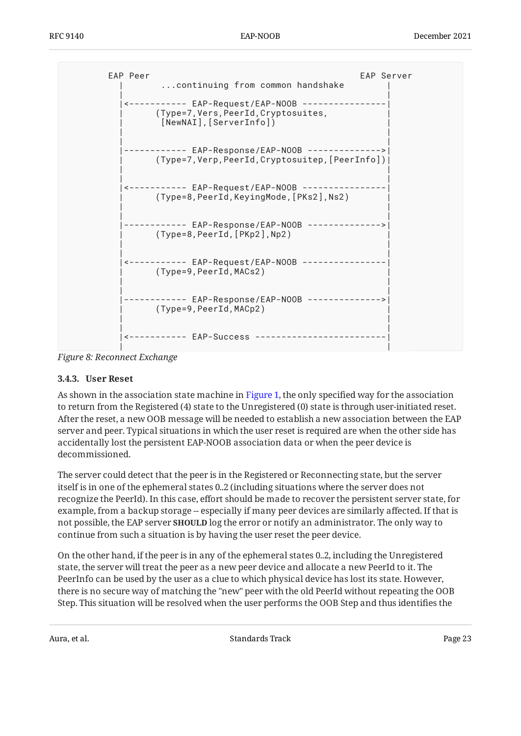```
EAP Peer                                                EAP Server
  |        ...continuing from common handshake                 |
  |                                                            |
  |<----------- EAP-Request/EAP-NOOB ----------------|
  |       (Type=7,Vers,PeerId,Cryptosuites,                    |
  |        [NewNAI],[ServerInfo])                              |
  |                                                            |
  |                                                            |
  |------------ EAP-Response/EAP-NOOB -------------->|
  |       (Type=7,Verp,PeerId,Cryptosuitep,[PeerInfo])|
  |                                                            |
  |                                                            |
  |<----------- EAP-Request/EAP-NOOB ----------------|
  |       (Type=8,PeerId,KeyingMode,[PKs2],Ns2)                |
  |                                                            |
  |                                                            |
  |------------ EAP-Response/EAP-NOOB -------------->|
  |       (Type=8,PeerId,[PKp2],Np2)                           |
  |                                                            |
  |                                                            |
  |<----------- EAP-Request/EAP-NOOB ----------------|
  |       (Type=9,PeerId,MACs2)                                |
  |                                                            |
  |                                                            |
  |------------ EAP-Response/EAP-NOOB -------------->|
  |       (Type=9,PeerId,MACp2)                                |
  |                                                            |
  |                                                            |
  |<----------- EAP-Success -------------------------|
  |                                                            |
```

*Figure 8: Reconnect Exchange*

#### 3.4.3. User Reset

As shown in the association state machine in Figure 1, the only specified way for the association to return from the Registered (4) state to the Unregistered (0) state is through user-initiated reset. After the reset, a new OOB message will be needed to establish a new association between the EAP server and peer. Typical situations in which the user reset is required are when the other side has accidentally lost the persistent EAP-NOOB association data or when the peer device is decommissioned.

The server could detect that the peer is in the Registered or Reconnecting state, but the server itself is in one of the ephemeral states 0..2 (including situations where the server does not recognize the PeerId). In this case, effort should be made to recover the persistent server state, for example, from a backup storage -- especially if many peer devices are similarly affected. If that is not possible, the EAP server **SHOULD** log the error or notify an administrator. The only way to continue from such a situation is by having the user reset the peer device.

On the other hand, if the peer is in any of the ephemeral states 0..2, including the Unregistered state, the server will treat the peer as a new peer device and allocate a new PeerId to it. The PeerInfo can be used by the user as a clue to which physical device has lost its state. However, there is no secure way of matching the "new" peer with the old PeerId without repeating the OOB Step. This situation will be resolved when the user performs the OOB Step and thus identifies the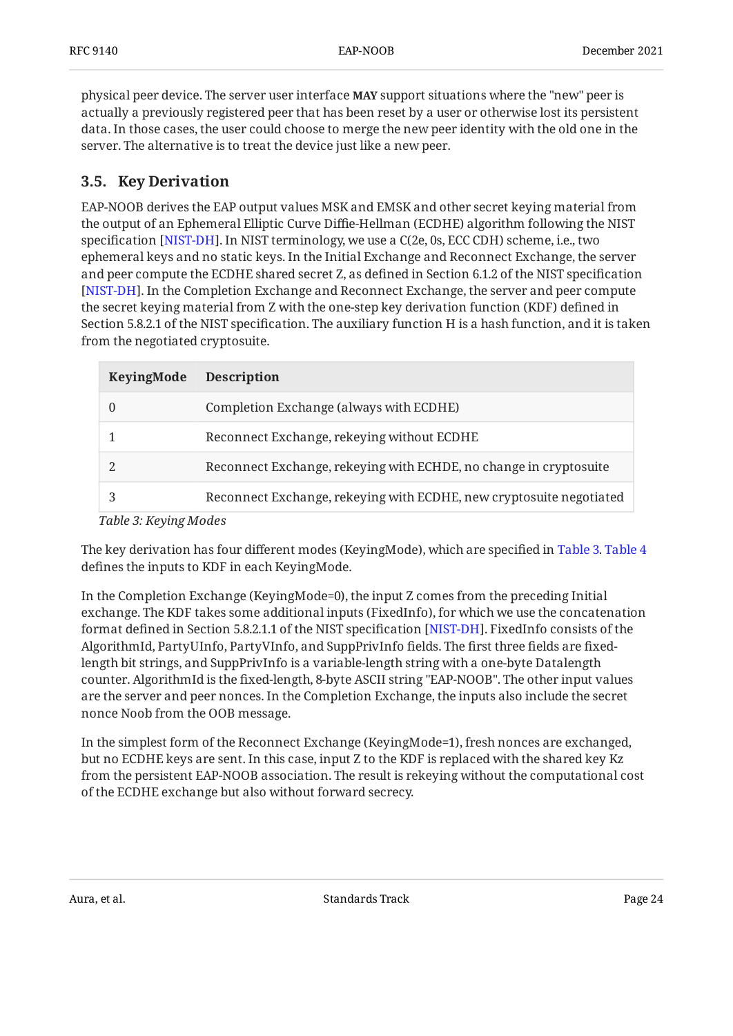physical peer device. The server user interface **MAY** support situations where the "new" peer is actually a previously registered peer that has been reset by a user or otherwise lost its persistent data. In those cases, the user could choose to merge the new peer identity with the old one in the server. The alternative is to treat the device just like a new peer.

## 3.5. Key Derivation

EAP-NOOB derives the EAP output values MSK and EMSK and other secret keying material from the output of an Ephemeral Elliptic Curve Diffie-Hellman (ECDHE) algorithm following the NIST specification [NIST-DH]. In NIST terminology, we use a C(2e, 0s, ECC CDH) scheme, i.e., two ephemeral keys and no static keys. In the Initial Exchange and Reconnect Exchange, the server and peer compute the ECDHE shared secret Z, as defined in Section 6.1.2 of the NIST specification [NIST-DH]. In the Completion Exchange and Reconnect Exchange, the server and peer compute the secret keying material from Z with the one-step key derivation function (KDF) defined in Section 5.8.2.1 of the NIST specification. The auxiliary function H is a hash function, and it is taken from the negotiated cryptosuite.

| KeyingMode | Description |
|---|---|
| 0 | Completion Exchange (always with ECDHE) |
| 1 | Reconnect Exchange, rekeying without ECDHE |
| 2 | Reconnect Exchange, rekeying with ECHDE, no change in cryptosuite |
| 3 | Reconnect Exchange, rekeying with ECDHE, new cryptosuite negotiated |

*Table 3: Keying Modes*

The key derivation has four different modes (KeyingMode), which are specified in Table 3. Table 4 defines the inputs to KDF in each KeyingMode.

In the Completion Exchange (KeyingMode=0), the input Z comes from the preceding Initial exchange. The KDF takes some additional inputs (FixedInfo), for which we use the concatenation format defined in Section 5.8.2.1.1 of the NIST specification [NIST-DH]. FixedInfo consists of the AlgorithmId, PartyUInfo, PartyVInfo, and SuppPrivInfo fields. The first three fields are fixed-length bit strings, and SuppPrivInfo is a variable-length string with a one-byte Datalength counter. AlgorithmId is the fixed-length, 8-byte ASCII string "EAP-NOOB". The other input values are the server and peer nonces. In the Completion Exchange, the inputs also include the secret nonce Noob from the OOB message.

In the simplest form of the Reconnect Exchange (KeyingMode=1), fresh nonces are exchanged, but no ECDHE keys are sent. In this case, input Z to the KDF is replaced with the shared key Kz from the persistent EAP-NOOB association. The result is rekeying without the computational cost of the ECDHE exchange but also without forward secrecy.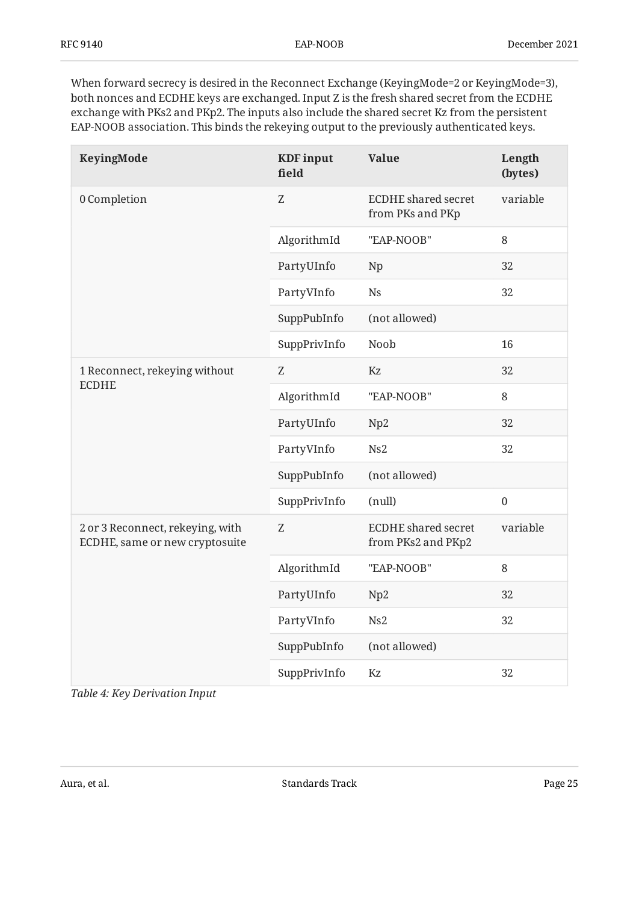When forward secrecy is desired in the Reconnect Exchange (KeyingMode=2 or KeyingMode=3), both nonces and ECDHE keys are exchanged. Input Z is the fresh shared secret from the ECDHE exchange with PKs2 and PKp2. The inputs also include the shared secret Kz from the persistent EAP-NOOB association. This binds the rekeying output to the previously authenticated keys.

| KeyingMode | KDF input field | Value | Length (bytes) |
|---|---|---|---|
| 0 Completion | Z | ECDHE shared secret from PKs and PKp | variable |
| | AlgorithmId | "EAP-NOOB" | 8 |
| | PartyUInfo | Np | 32 |
| | PartyVInfo | Ns | 32 |
| | SuppPubInfo | (not allowed) | |
| | SuppPrivInfo | Noob | 16 |
| 1 Reconnect, rekeying without ECDHE | Z | Kz | 32 |
| | AlgorithmId | "EAP-NOOB" | 8 |
| | PartyUInfo | Np2 | 32 |
| | PartyVInfo | Ns2 | 32 |
| | SuppPubInfo | (not allowed) | |
| | SuppPrivInfo | (null) | 0 |
| 2 or 3 Reconnect, rekeying, with ECDHE, same or new cryptosuite | Z | ECDHE shared secret from PKs2 and PKp2 | variable |
| | AlgorithmId | "EAP-NOOB" | 8 |
| | PartyUInfo | Np2 | 32 |
| | PartyVInfo | Ns2 | 32 |
| | SuppPubInfo | (not allowed) | |
| | SuppPrivInfo | Kz | 32 |

*Table 4: Key Derivation Input*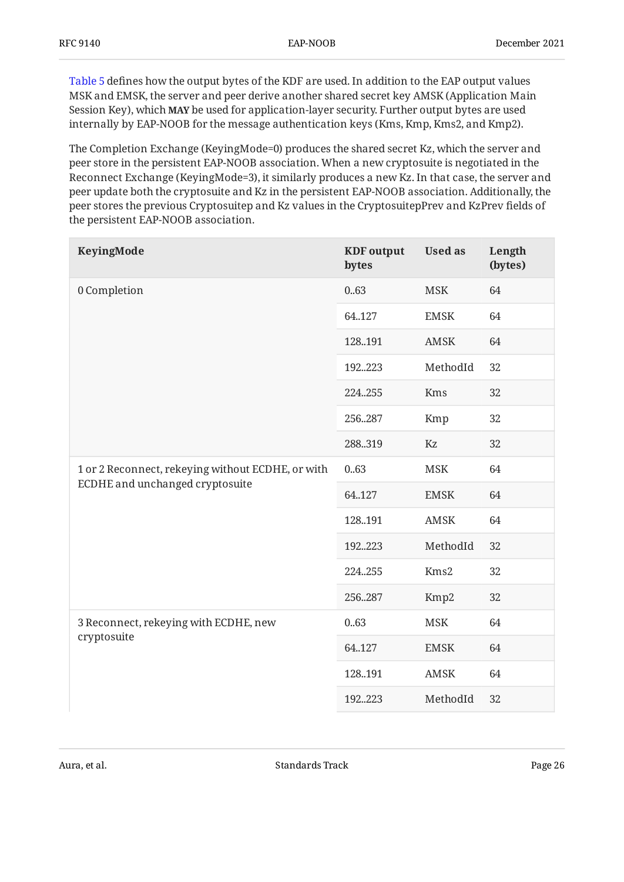Table 5 defines how the output bytes of the KDF are used. In addition to the EAP output values MSK and EMSK, the server and peer derive another shared secret key AMSK (Application Main Session Key), which **MAY** be used for application-layer security. Further output bytes are used internally by EAP-NOOB for the message authentication keys (Kms, Kmp, Kms2, and Kmp2).

The Completion Exchange (KeyingMode=0) produces the shared secret Kz, which the server and peer store in the persistent EAP-NOOB association. When a new cryptosuite is negotiated in the Reconnect Exchange (KeyingMode=3), it similarly produces a new Kz. In that case, the server and peer update both the cryptosuite and Kz in the persistent EAP-NOOB association. Additionally, the peer stores the previous Cryptosuitep and Kz values in the CryptosuitepPrev and KzPrev fields of the persistent EAP-NOOB association.

| KeyingMode | KDF output bytes | Used as | Length (bytes) |
|---|---|---|---|
| 0 Completion | 0..63 | MSK | 64 |
| | 64..127 | EMSK | 64 |
| | 128..191 | AMSK | 64 |
| | 192..223 | MethodId | 32 |
| | 224..255 | Kms | 32 |
| | 256..287 | Kmp | 32 |
| | 288..319 | Kz | 32 |
| 1 or 2 Reconnect, rekeying without ECDHE, or with ECDHE and unchanged cryptosuite | 0..63 | MSK | 64 |
| | 64..127 | EMSK | 64 |
| | 128..191 | AMSK | 64 |
| | 192..223 | MethodId | 32 |
| | 224..255 | Kms2 | 32 |
| | 256..287 | Kmp2 | 32 |
| 3 Reconnect, rekeying with ECDHE, new cryptosuite | 0..63 | MSK | 64 |
| | 64..127 | EMSK | 64 |
| | 128..191 | AMSK | 64 |
| | 192..223 | MethodId | 32 |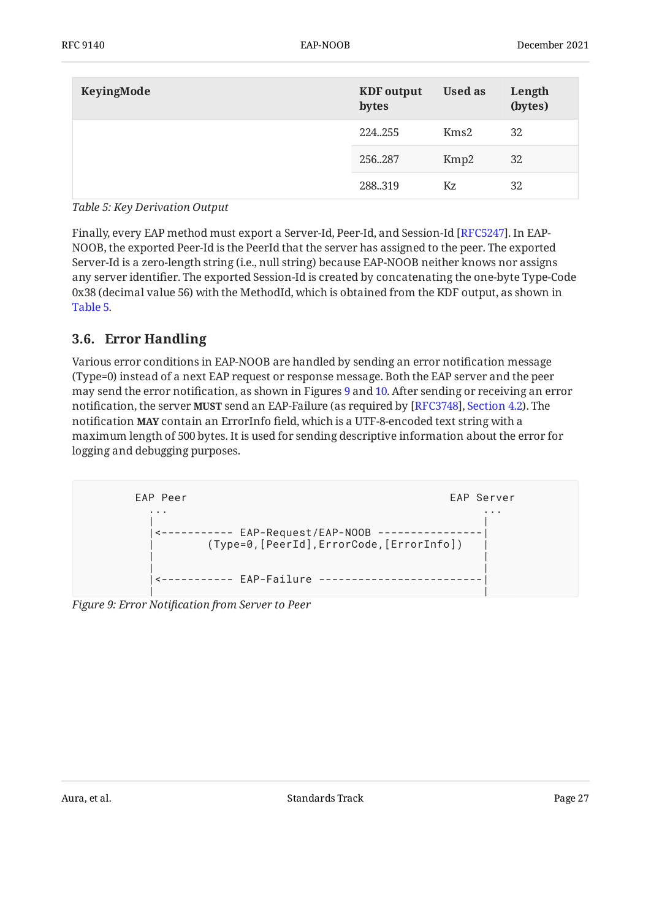| KeyingMode | KDF output bytes | Used as | Length (bytes) |
|---|---|---|---|
| | 224..255 | Kms2 | 32 |
| | 256..287 | Kmp2 | 32 |
| | 288..319 | Kz | 32 |

*Table 5: Key Derivation Output*

Finally, every EAP method must export a Server-Id, Peer-Id, and Session-Id [RFC5247]. In EAP-NOOB, the exported Peer-Id is the PeerId that the server has assigned to the peer. The exported Server-Id is a zero-length string (i.e., null string) because EAP-NOOB neither knows nor assigns any server identifier. The exported Session-Id is created by concatenating the one-byte Type-Code 0x38 (decimal value 56) with the MethodId, which is obtained from the KDF output, as shown in Table 5.

### 3.6. Error Handling

Various error conditions in EAP-NOOB are handled by sending an error notification message (Type=0) instead of a next EAP request or response message. Both the EAP server and the peer may send the error notification, as shown in Figures 9 and 10. After sending or receiving an error notification, the server **MUST** send an EAP-Failure (as required by [RFC3748], Section 4.2). The notification **MAY** contain an ErrorInfo field, which is a UTF-8-encoded text string with a maximum length of 500 bytes. It is used for sending descriptive information about the error for logging and debugging purposes.

```
       EAP Peer                                        EAP Server
         ...                                               ...
         |                                                  |
         |<----------- EAP-Request/EAP-NOOB ----------------|
         |        (Type=0,[PeerId],ErrorCode,[ErrorInfo])   |
         |                                                  |
         |                                                  |
         |<----------- EAP-Failure -------------------------|
         |                                                  |
```

*Figure 9: Error Notification from Server to Peer*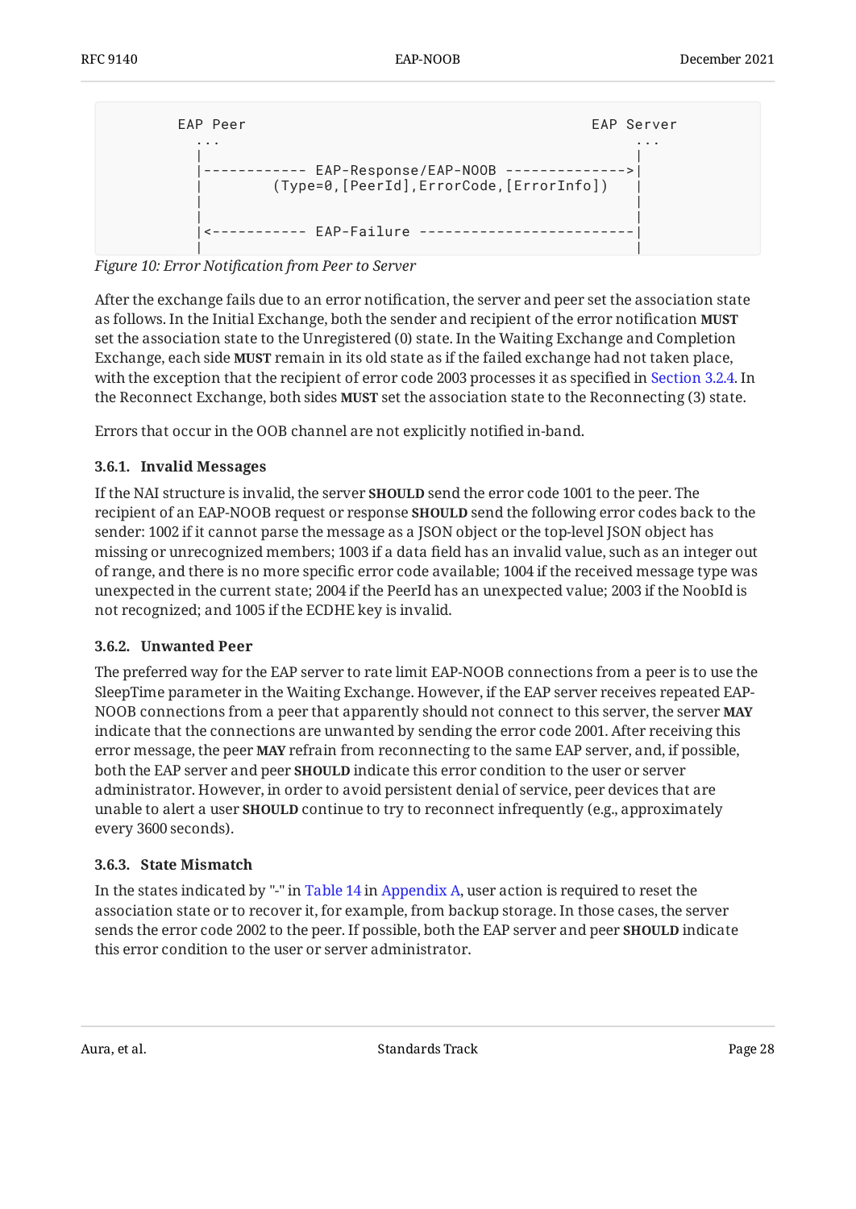```
        EAP Peer                                      EAP Server
          ...                                              ...
          |                                                 |
          |------------ EAP-Response/EAP-NOOB -------------->|
          |        (Type=0,[PeerId],ErrorCode,[ErrorInfo])   |
          |                                                 |
          |                                                 |
          |<----------- EAP-Failure -------------------------|
          |                                                 |
```

*Figure 10: Error Notification from Peer to Server*

After the exchange fails due to an error notification, the server and peer set the association state as follows. In the Initial Exchange, both the sender and recipient of the error notification **MUST** set the association state to the Unregistered (0) state. In the Waiting Exchange and Completion Exchange, each side **MUST** remain in its old state as if the failed exchange had not taken place, with the exception that the recipient of error code 2003 processes it as specified in Section 3.2.4. In the Reconnect Exchange, both sides **MUST** set the association state to the Reconnecting (3) state.

Errors that occur in the OOB channel are not explicitly notified in-band.

### 3.6.1. Invalid Messages

If the NAI structure is invalid, the server **SHOULD** send the error code 1001 to the peer. The recipient of an EAP-NOOB request or response **SHOULD** send the following error codes back to the sender: 1002 if it cannot parse the message as a JSON object or the top-level JSON object has missing or unrecognized members; 1003 if a data field has an invalid value, such as an integer out of range, and there is no more specific error code available; 1004 if the received message type was unexpected in the current state; 2004 if the PeerId has an unexpected value; 2003 if the NoobId is not recognized; and 1005 if the ECDHE key is invalid.

### 3.6.2. Unwanted Peer

The preferred way for the EAP server to rate limit EAP-NOOB connections from a peer is to use the SleepTime parameter in the Waiting Exchange. However, if the EAP server receives repeated EAP-NOOB connections from a peer that apparently should not connect to this server, the server **MAY** indicate that the connections are unwanted by sending the error code 2001. After receiving this error message, the peer **MAY** refrain from reconnecting to the same EAP server, and, if possible, both the EAP server and peer **SHOULD** indicate this error condition to the user or server administrator. However, in order to avoid persistent denial of service, peer devices that are unable to alert a user **SHOULD** continue to try to reconnect infrequently (e.g., approximately every 3600 seconds).

### 3.6.3. State Mismatch

In the states indicated by "-" in Table 14 in Appendix A, user action is required to reset the association state or to recover it, for example, from backup storage. In those cases, the server sends the error code 2002 to the peer. If possible, both the EAP server and peer **SHOULD** indicate this error condition to the user or server administrator.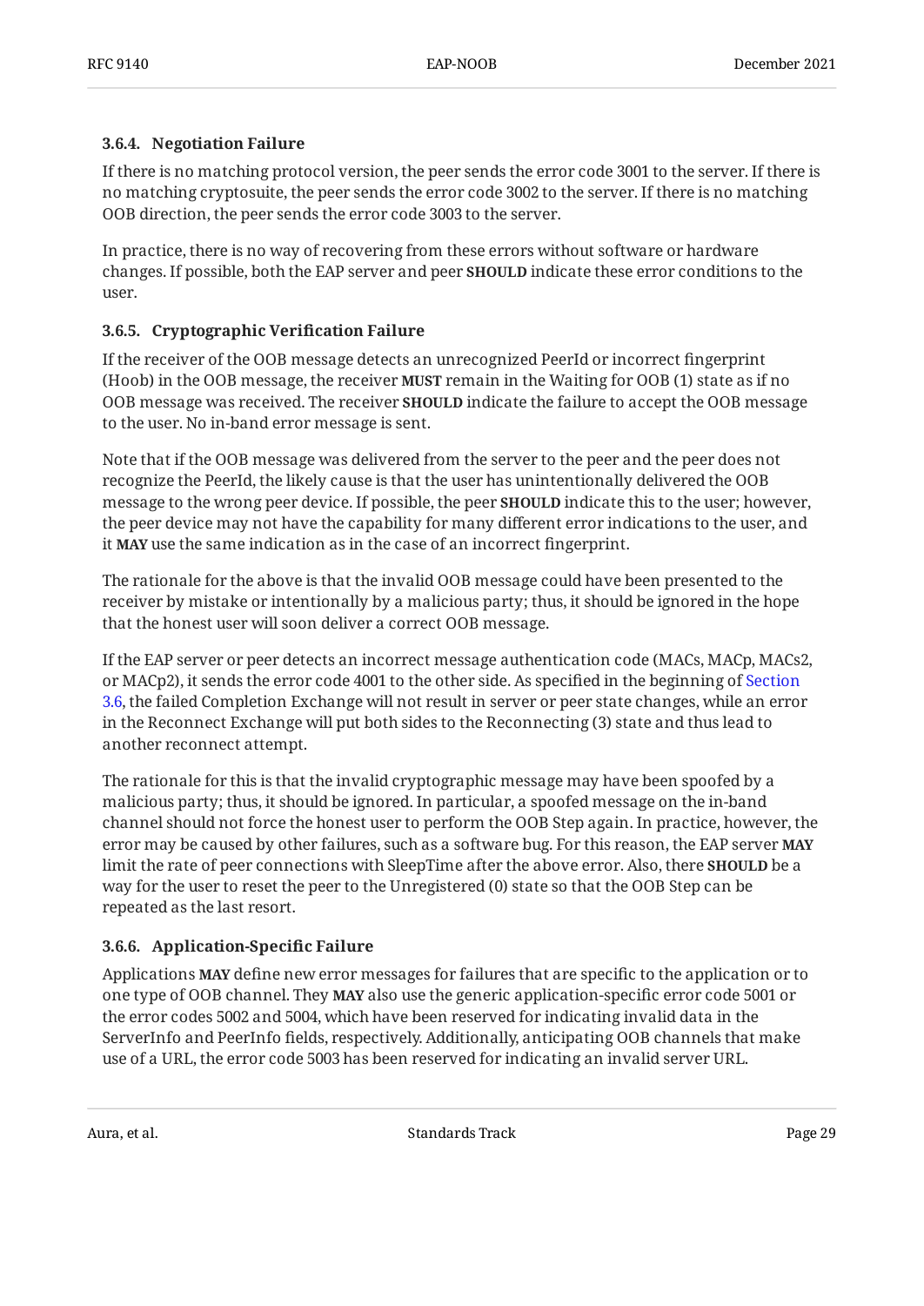#### 3.6.4. Negotiation Failure

If there is no matching protocol version, the peer sends the error code 3001 to the server. If there is no matching cryptosuite, the peer sends the error code 3002 to the server. If there is no matching OOB direction, the peer sends the error code 3003 to the server.

In practice, there is no way of recovering from these errors without software or hardware changes. If possible, both the EAP server and peer **SHOULD** indicate these error conditions to the user.

#### 3.6.5. Cryptographic Verification Failure

If the receiver of the OOB message detects an unrecognized PeerId or incorrect fingerprint (Hoob) in the OOB message, the receiver **MUST** remain in the Waiting for OOB (1) state as if no OOB message was received. The receiver **SHOULD** indicate the failure to accept the OOB message to the user. No in-band error message is sent.

Note that if the OOB message was delivered from the server to the peer and the peer does not recognize the PeerId, the likely cause is that the user has unintentionally delivered the OOB message to the wrong peer device. If possible, the peer **SHOULD** indicate this to the user; however, the peer device may not have the capability for many different error indications to the user, and it **MAY** use the same indication as in the case of an incorrect fingerprint.

The rationale for the above is that the invalid OOB message could have been presented to the receiver by mistake or intentionally by a malicious party; thus, it should be ignored in the hope that the honest user will soon deliver a correct OOB message.

If the EAP server or peer detects an incorrect message authentication code (MACs, MACp, MACs2, or MACp2), it sends the error code 4001 to the other side. As specified in the beginning of Section 3.6, the failed Completion Exchange will not result in server or peer state changes, while an error in the Reconnect Exchange will put both sides to the Reconnecting (3) state and thus lead to another reconnect attempt.

The rationale for this is that the invalid cryptographic message may have been spoofed by a malicious party; thus, it should be ignored. In particular, a spoofed message on the in-band channel should not force the honest user to perform the OOB Step again. In practice, however, the error may be caused by other failures, such as a software bug. For this reason, the EAP server **MAY** limit the rate of peer connections with SleepTime after the above error. Also, there **SHOULD** be a way for the user to reset the peer to the Unregistered (0) state so that the OOB Step can be repeated as the last resort.

#### 3.6.6. Application-Specific Failure

Applications **MAY** define new error messages for failures that are specific to the application or to one type of OOB channel. They **MAY** also use the generic application-specific error code 5001 or the error codes 5002 and 5004, which have been reserved for indicating invalid data in the ServerInfo and PeerInfo fields, respectively. Additionally, anticipating OOB channels that make use of a URL, the error code 5003 has been reserved for indicating an invalid server URL.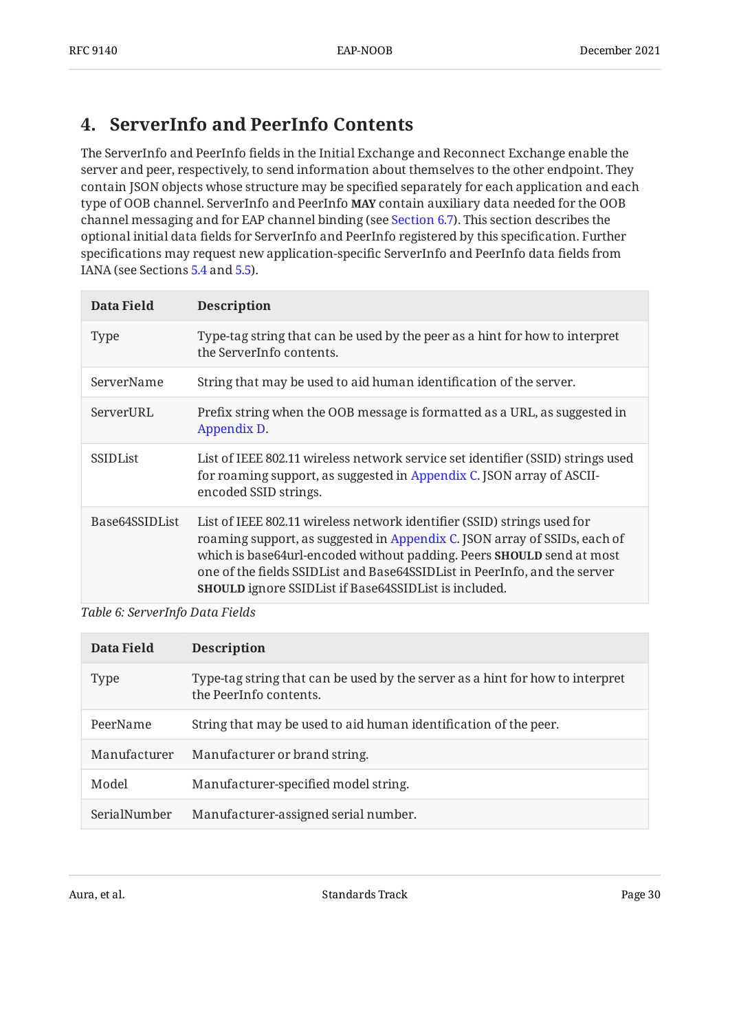## 4. ServerInfo and PeerInfo Contents

The ServerInfo and PeerInfo fields in the Initial Exchange and Reconnect Exchange enable the server and peer, respectively, to send information about themselves to the other endpoint. They contain JSON objects whose structure may be specified separately for each application and each type of OOB channel. ServerInfo and PeerInfo **MAY** contain auxiliary data needed for the OOB channel messaging and for EAP channel binding (see Section 6.7). This section describes the optional initial data fields for ServerInfo and PeerInfo registered by this specification. Further specifications may request new application-specific ServerInfo and PeerInfo data fields from IANA (see Sections 5.4 and 5.5).

| Data Field | Description |
|---|---|
| Type | Type-tag string that can be used by the peer as a hint for how to interpret the ServerInfo contents. |
| ServerName | String that may be used to aid human identification of the server. |
| ServerURL | Prefix string when the OOB message is formatted as a URL, as suggested in Appendix D. |
| SSIDList | List of IEEE 802.11 wireless network service set identifier (SSID) strings used for roaming support, as suggested in Appendix C. JSON array of ASCII-encoded SSID strings. |
| Base64SSIDList | List of IEEE 802.11 wireless network identifier (SSID) strings used for roaming support, as suggested in Appendix C. JSON array of SSIDs, each of which is base64url-encoded without padding. Peers **SHOULD** send at most one of the fields SSIDList and Base64SSIDList in PeerInfo, and the server **SHOULD** ignore SSIDList if Base64SSIDList is included. |

*Table 6: ServerInfo Data Fields*

| Data Field | Description |
|---|---|
| Type | Type-tag string that can be used by the server as a hint for how to interpret the PeerInfo contents. |
| PeerName | String that may be used to aid human identification of the peer. |
| Manufacturer | Manufacturer or brand string. |
| Model | Manufacturer-specified model string. |
| SerialNumber | Manufacturer-assigned serial number. |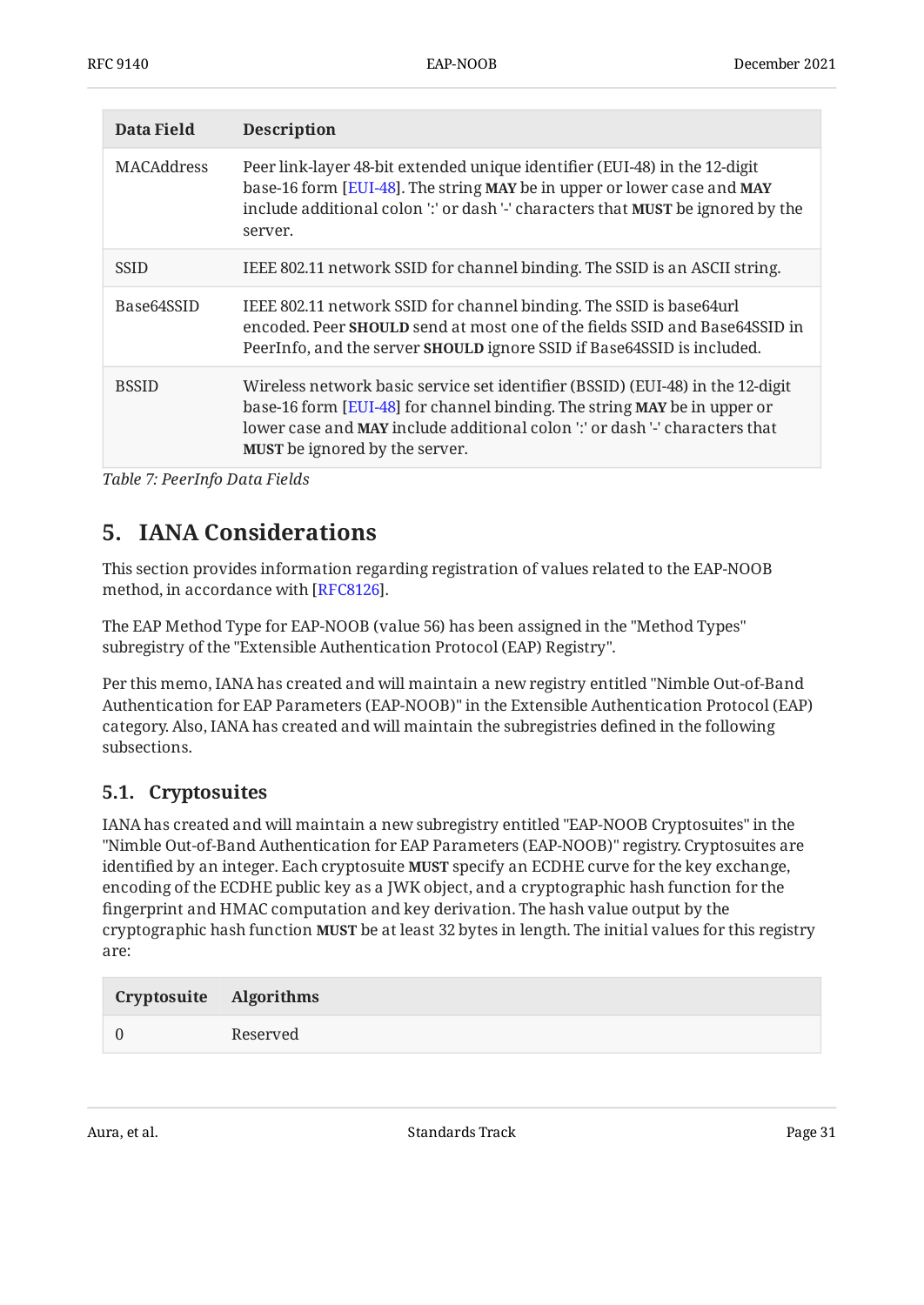| Data Field | Description |
| --- | --- |
| MACAddress | Peer link-layer 48-bit extended unique identifier (EUI-48) in the 12-digit base-16 form [EUI-48]. The string **MAY** be in upper or lower case and **MAY** include additional colon ':' or dash '-' characters that **MUST** be ignored by the server. |
| SSID | IEEE 802.11 network SSID for channel binding. The SSID is an ASCII string. |
| Base64SSID | IEEE 802.11 network SSID for channel binding. The SSID is base64url encoded. Peer **SHOULD** send at most one of the fields SSID and Base64SSID in PeerInfo, and the server **SHOULD** ignore SSID if Base64SSID is included. |
| BSSID | Wireless network basic service set identifier (BSSID) (EUI-48) in the 12-digit base-16 form [EUI-48] for channel binding. The string **MAY** be in upper or lower case and **MAY** include additional colon ':' or dash '-' characters that **MUST** be ignored by the server. |

*Table 7: PeerInfo Data Fields*

## 5. IANA Considerations

This section provides information regarding registration of values related to the EAP-NOOB method, in accordance with [RFC8126].

The EAP Method Type for EAP-NOOB (value 56) has been assigned in the "Method Types" subregistry of the "Extensible Authentication Protocol (EAP) Registry".

Per this memo, IANA has created and will maintain a new registry entitled "Nimble Out-of-Band Authentication for EAP Parameters (EAP-NOOB)" in the Extensible Authentication Protocol (EAP) category. Also, IANA has created and will maintain the subregistries defined in the following subsections.

### 5.1. Cryptosuites

IANA has created and will maintain a new subregistry entitled "EAP-NOOB Cryptosuites" in the "Nimble Out-of-Band Authentication for EAP Parameters (EAP-NOOB)" registry. Cryptosuites are identified by an integer. Each cryptosuite **MUST** specify an ECDHE curve for the key exchange, encoding of the ECDHE public key as a JWK object, and a cryptographic hash function for the fingerprint and HMAC computation and key derivation. The hash value output by the cryptographic hash function **MUST** be at least 32 bytes in length. The initial values for this registry are:

| Cryptosuite | Algorithms |
| --- | --- |
| 0 | Reserved |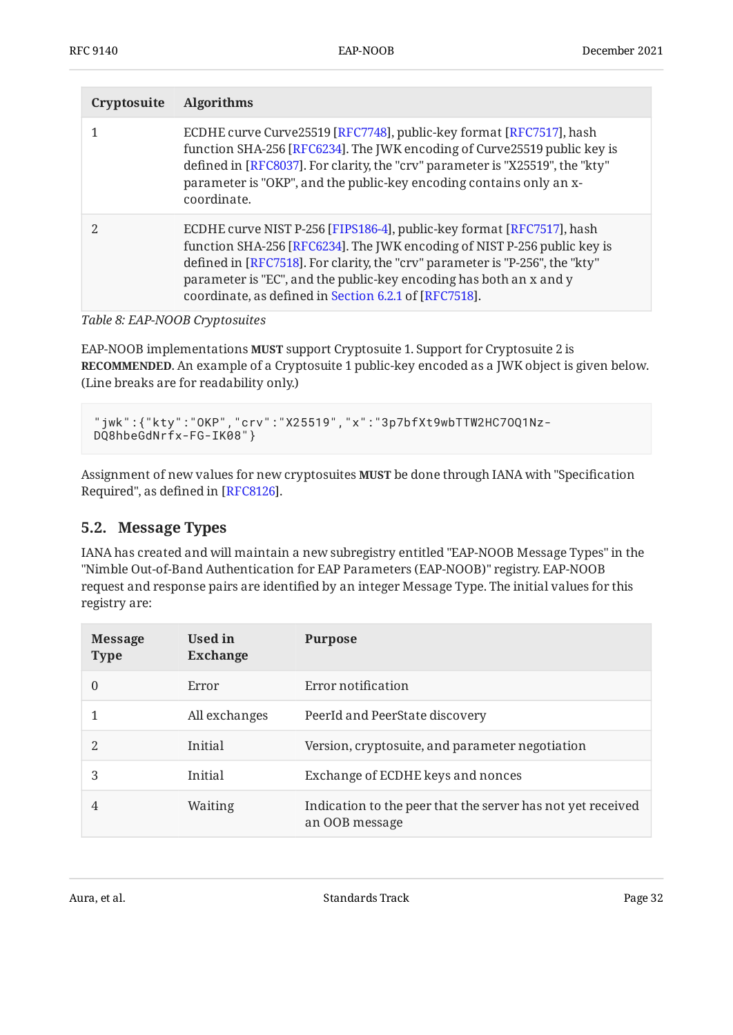| Cryptosuite | Algorithms |
|---|---|
| 1 | ECDHE curve Curve25519 [RFC7748], public-key format [RFC7517], hash function SHA-256 [RFC6234]. The JWK encoding of Curve25519 public key is defined in [RFC8037]. For clarity, the "crv" parameter is "X25519", the "kty" parameter is "OKP", and the public-key encoding contains only an x-coordinate. |
| 2 | ECDHE curve NIST P-256 [FIPS186-4], public-key format [RFC7517], hash function SHA-256 [RFC6234]. The JWK encoding of NIST P-256 public key is defined in [RFC7518]. For clarity, the "crv" parameter is "P-256", the "kty" parameter is "EC", and the public-key encoding has both an x and y coordinate, as defined in Section 6.2.1 of [RFC7518]. |

*Table 8: EAP-NOOB Cryptosuites*

EAP-NOOB implementations **MUST** support Cryptosuite 1. Support for Cryptosuite 2 is **RECOMMENDED**. An example of a Cryptosuite 1 public-key encoded as a JWK object is given below. (Line breaks are for readability only.)

```
"jwk":{"kty":"OKP","crv":"X25519","x":"3p7bfXt9wbTTW2HC7OQ1Nz-
DQ8hbeGdNrfx-FG-IK08"}
```

Assignment of new values for new cryptosuites **MUST** be done through IANA with "Specification Required", as defined in [RFC8126].

## 5.2. Message Types

IANA has created and will maintain a new subregistry entitled "EAP-NOOB Message Types" in the "Nimble Out-of-Band Authentication for EAP Parameters (EAP-NOOB)" registry. EAP-NOOB request and response pairs are identified by an integer Message Type. The initial values for this registry are:

| Message Type | Used in Exchange | Purpose |
|---|---|---|
| 0 | Error | Error notification |
| 1 | All exchanges | PeerId and PeerState discovery |
| 2 | Initial | Version, cryptosuite, and parameter negotiation |
| 3 | Initial | Exchange of ECDHE keys and nonces |
| 4 | Waiting | Indication to the peer that the server has not yet received an OOB message |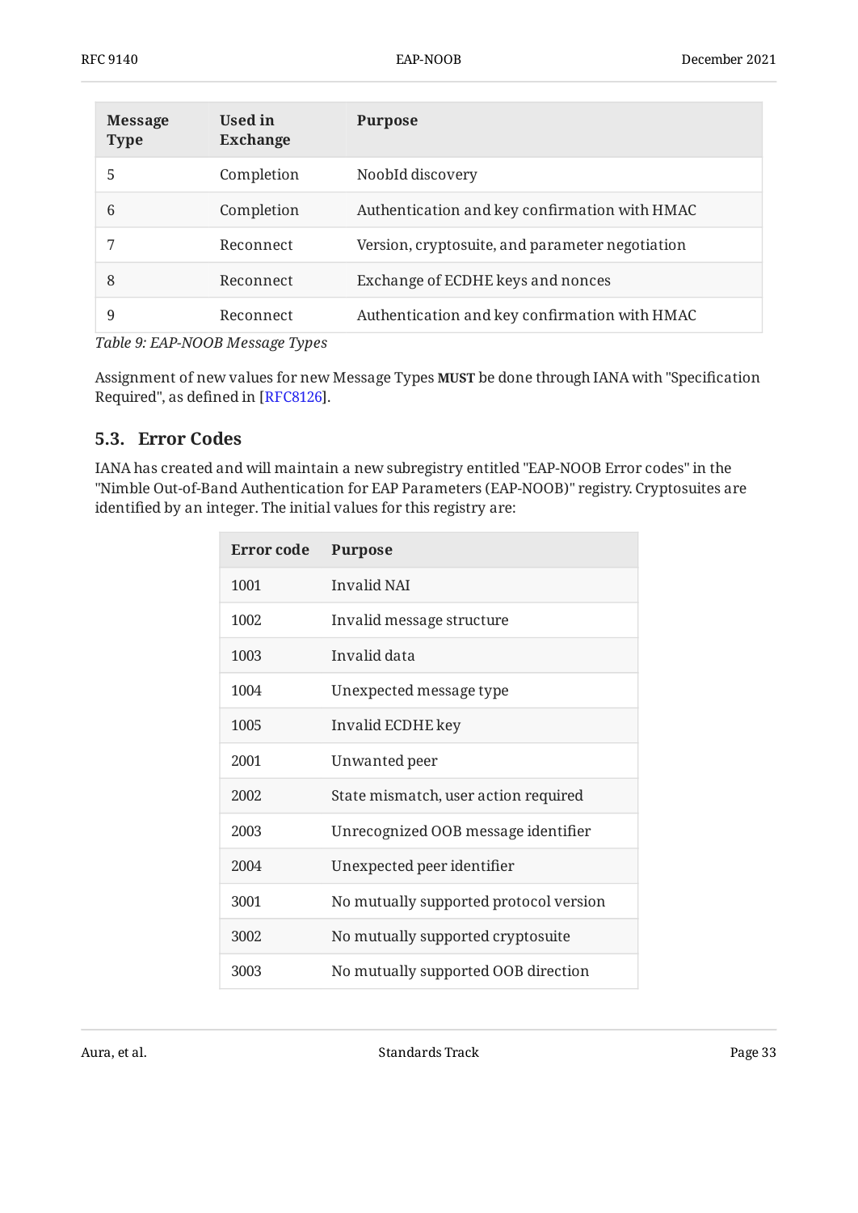| Message Type | Used in Exchange | Purpose |
|---|---|---|
| 5 | Completion | NoobId discovery |
| 6 | Completion | Authentication and key confirmation with HMAC |
| 7 | Reconnect | Version, cryptosuite, and parameter negotiation |
| 8 | Reconnect | Exchange of ECDHE keys and nonces |
| 9 | Reconnect | Authentication and key confirmation with HMAC |

*Table 9: EAP-NOOB Message Types*

Assignment of new values for new Message Types **MUST** be done through IANA with "Specification Required", as defined in [RFC8126].

### 5.3. Error Codes

IANA has created and will maintain a new subregistry entitled "EAP-NOOB Error codes" in the "Nimble Out-of-Band Authentication for EAP Parameters (EAP-NOOB)" registry. Cryptosuites are identified by an integer. The initial values for this registry are:

| Error code | Purpose |
|---|---|
| 1001 | Invalid NAI |
| 1002 | Invalid message structure |
| 1003 | Invalid data |
| 1004 | Unexpected message type |
| 1005 | Invalid ECDHE key |
| 2001 | Unwanted peer |
| 2002 | State mismatch, user action required |
| 2003 | Unrecognized OOB message identifier |
| 2004 | Unexpected peer identifier |
| 3001 | No mutually supported protocol version |
| 3002 | No mutually supported cryptosuite |
| 3003 | No mutually supported OOB direction |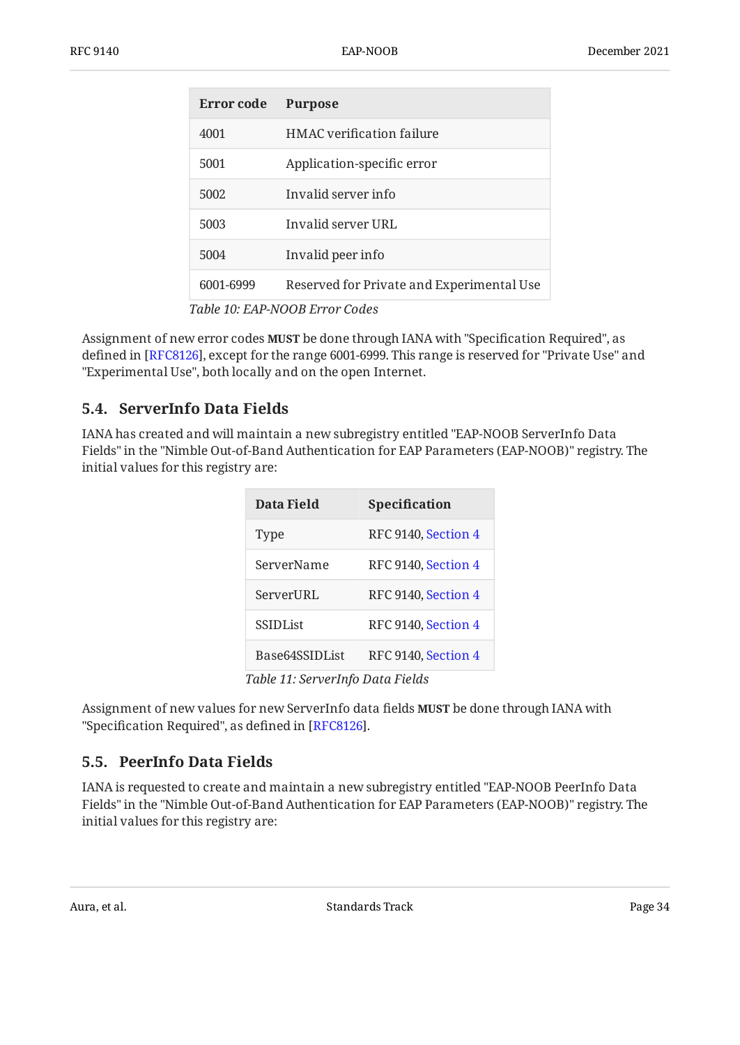| Error code | Purpose |
|---|---|
| 4001 | HMAC verification failure |
| 5001 | Application-specific error |
| 5002 | Invalid server info |
| 5003 | Invalid server URL |
| 5004 | Invalid peer info |
| 6001-6999 | Reserved for Private and Experimental Use |

*Table 10: EAP-NOOB Error Codes*

Assignment of new error codes **MUST** be done through IANA with "Specification Required", as defined in [RFC8126], except for the range 6001-6999. This range is reserved for "Private Use" and "Experimental Use", both locally and on the open Internet.

## 5.4. ServerInfo Data Fields

IANA has created and will maintain a new subregistry entitled "EAP-NOOB ServerInfo Data Fields" in the "Nimble Out-of-Band Authentication for EAP Parameters (EAP-NOOB)" registry. The initial values for this registry are:

| Data Field | Specification |
|---|---|
| Type | RFC 9140, Section 4 |
| ServerName | RFC 9140, Section 4 |
| ServerURL | RFC 9140, Section 4 |
| SSIDList | RFC 9140, Section 4 |
| Base64SSIDList | RFC 9140, Section 4 |

*Table 11: ServerInfo Data Fields*

Assignment of new values for new ServerInfo data fields **MUST** be done through IANA with "Specification Required", as defined in [RFC8126].

## 5.5. PeerInfo Data Fields

IANA is requested to create and maintain a new subregistry entitled "EAP-NOOB PeerInfo Data Fields" in the "Nimble Out-of-Band Authentication for EAP Parameters (EAP-NOOB)" registry. The initial values for this registry are: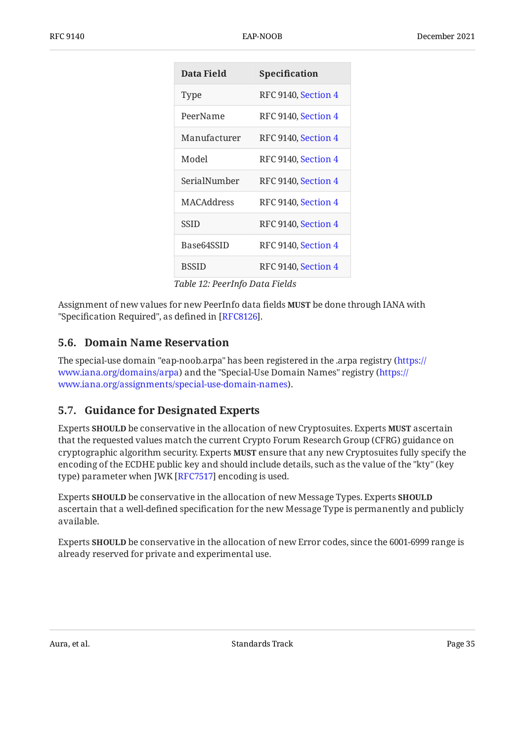| Data Field | Specification |
|---|---|
| Type | RFC 9140, Section 4 |
| PeerName | RFC 9140, Section 4 |
| Manufacturer | RFC 9140, Section 4 |
| Model | RFC 9140, Section 4 |
| SerialNumber | RFC 9140, Section 4 |
| MACAddress | RFC 9140, Section 4 |
| SSID | RFC 9140, Section 4 |
| Base64SSID | RFC 9140, Section 4 |
| BSSID | RFC 9140, Section 4 |

*Table 12: PeerInfo Data Fields*

Assignment of new values for new PeerInfo data fields **MUST** be done through IANA with "Specification Required", as defined in [RFC8126].

### 5.6. Domain Name Reservation

The special-use domain "eap-noob.arpa" has been registered in the .arpa registry (https://www.iana.org/domains/arpa) and the "Special-Use Domain Names" registry (https://www.iana.org/assignments/special-use-domain-names).

### 5.7. Guidance for Designated Experts

Experts **SHOULD** be conservative in the allocation of new Cryptosuites. Experts **MUST** ascertain that the requested values match the current Crypto Forum Research Group (CFRG) guidance on cryptographic algorithm security. Experts **MUST** ensure that any new Cryptosuites fully specify the encoding of the ECDHE public key and should include details, such as the value of the "kty" (key type) parameter when JWK [RFC7517] encoding is used.

Experts **SHOULD** be conservative in the allocation of new Message Types. Experts **SHOULD** ascertain that a well-defined specification for the new Message Type is permanently and publicly available.

Experts **SHOULD** be conservative in the allocation of new Error codes, since the 6001-6999 range is already reserved for private and experimental use.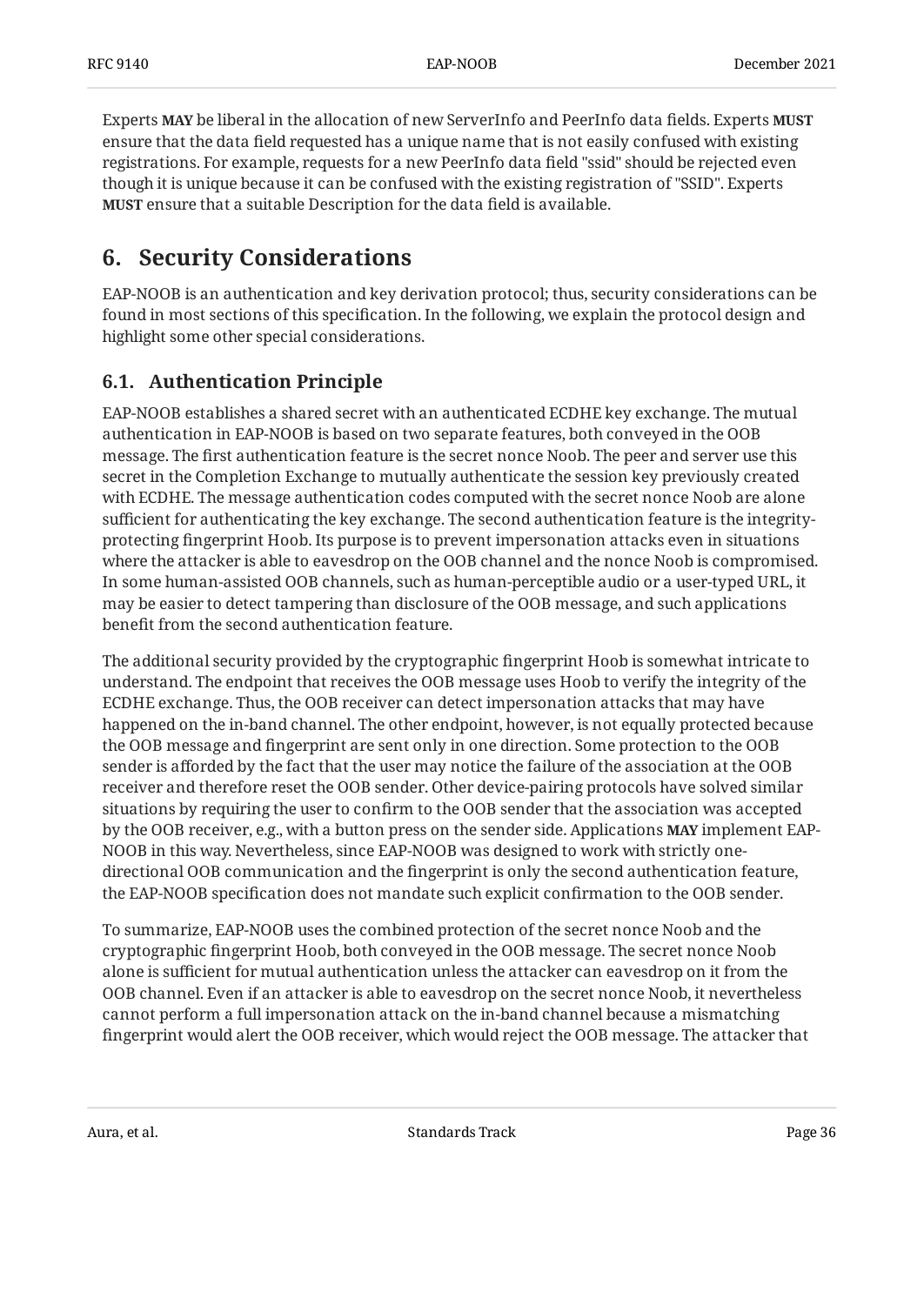Experts **MAY** be liberal in the allocation of new ServerInfo and PeerInfo data fields. Experts **MUST** ensure that the data field requested has a unique name that is not easily confused with existing registrations. For example, requests for a new PeerInfo data field "ssid" should be rejected even though it is unique because it can be confused with the existing registration of "SSID". Experts **MUST** ensure that a suitable Description for the data field is available.

# 6. Security Considerations

EAP-NOOB is an authentication and key derivation protocol; thus, security considerations can be found in most sections of this specification. In the following, we explain the protocol design and highlight some other special considerations.

## 6.1. Authentication Principle

EAP-NOOB establishes a shared secret with an authenticated ECDHE key exchange. The mutual authentication in EAP-NOOB is based on two separate features, both conveyed in the OOB message. The first authentication feature is the secret nonce Noob. The peer and server use this secret in the Completion Exchange to mutually authenticate the session key previously created with ECDHE. The message authentication codes computed with the secret nonce Noob are alone sufficient for authenticating the key exchange. The second authentication feature is the integrity-protecting fingerprint Hoob. Its purpose is to prevent impersonation attacks even in situations where the attacker is able to eavesdrop on the OOB channel and the nonce Noob is compromised. In some human-assisted OOB channels, such as human-perceptible audio or a user-typed URL, it may be easier to detect tampering than disclosure of the OOB message, and such applications benefit from the second authentication feature.

The additional security provided by the cryptographic fingerprint Hoob is somewhat intricate to understand. The endpoint that receives the OOB message uses Hoob to verify the integrity of the ECDHE exchange. Thus, the OOB receiver can detect impersonation attacks that may have happened on the in-band channel. The other endpoint, however, is not equally protected because the OOB message and fingerprint are sent only in one direction. Some protection to the OOB sender is afforded by the fact that the user may notice the failure of the association at the OOB receiver and therefore reset the OOB sender. Other device-pairing protocols have solved similar situations by requiring the user to confirm to the OOB sender that the association was accepted by the OOB receiver, e.g., with a button press on the sender side. Applications **MAY** implement EAP-NOOB in this way. Nevertheless, since EAP-NOOB was designed to work with strictly one-directional OOB communication and the fingerprint is only the second authentication feature, the EAP-NOOB specification does not mandate such explicit confirmation to the OOB sender.

To summarize, EAP-NOOB uses the combined protection of the secret nonce Noob and the cryptographic fingerprint Hoob, both conveyed in the OOB message. The secret nonce Noob alone is sufficient for mutual authentication unless the attacker can eavesdrop on it from the OOB channel. Even if an attacker is able to eavesdrop on the secret nonce Noob, it nevertheless cannot perform a full impersonation attack on the in-band channel because a mismatching fingerprint would alert the OOB receiver, which would reject the OOB message. The attacker that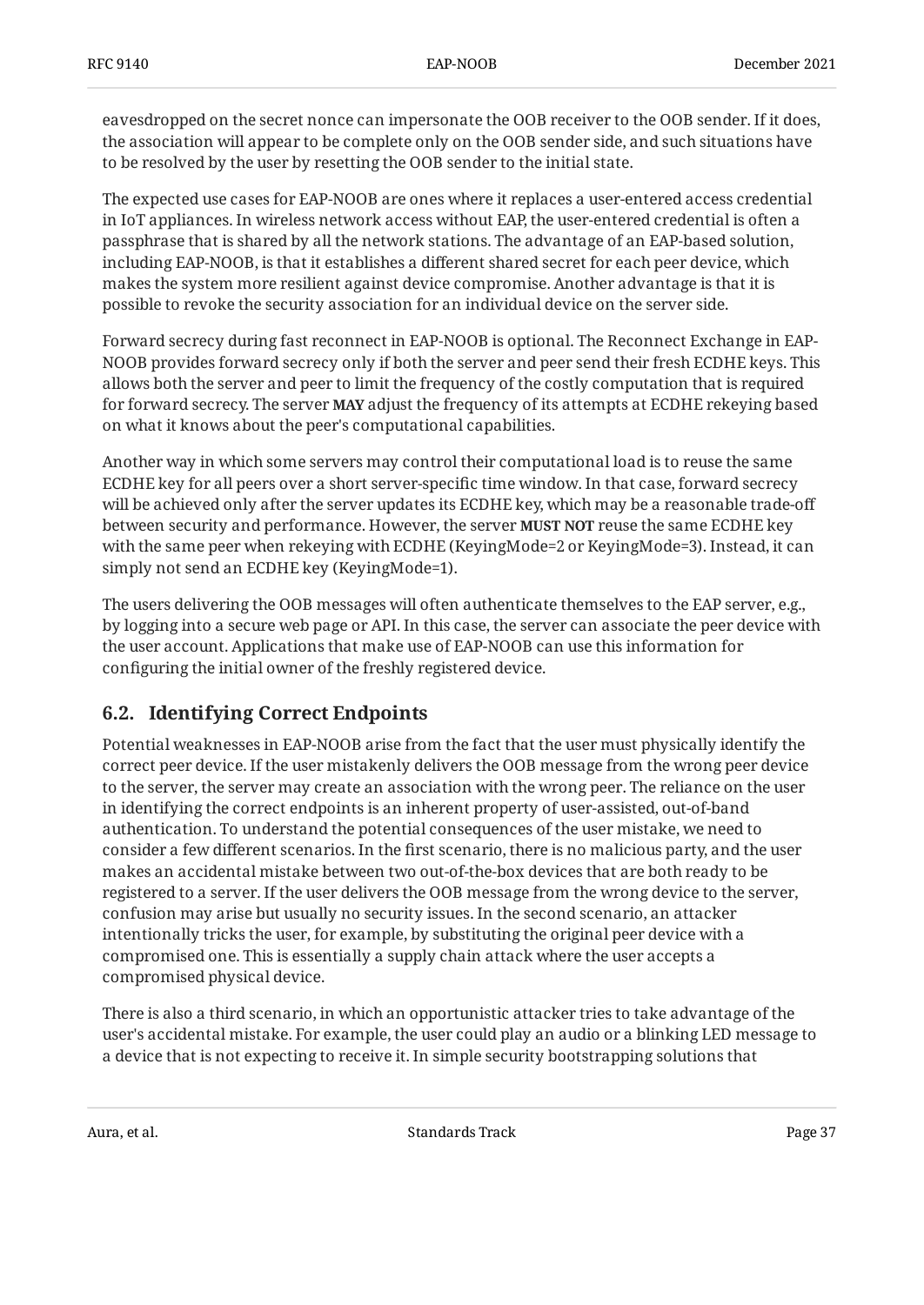eavesdropped on the secret nonce can impersonate the OOB receiver to the OOB sender. If it does, the association will appear to be complete only on the OOB sender side, and such situations have to be resolved by the user by resetting the OOB sender to the initial state.

The expected use cases for EAP-NOOB are ones where it replaces a user-entered access credential in IoT appliances. In wireless network access without EAP, the user-entered credential is often a passphrase that is shared by all the network stations. The advantage of an EAP-based solution, including EAP-NOOB, is that it establishes a different shared secret for each peer device, which makes the system more resilient against device compromise. Another advantage is that it is possible to revoke the security association for an individual device on the server side.

Forward secrecy during fast reconnect in EAP-NOOB is optional. The Reconnect Exchange in EAP-NOOB provides forward secrecy only if both the server and peer send their fresh ECDHE keys. This allows both the server and peer to limit the frequency of the costly computation that is required for forward secrecy. The server **MAY** adjust the frequency of its attempts at ECDHE rekeying based on what it knows about the peer's computational capabilities.

Another way in which some servers may control their computational load is to reuse the same ECDHE key for all peers over a short server-specific time window. In that case, forward secrecy will be achieved only after the server updates its ECDHE key, which may be a reasonable trade-off between security and performance. However, the server **MUST NOT** reuse the same ECDHE key with the same peer when rekeying with ECDHE (KeyingMode=2 or KeyingMode=3). Instead, it can simply not send an ECDHE key (KeyingMode=1).

The users delivering the OOB messages will often authenticate themselves to the EAP server, e.g., by logging into a secure web page or API. In this case, the server can associate the peer device with the user account. Applications that make use of EAP-NOOB can use this information for configuring the initial owner of the freshly registered device.

## 6.2. Identifying Correct Endpoints

Potential weaknesses in EAP-NOOB arise from the fact that the user must physically identify the correct peer device. If the user mistakenly delivers the OOB message from the wrong peer device to the server, the server may create an association with the wrong peer. The reliance on the user in identifying the correct endpoints is an inherent property of user-assisted, out-of-band authentication. To understand the potential consequences of the user mistake, we need to consider a few different scenarios. In the first scenario, there is no malicious party, and the user makes an accidental mistake between two out-of-the-box devices that are both ready to be registered to a server. If the user delivers the OOB message from the wrong device to the server, confusion may arise but usually no security issues. In the second scenario, an attacker intentionally tricks the user, for example, by substituting the original peer device with a compromised one. This is essentially a supply chain attack where the user accepts a compromised physical device.

There is also a third scenario, in which an opportunistic attacker tries to take advantage of the user's accidental mistake. For example, the user could play an audio or a blinking LED message to a device that is not expecting to receive it. In simple security bootstrapping solutions that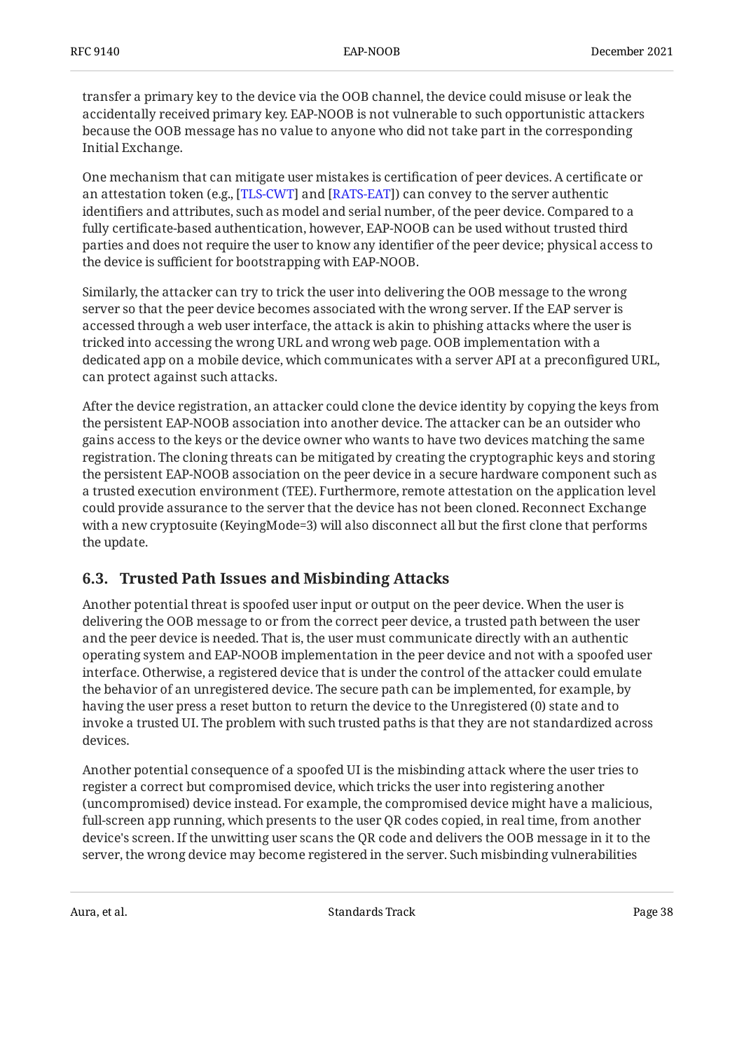transfer a primary key to the device via the OOB channel, the device could misuse or leak the accidentally received primary key. EAP-NOOB is not vulnerable to such opportunistic attackers because the OOB message has no value to anyone who did not take part in the corresponding Initial Exchange.

One mechanism that can mitigate user mistakes is certification of peer devices. A certificate or an attestation token (e.g., [TLS-CWT] and [RATS-EAT]) can convey to the server authentic identifiers and attributes, such as model and serial number, of the peer device. Compared to a fully certificate-based authentication, however, EAP-NOOB can be used without trusted third parties and does not require the user to know any identifier of the peer device; physical access to the device is sufficient for bootstrapping with EAP-NOOB.

Similarly, the attacker can try to trick the user into delivering the OOB message to the wrong server so that the peer device becomes associated with the wrong server. If the EAP server is accessed through a web user interface, the attack is akin to phishing attacks where the user is tricked into accessing the wrong URL and wrong web page. OOB implementation with a dedicated app on a mobile device, which communicates with a server API at a preconfigured URL, can protect against such attacks.

After the device registration, an attacker could clone the device identity by copying the keys from the persistent EAP-NOOB association into another device. The attacker can be an outsider who gains access to the keys or the device owner who wants to have two devices matching the same registration. The cloning threats can be mitigated by creating the cryptographic keys and storing the persistent EAP-NOOB association on the peer device in a secure hardware component such as a trusted execution environment (TEE). Furthermore, remote attestation on the application level could provide assurance to the server that the device has not been cloned. Reconnect Exchange with a new cryptosuite (KeyingMode=3) will also disconnect all but the first clone that performs the update.

## 6.3. Trusted Path Issues and Misbinding Attacks

Another potential threat is spoofed user input or output on the peer device. When the user is delivering the OOB message to or from the correct peer device, a trusted path between the user and the peer device is needed. That is, the user must communicate directly with an authentic operating system and EAP-NOOB implementation in the peer device and not with a spoofed user interface. Otherwise, a registered device that is under the control of the attacker could emulate the behavior of an unregistered device. The secure path can be implemented, for example, by having the user press a reset button to return the device to the Unregistered (0) state and to invoke a trusted UI. The problem with such trusted paths is that they are not standardized across devices.

Another potential consequence of a spoofed UI is the misbinding attack where the user tries to register a correct but compromised device, which tricks the user into registering another (uncompromised) device instead. For example, the compromised device might have a malicious, full-screen app running, which presents to the user QR codes copied, in real time, from another device's screen. If the unwitting user scans the QR code and delivers the OOB message in it to the server, the wrong device may become registered in the server. Such misbinding vulnerabilities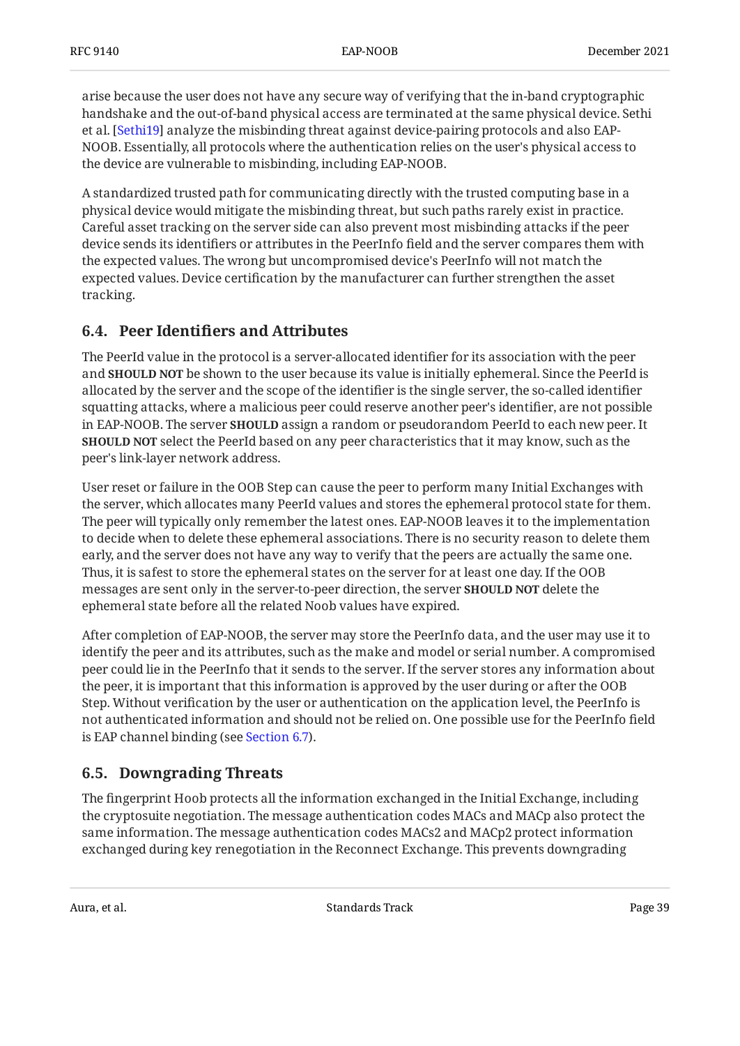arise because the user does not have any secure way of verifying that the in-band cryptographic handshake and the out-of-band physical access are terminated at the same physical device. Sethi et al. [Sethi19] analyze the misbinding threat against device-pairing protocols and also EAP-NOOB. Essentially, all protocols where the authentication relies on the user's physical access to the device are vulnerable to misbinding, including EAP-NOOB.

A standardized trusted path for communicating directly with the trusted computing base in a physical device would mitigate the misbinding threat, but such paths rarely exist in practice. Careful asset tracking on the server side can also prevent most misbinding attacks if the peer device sends its identifiers or attributes in the PeerInfo field and the server compares them with the expected values. The wrong but uncompromised device's PeerInfo will not match the expected values. Device certification by the manufacturer can further strengthen the asset tracking.

## 6.4. Peer Identifiers and Attributes

The PeerId value in the protocol is a server-allocated identifier for its association with the peer and **SHOULD NOT** be shown to the user because its value is initially ephemeral. Since the PeerId is allocated by the server and the scope of the identifier is the single server, the so-called identifier squatting attacks, where a malicious peer could reserve another peer's identifier, are not possible in EAP-NOOB. The server **SHOULD** assign a random or pseudorandom PeerId to each new peer. It **SHOULD NOT** select the PeerId based on any peer characteristics that it may know, such as the peer's link-layer network address.

User reset or failure in the OOB Step can cause the peer to perform many Initial Exchanges with the server, which allocates many PeerId values and stores the ephemeral protocol state for them. The peer will typically only remember the latest ones. EAP-NOOB leaves it to the implementation to decide when to delete these ephemeral associations. There is no security reason to delete them early, and the server does not have any way to verify that the peers are actually the same one. Thus, it is safest to store the ephemeral states on the server for at least one day. If the OOB messages are sent only in the server-to-peer direction, the server **SHOULD NOT** delete the ephemeral state before all the related Noob values have expired.

After completion of EAP-NOOB, the server may store the PeerInfo data, and the user may use it to identify the peer and its attributes, such as the make and model or serial number. A compromised peer could lie in the PeerInfo that it sends to the server. If the server stores any information about the peer, it is important that this information is approved by the user during or after the OOB Step. Without verification by the user or authentication on the application level, the PeerInfo is not authenticated information and should not be relied on. One possible use for the PeerInfo field is EAP channel binding (see Section 6.7).

## 6.5. Downgrading Threats

The fingerprint Hoob protects all the information exchanged in the Initial Exchange, including the cryptosuite negotiation. The message authentication codes MACs and MACp also protect the same information. The message authentication codes MACs2 and MACp2 protect information exchanged during key renegotiation in the Reconnect Exchange. This prevents downgrading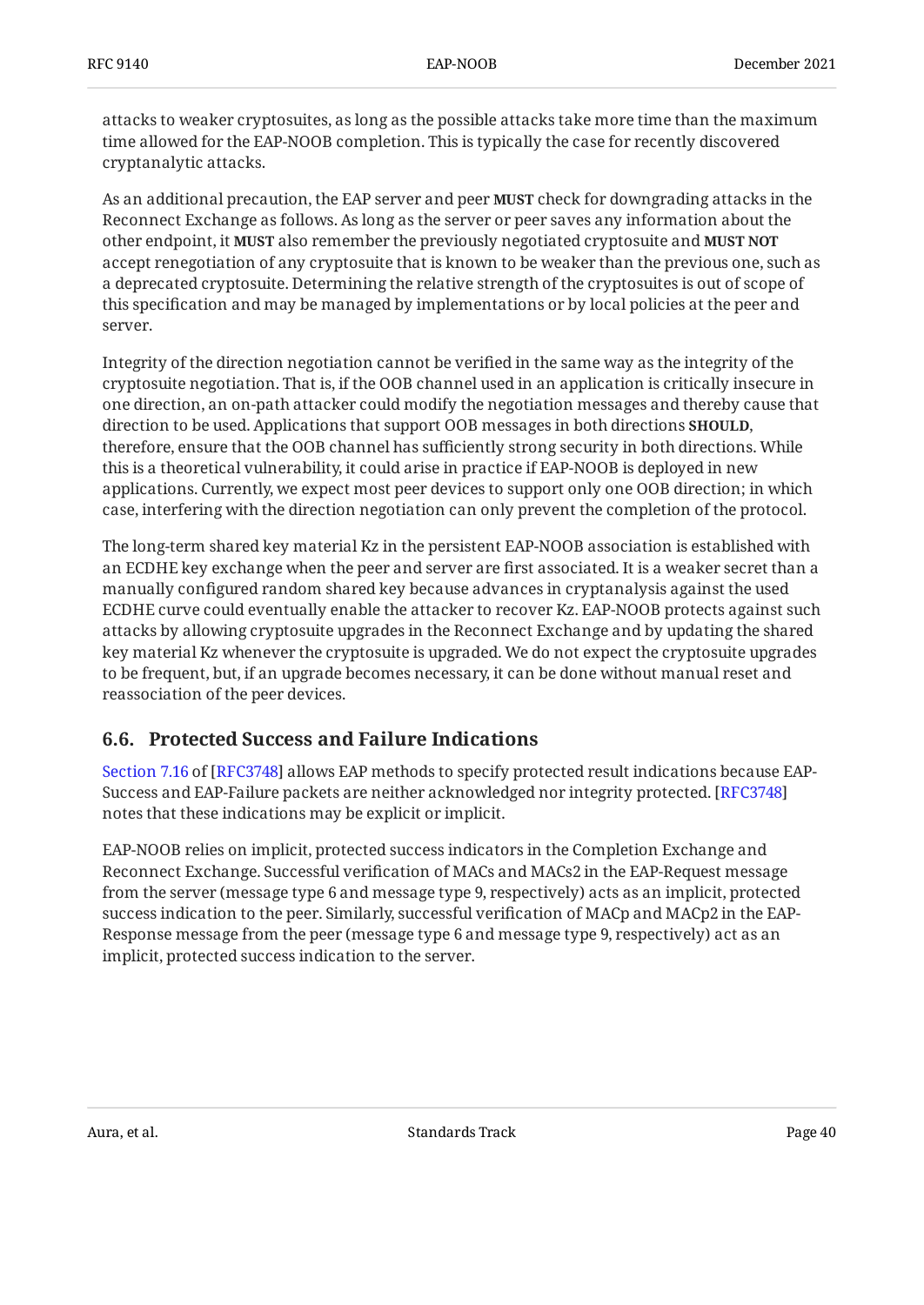attacks to weaker cryptosuites, as long as the possible attacks take more time than the maximum time allowed for the EAP-NOOB completion. This is typically the case for recently discovered cryptanalytic attacks.

As an additional precaution, the EAP server and peer **MUST** check for downgrading attacks in the Reconnect Exchange as follows. As long as the server or peer saves any information about the other endpoint, it **MUST** also remember the previously negotiated cryptosuite and **MUST NOT** accept renegotiation of any cryptosuite that is known to be weaker than the previous one, such as a deprecated cryptosuite. Determining the relative strength of the cryptosuites is out of scope of this specification and may be managed by implementations or by local policies at the peer and server.

Integrity of the direction negotiation cannot be verified in the same way as the integrity of the cryptosuite negotiation. That is, if the OOB channel used in an application is critically insecure in one direction, an on-path attacker could modify the negotiation messages and thereby cause that direction to be used. Applications that support OOB messages in both directions **SHOULD**, therefore, ensure that the OOB channel has sufficiently strong security in both directions. While this is a theoretical vulnerability, it could arise in practice if EAP-NOOB is deployed in new applications. Currently, we expect most peer devices to support only one OOB direction; in which case, interfering with the direction negotiation can only prevent the completion of the protocol.

The long-term shared key material Kz in the persistent EAP-NOOB association is established with an ECDHE key exchange when the peer and server are first associated. It is a weaker secret than a manually configured random shared key because advances in cryptanalysis against the used ECDHE curve could eventually enable the attacker to recover Kz. EAP-NOOB protects against such attacks by allowing cryptosuite upgrades in the Reconnect Exchange and by updating the shared key material Kz whenever the cryptosuite is upgraded. We do not expect the cryptosuite upgrades to be frequent, but, if an upgrade becomes necessary, it can be done without manual reset and reassociation of the peer devices.

## 6.6. Protected Success and Failure Indications

Section 7.16 of [RFC3748] allows EAP methods to specify protected result indications because EAP-Success and EAP-Failure packets are neither acknowledged nor integrity protected. [RFC3748] notes that these indications may be explicit or implicit.

EAP-NOOB relies on implicit, protected success indicators in the Completion Exchange and Reconnect Exchange. Successful verification of MACs and MACs2 in the EAP-Request message from the server (message type 6 and message type 9, respectively) acts as an implicit, protected success indication to the peer. Similarly, successful verification of MACp and MACp2 in the EAP-Response message from the peer (message type 6 and message type 9, respectively) act as an implicit, protected success indication to the server.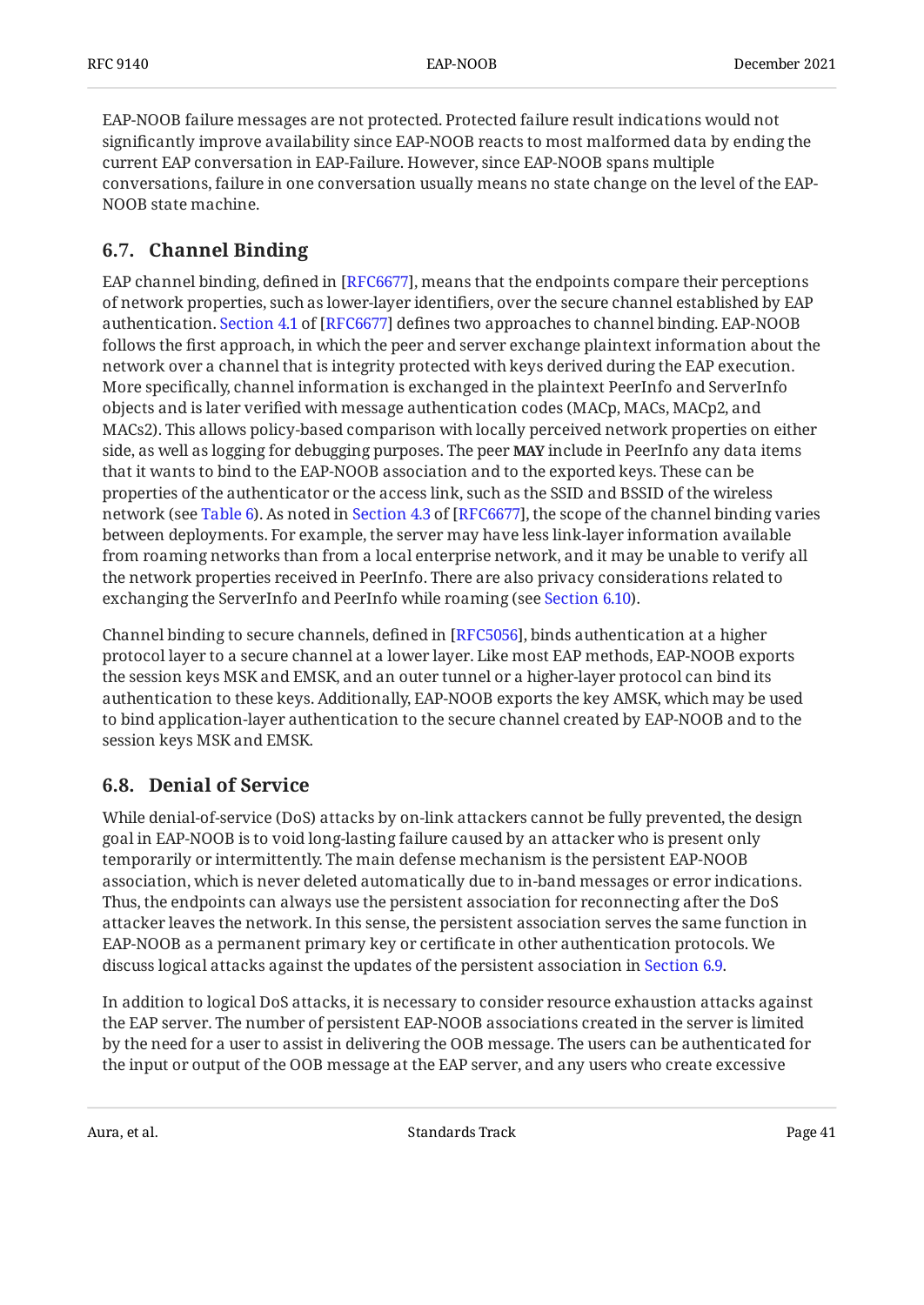EAP-NOOB failure messages are not protected. Protected failure result indications would not significantly improve availability since EAP-NOOB reacts to most malformed data by ending the current EAP conversation in EAP-Failure. However, since EAP-NOOB spans multiple conversations, failure in one conversation usually means no state change on the level of the EAP-NOOB state machine.

## 6.7. Channel Binding

EAP channel binding, defined in [RFC6677], means that the endpoints compare their perceptions of network properties, such as lower-layer identifiers, over the secure channel established by EAP authentication. Section 4.1 of [RFC6677] defines two approaches to channel binding. EAP-NOOB follows the first approach, in which the peer and server exchange plaintext information about the network over a channel that is integrity protected with keys derived during the EAP execution. More specifically, channel information is exchanged in the plaintext PeerInfo and ServerInfo objects and is later verified with message authentication codes (MACp, MACs, MACp2, and MACs2). This allows policy-based comparison with locally perceived network properties on either side, as well as logging for debugging purposes. The peer **MAY** include in PeerInfo any data items that it wants to bind to the EAP-NOOB association and to the exported keys. These can be properties of the authenticator or the access link, such as the SSID and BSSID of the wireless network (see Table 6). As noted in Section 4.3 of [RFC6677], the scope of the channel binding varies between deployments. For example, the server may have less link-layer information available from roaming networks than from a local enterprise network, and it may be unable to verify all the network properties received in PeerInfo. There are also privacy considerations related to exchanging the ServerInfo and PeerInfo while roaming (see Section 6.10).

Channel binding to secure channels, defined in [RFC5056], binds authentication at a higher protocol layer to a secure channel at a lower layer. Like most EAP methods, EAP-NOOB exports the session keys MSK and EMSK, and an outer tunnel or a higher-layer protocol can bind its authentication to these keys. Additionally, EAP-NOOB exports the key AMSK, which may be used to bind application-layer authentication to the secure channel created by EAP-NOOB and to the session keys MSK and EMSK.

## 6.8. Denial of Service

While denial-of-service (DoS) attacks by on-link attackers cannot be fully prevented, the design goal in EAP-NOOB is to void long-lasting failure caused by an attacker who is present only temporarily or intermittently. The main defense mechanism is the persistent EAP-NOOB association, which is never deleted automatically due to in-band messages or error indications. Thus, the endpoints can always use the persistent association for reconnecting after the DoS attacker leaves the network. In this sense, the persistent association serves the same function in EAP-NOOB as a permanent primary key or certificate in other authentication protocols. We discuss logical attacks against the updates of the persistent association in Section 6.9.

In addition to logical DoS attacks, it is necessary to consider resource exhaustion attacks against the EAP server. The number of persistent EAP-NOOB associations created in the server is limited by the need for a user to assist in delivering the OOB message. The users can be authenticated for the input or output of the OOB message at the EAP server, and any users who create excessive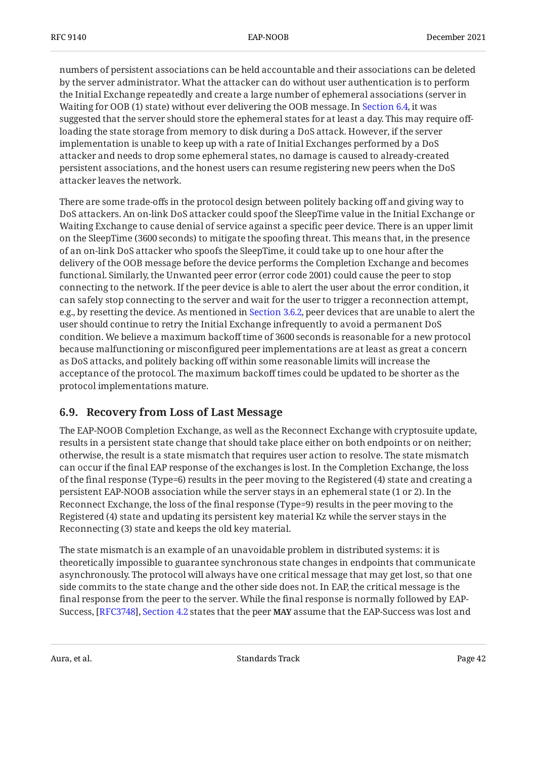numbers of persistent associations can be held accountable and their associations can be deleted by the server administrator. What the attacker can do without user authentication is to perform the Initial Exchange repeatedly and create a large number of ephemeral associations (server in Waiting for OOB (1) state) without ever delivering the OOB message. In Section 6.4, it was suggested that the server should store the ephemeral states for at least a day. This may require off-loading the state storage from memory to disk during a DoS attack. However, if the server implementation is unable to keep up with a rate of Initial Exchanges performed by a DoS attacker and needs to drop some ephemeral states, no damage is caused to already-created persistent associations, and the honest users can resume registering new peers when the DoS attacker leaves the network.

There are some trade-offs in the protocol design between politely backing off and giving way to DoS attackers. An on-link DoS attacker could spoof the SleepTime value in the Initial Exchange or Waiting Exchange to cause denial of service against a specific peer device. There is an upper limit on the SleepTime (3600 seconds) to mitigate the spoofing threat. This means that, in the presence of an on-link DoS attacker who spoofs the SleepTime, it could take up to one hour after the delivery of the OOB message before the device performs the Completion Exchange and becomes functional. Similarly, the Unwanted peer error (error code 2001) could cause the peer to stop connecting to the network. If the peer device is able to alert the user about the error condition, it can safely stop connecting to the server and wait for the user to trigger a reconnection attempt, e.g., by resetting the device. As mentioned in Section 3.6.2, peer devices that are unable to alert the user should continue to retry the Initial Exchange infrequently to avoid a permanent DoS condition. We believe a maximum backoff time of 3600 seconds is reasonable for a new protocol because malfunctioning or misconfigured peer implementations are at least as great a concern as DoS attacks, and politely backing off within some reasonable limits will increase the acceptance of the protocol. The maximum backoff times could be updated to be shorter as the protocol implementations mature.

## 6.9. Recovery from Loss of Last Message

The EAP-NOOB Completion Exchange, as well as the Reconnect Exchange with cryptosuite update, results in a persistent state change that should take place either on both endpoints or on neither; otherwise, the result is a state mismatch that requires user action to resolve. The state mismatch can occur if the final EAP response of the exchanges is lost. In the Completion Exchange, the loss of the final response (Type=6) results in the peer moving to the Registered (4) state and creating a persistent EAP-NOOB association while the server stays in an ephemeral state (1 or 2). In the Reconnect Exchange, the loss of the final response (Type=9) results in the peer moving to the Registered (4) state and updating its persistent key material Kz while the server stays in the Reconnecting (3) state and keeps the old key material.

The state mismatch is an example of an unavoidable problem in distributed systems: it is theoretically impossible to guarantee synchronous state changes in endpoints that communicate asynchronously. The protocol will always have one critical message that may get lost, so that one side commits to the state change and the other side does not. In EAP, the critical message is the final response from the peer to the server. While the final response is normally followed by EAP-Success, [RFC3748], Section 4.2 states that the peer **MAY** assume that the EAP-Success was lost and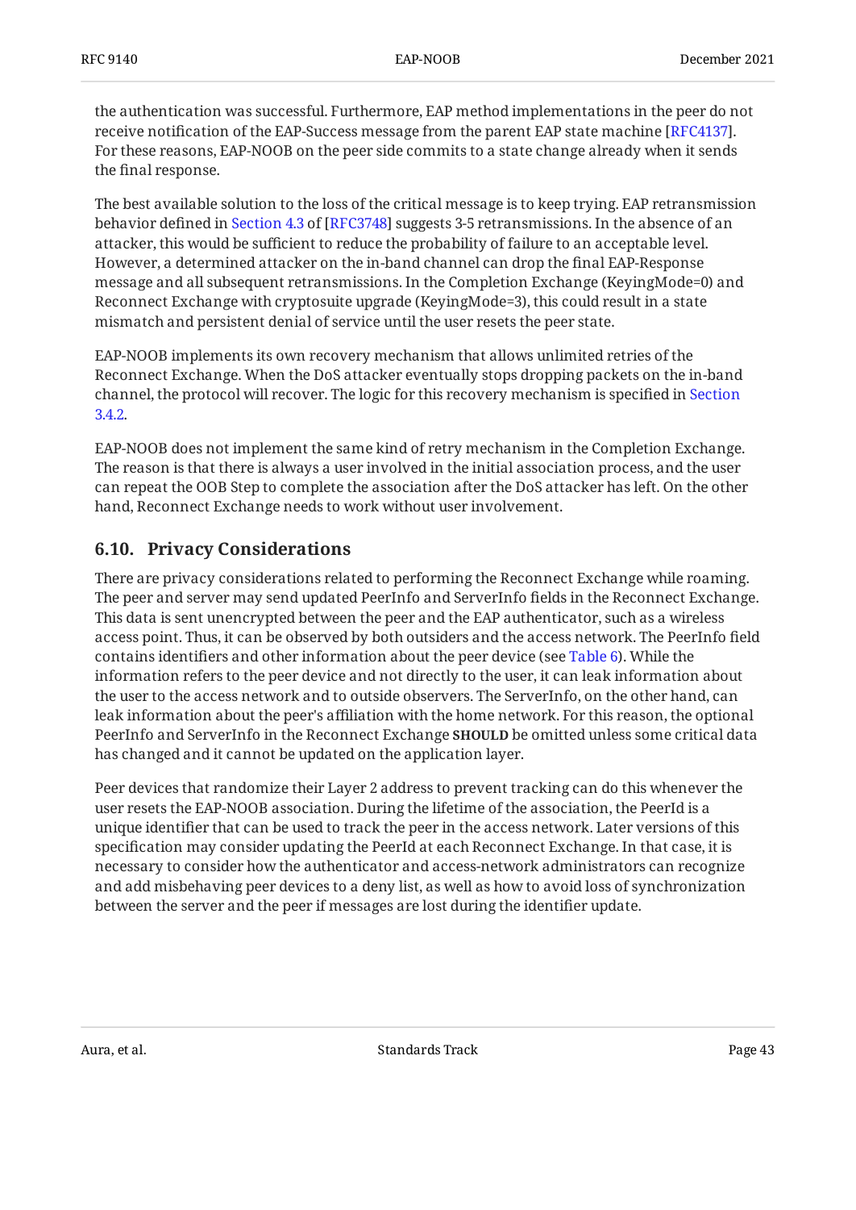the authentication was successful. Furthermore, EAP method implementations in the peer do not receive notification of the EAP-Success message from the parent EAP state machine [RFC4137]. For these reasons, EAP-NOOB on the peer side commits to a state change already when it sends the final response.

The best available solution to the loss of the critical message is to keep trying. EAP retransmission behavior defined in Section 4.3 of [RFC3748] suggests 3-5 retransmissions. In the absence of an attacker, this would be sufficient to reduce the probability of failure to an acceptable level. However, a determined attacker on the in-band channel can drop the final EAP-Response message and all subsequent retransmissions. In the Completion Exchange (KeyingMode=0) and Reconnect Exchange with cryptosuite upgrade (KeyingMode=3), this could result in a state mismatch and persistent denial of service until the user resets the peer state.

EAP-NOOB implements its own recovery mechanism that allows unlimited retries of the Reconnect Exchange. When the DoS attacker eventually stops dropping packets on the in-band channel, the protocol will recover. The logic for this recovery mechanism is specified in Section 3.4.2.

EAP-NOOB does not implement the same kind of retry mechanism in the Completion Exchange. The reason is that there is always a user involved in the initial association process, and the user can repeat the OOB Step to complete the association after the DoS attacker has left. On the other hand, Reconnect Exchange needs to work without user involvement.

## 6.10. Privacy Considerations

There are privacy considerations related to performing the Reconnect Exchange while roaming. The peer and server may send updated PeerInfo and ServerInfo fields in the Reconnect Exchange. This data is sent unencrypted between the peer and the EAP authenticator, such as a wireless access point. Thus, it can be observed by both outsiders and the access network. The PeerInfo field contains identifiers and other information about the peer device (see Table 6). While the information refers to the peer device and not directly to the user, it can leak information about the user to the access network and to outside observers. The ServerInfo, on the other hand, can leak information about the peer's affiliation with the home network. For this reason, the optional PeerInfo and ServerInfo in the Reconnect Exchange **SHOULD** be omitted unless some critical data has changed and it cannot be updated on the application layer.

Peer devices that randomize their Layer 2 address to prevent tracking can do this whenever the user resets the EAP-NOOB association. During the lifetime of the association, the PeerId is a unique identifier that can be used to track the peer in the access network. Later versions of this specification may consider updating the PeerId at each Reconnect Exchange. In that case, it is necessary to consider how the authenticator and access-network administrators can recognize and add misbehaving peer devices to a deny list, as well as how to avoid loss of synchronization between the server and the peer if messages are lost during the identifier update.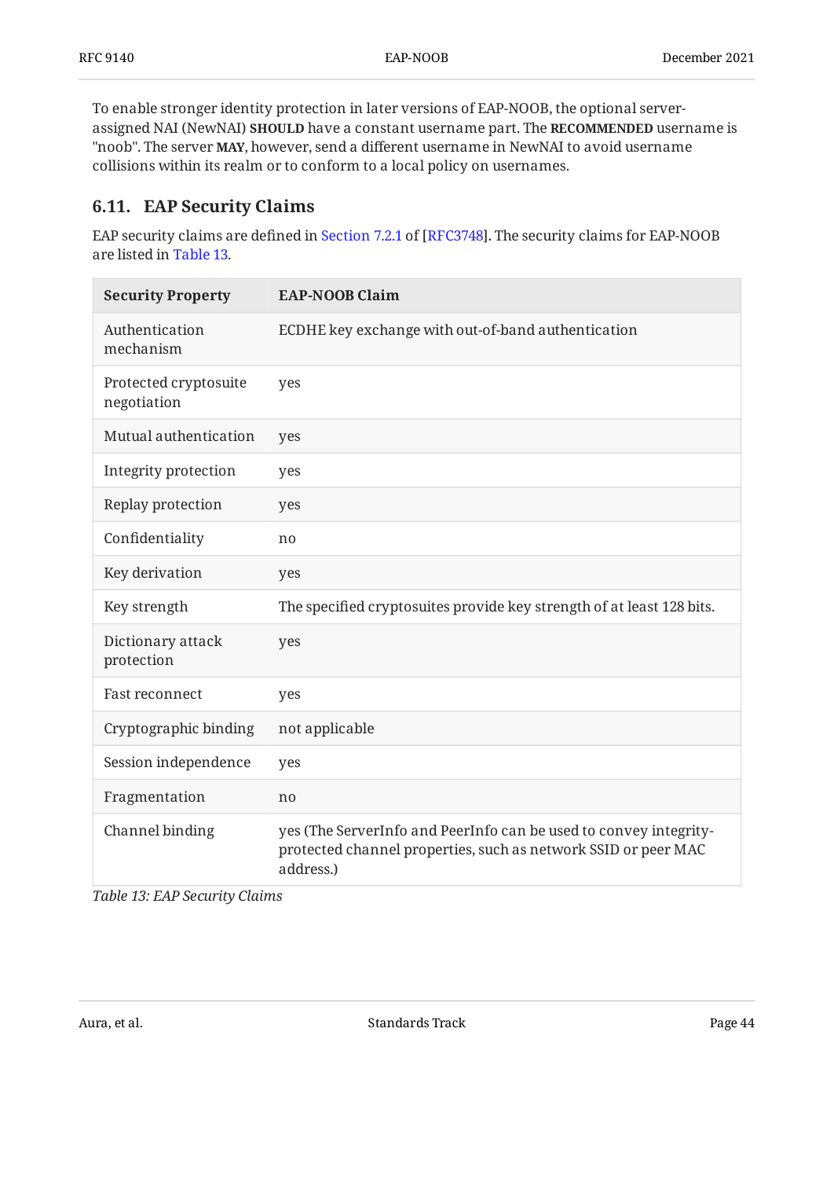To enable stronger identity protection in later versions of EAP-NOOB, the optional server-assigned NAI (NewNAI) **SHOULD** have a constant username part. The **RECOMMENDED** username is "noob". The server **MAY**, however, send a different username in NewNAI to avoid username collisions within its realm or to conform to a local policy on usernames.

### 6.11. EAP Security Claims

EAP security claims are defined in Section 7.2.1 of [RFC3748]. The security claims for EAP-NOOB are listed in Table 13.

| Security Property | EAP-NOOB Claim |
|---|---|
| Authentication mechanism | ECDHE key exchange with out-of-band authentication |
| Protected cryptosuite negotiation | yes |
| Mutual authentication | yes |
| Integrity protection | yes |
| Replay protection | yes |
| Confidentiality | no |
| Key derivation | yes |
| Key strength | The specified cryptosuites provide key strength of at least 128 bits. |
| Dictionary attack protection | yes |
| Fast reconnect | yes |
| Cryptographic binding | not applicable |
| Session independence | yes |
| Fragmentation | no |
| Channel binding | yes (The ServerInfo and PeerInfo can be used to convey integrity-protected channel properties, such as network SSID or peer MAC address.) |

*Table 13: EAP Security Claims*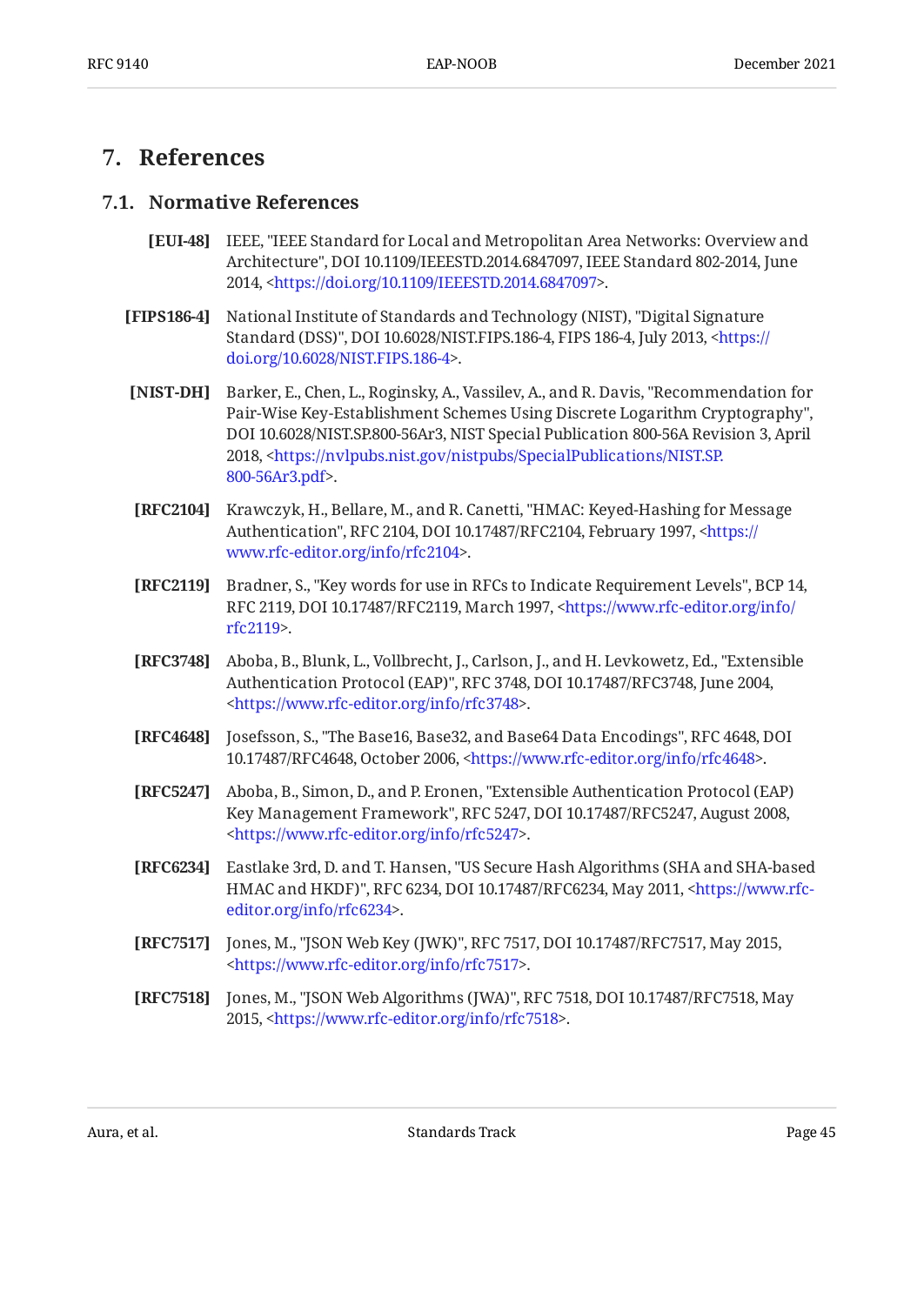# 7. References

## 7.1. Normative References

**[EUI-48]** IEEE, "IEEE Standard for Local and Metropolitan Area Networks: Overview and Architecture", DOI 10.1109/IEEESTD.2014.6847097, IEEE Standard 802-2014, June 2014, <https://doi.org/10.1109/IEEESTD.2014.6847097>.

**[FIPS186-4]** National Institute of Standards and Technology (NIST), "Digital Signature Standard (DSS)", DOI 10.6028/NIST.FIPS.186-4, FIPS 186-4, July 2013, <https://doi.org/10.6028/NIST.FIPS.186-4>.

**[NIST-DH]** Barker, E., Chen, L., Roginsky, A., Vassilev, A., and R. Davis, "Recommendation for Pair-Wise Key-Establishment Schemes Using Discrete Logarithm Cryptography", DOI 10.6028/NIST.SP.800-56Ar3, NIST Special Publication 800-56A Revision 3, April 2018, <https://nvlpubs.nist.gov/nistpubs/SpecialPublications/NIST.SP.800-56Ar3.pdf>.

**[RFC2104]** Krawczyk, H., Bellare, M., and R. Canetti, "HMAC: Keyed-Hashing for Message Authentication", RFC 2104, DOI 10.17487/RFC2104, February 1997, <https://www.rfc-editor.org/info/rfc2104>.

**[RFC2119]** Bradner, S., "Key words for use in RFCs to Indicate Requirement Levels", BCP 14, RFC 2119, DOI 10.17487/RFC2119, March 1997, <https://www.rfc-editor.org/info/rfc2119>.

**[RFC3748]** Aboba, B., Blunk, L., Vollbrecht, J., Carlson, J., and H. Levkowetz, Ed., "Extensible Authentication Protocol (EAP)", RFC 3748, DOI 10.17487/RFC3748, June 2004, <https://www.rfc-editor.org/info/rfc3748>.

**[RFC4648]** Josefsson, S., "The Base16, Base32, and Base64 Data Encodings", RFC 4648, DOI 10.17487/RFC4648, October 2006, <https://www.rfc-editor.org/info/rfc4648>.

**[RFC5247]** Aboba, B., Simon, D., and P. Eronen, "Extensible Authentication Protocol (EAP) Key Management Framework", RFC 5247, DOI 10.17487/RFC5247, August 2008, <https://www.rfc-editor.org/info/rfc5247>.

**[RFC6234]** Eastlake 3rd, D. and T. Hansen, "US Secure Hash Algorithms (SHA and SHA-based HMAC and HKDF)", RFC 6234, DOI 10.17487/RFC6234, May 2011, <https://www.rfc-editor.org/info/rfc6234>.

**[RFC7517]** Jones, M., "JSON Web Key (JWK)", RFC 7517, DOI 10.17487/RFC7517, May 2015, <https://www.rfc-editor.org/info/rfc7517>.

**[RFC7518]** Jones, M., "JSON Web Algorithms (JWA)", RFC 7518, DOI 10.17487/RFC7518, May 2015, <https://www.rfc-editor.org/info/rfc7518>.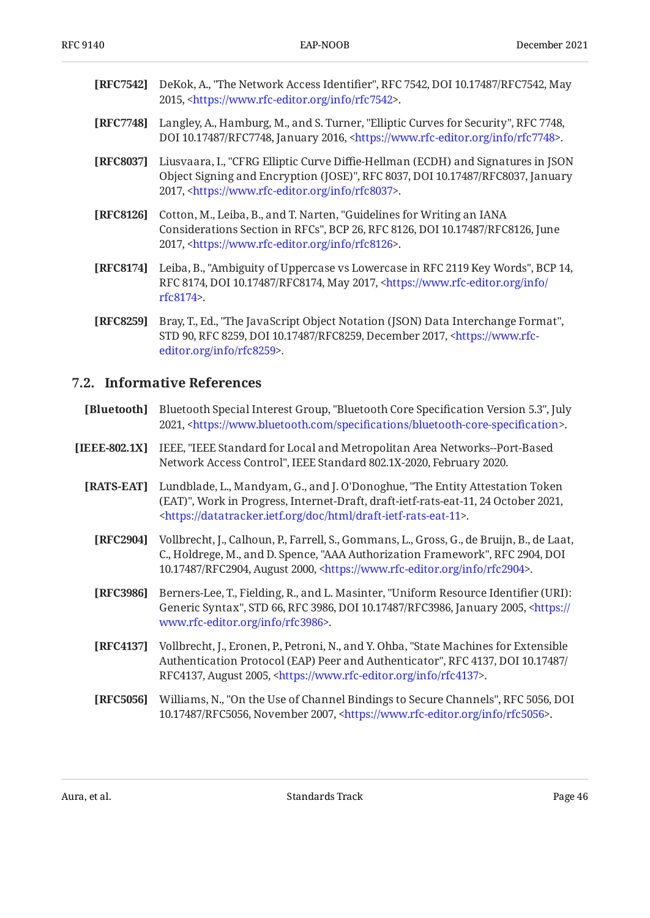**[RFC7542]** DeKok, A., "The Network Access Identifier", RFC 7542, DOI 10.17487/RFC7542, May 2015, <https://www.rfc-editor.org/info/rfc7542>.

**[RFC7748]** Langley, A., Hamburg, M., and S. Turner, "Elliptic Curves for Security", RFC 7748, DOI 10.17487/RFC7748, January 2016, <https://www.rfc-editor.org/info/rfc7748>.

**[RFC8037]** Liusvaara, I., "CFRG Elliptic Curve Diffie-Hellman (ECDH) and Signatures in JSON Object Signing and Encryption (JOSE)", RFC 8037, DOI 10.17487/RFC8037, January 2017, <https://www.rfc-editor.org/info/rfc8037>.

**[RFC8126]** Cotton, M., Leiba, B., and T. Narten, "Guidelines for Writing an IANA Considerations Section in RFCs", BCP 26, RFC 8126, DOI 10.17487/RFC8126, June 2017, <https://www.rfc-editor.org/info/rfc8126>.

**[RFC8174]** Leiba, B., "Ambiguity of Uppercase vs Lowercase in RFC 2119 Key Words", BCP 14, RFC 8174, DOI 10.17487/RFC8174, May 2017, <https://www.rfc-editor.org/info/rfc8174>.

**[RFC8259]** Bray, T., Ed., "The JavaScript Object Notation (JSON) Data Interchange Format", STD 90, RFC 8259, DOI 10.17487/RFC8259, December 2017, <https://www.rfc-editor.org/info/rfc8259>.

## 7.2. Informative References

**[Bluetooth]** Bluetooth Special Interest Group, "Bluetooth Core Specification Version 5.3", July 2021, <https://www.bluetooth.com/specifications/bluetooth-core-specification>.

**[IEEE-802.1X]** IEEE, "IEEE Standard for Local and Metropolitan Area Networks--Port-Based Network Access Control", IEEE Standard 802.1X-2020, February 2020.

**[RATS-EAT]** Lundblade, L., Mandyam, G., and J. O'Donoghue, "The Entity Attestation Token (EAT)", Work in Progress, Internet-Draft, draft-ietf-rats-eat-11, 24 October 2021, <https://datatracker.ietf.org/doc/html/draft-ietf-rats-eat-11>.

**[RFC2904]** Vollbrecht, J., Calhoun, P., Farrell, S., Gommans, L., Gross, G., de Bruijn, B., de Laat, C., Holdrege, M., and D. Spence, "AAA Authorization Framework", RFC 2904, DOI 10.17487/RFC2904, August 2000, <https://www.rfc-editor.org/info/rfc2904>.

**[RFC3986]** Berners-Lee, T., Fielding, R., and L. Masinter, "Uniform Resource Identifier (URI): Generic Syntax", STD 66, RFC 3986, DOI 10.17487/RFC3986, January 2005, <https://www.rfc-editor.org/info/rfc3986>.

**[RFC4137]** Vollbrecht, J., Eronen, P., Petroni, N., and Y. Ohba, "State Machines for Extensible Authentication Protocol (EAP) Peer and Authenticator", RFC 4137, DOI 10.17487/RFC4137, August 2005, <https://www.rfc-editor.org/info/rfc4137>.

**[RFC5056]** Williams, N., "On the Use of Channel Bindings to Secure Channels", RFC 5056, DOI 10.17487/RFC5056, November 2007, <https://www.rfc-editor.org/info/rfc5056>.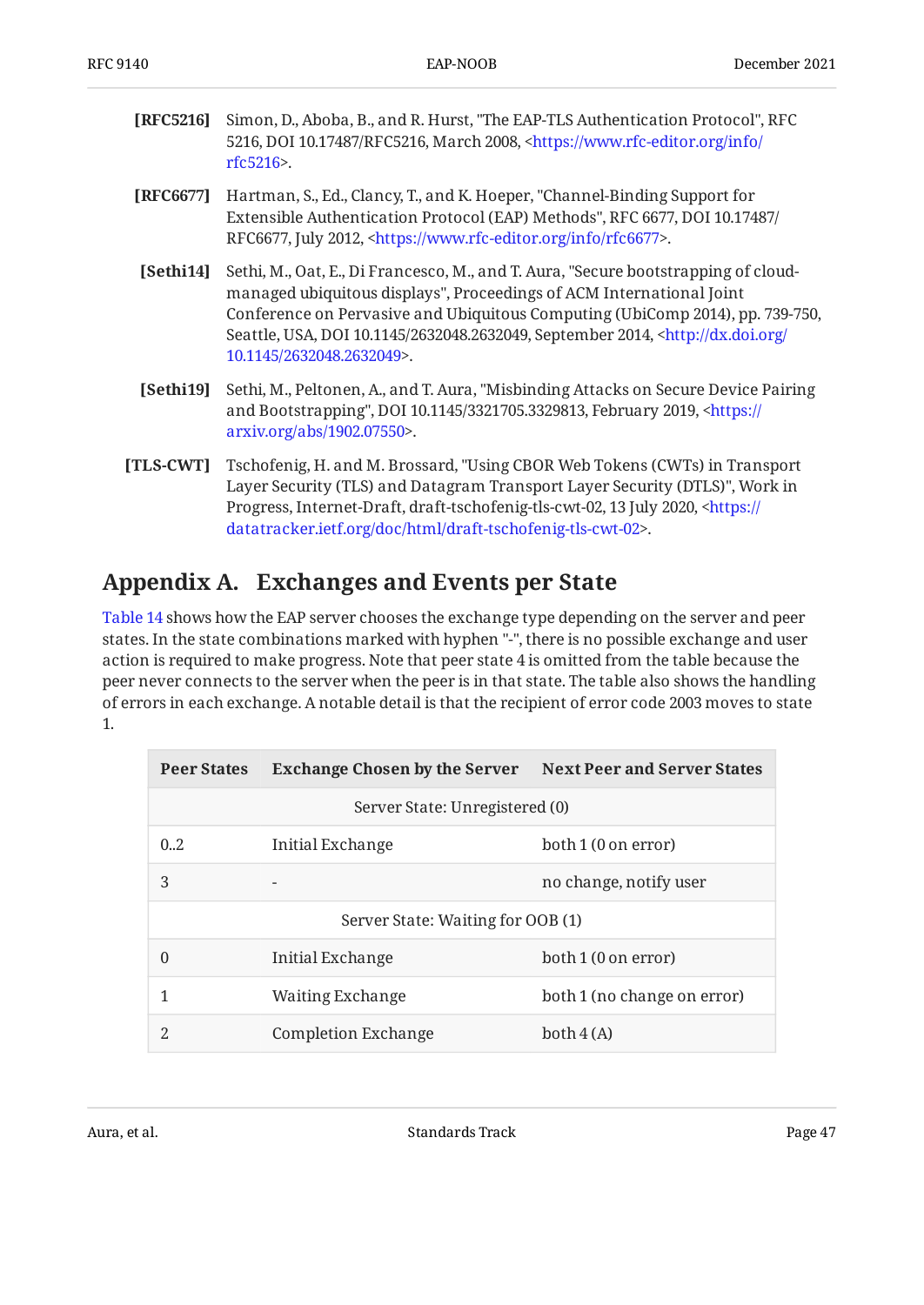**[RFC5216]** Simon, D., Aboba, B., and R. Hurst, "The EAP-TLS Authentication Protocol", RFC 5216, DOI 10.17487/RFC5216, March 2008, <https://www.rfc-editor.org/info/rfc5216>.

**[RFC6677]** Hartman, S., Ed., Clancy, T., and K. Hoeper, "Channel-Binding Support for Extensible Authentication Protocol (EAP) Methods", RFC 6677, DOI 10.17487/RFC6677, July 2012, <https://www.rfc-editor.org/info/rfc6677>.

**[Sethi14]** Sethi, M., Oat, E., Di Francesco, M., and T. Aura, "Secure bootstrapping of cloud-managed ubiquitous displays", Proceedings of ACM International Joint Conference on Pervasive and Ubiquitous Computing (UbiComp 2014), pp. 739-750, Seattle, USA, DOI 10.1145/2632048.2632049, September 2014, <http://dx.doi.org/10.1145/2632048.2632049>.

**[Sethi19]** Sethi, M., Peltonen, A., and T. Aura, "Misbinding Attacks on Secure Device Pairing and Bootstrapping", DOI 10.1145/3321705.3329813, February 2019, <https://arxiv.org/abs/1902.07550>.

**[TLS-CWT]** Tschofenig, H. and M. Brossard, "Using CBOR Web Tokens (CWTs) in Transport Layer Security (TLS) and Datagram Transport Layer Security (DTLS)", Work in Progress, Internet-Draft, draft-tschofenig-tls-cwt-02, 13 July 2020, <https://datatracker.ietf.org/doc/html/draft-tschofenig-tls-cwt-02>.

# Appendix A. Exchanges and Events per State

Table 14 shows how the EAP server chooses the exchange type depending on the server and peer states. In the state combinations marked with hyphen "-", there is no possible exchange and user action is required to make progress. Note that peer state 4 is omitted from the table because the peer never connects to the server when the peer is in that state. The table also shows the handling of errors in each exchange. A notable detail is that the recipient of error code 2003 moves to state 1.

| Peer States | Exchange Chosen by the Server | Next Peer and Server States |
|---|---|---|
| Server State: Unregistered (0) | | |
| 0..2 | Initial Exchange | both 1 (0 on error) |
| 3 | - | no change, notify user |
| Server State: Waiting for OOB (1) | | |
| 0 | Initial Exchange | both 1 (0 on error) |
| 1 | Waiting Exchange | both 1 (no change on error) |
| 2 | Completion Exchange | both 4 (A) |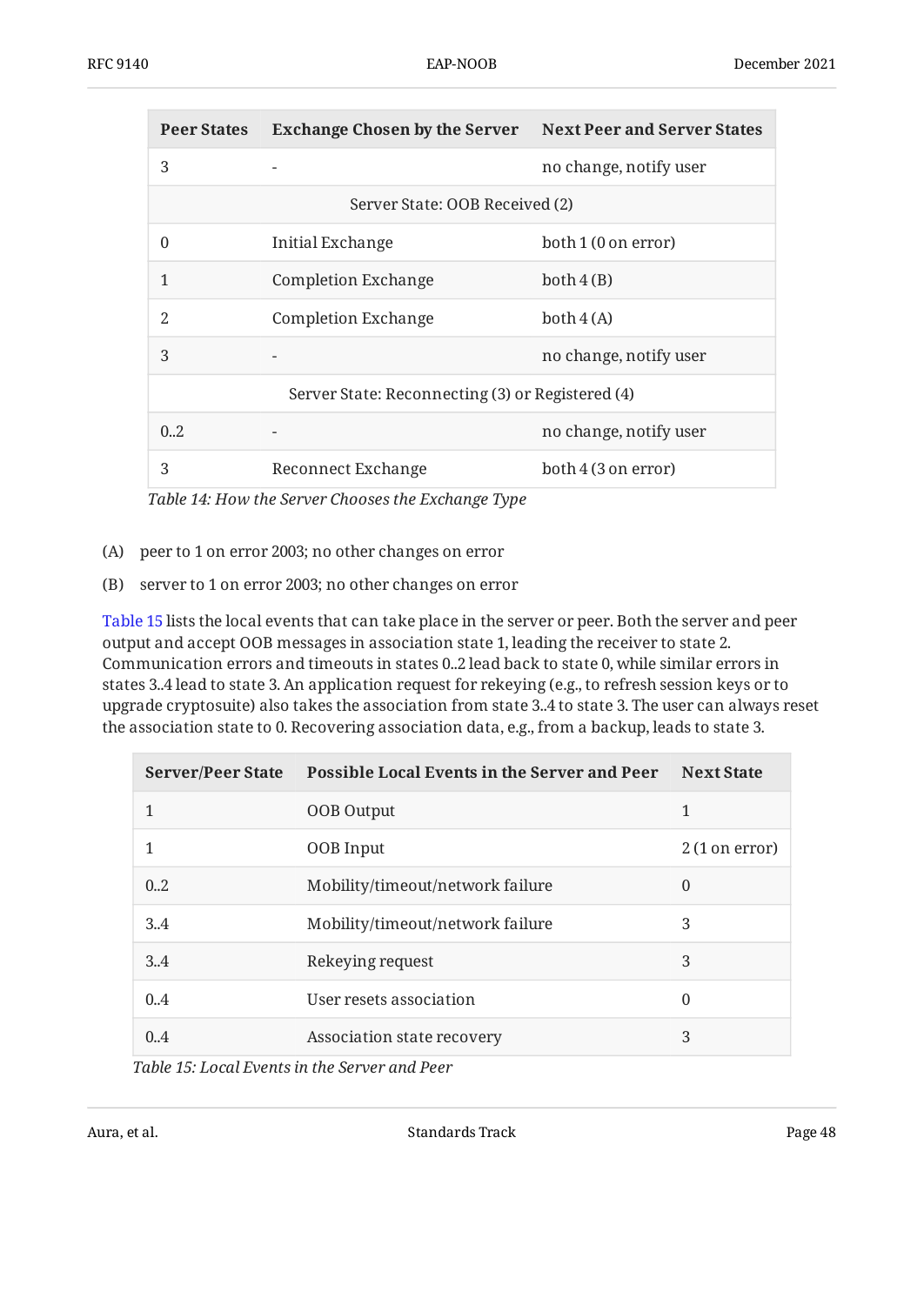| Peer States | Exchange Chosen by the Server | Next Peer and Server States |
|---|---|---|
| 3 | - | no change, notify user |
| Server State: OOB Received (2) | | |
| 0 | Initial Exchange | both 1 (0 on error) |
| 1 | Completion Exchange | both 4 (B) |
| 2 | Completion Exchange | both 4 (A) |
| 3 | - | no change, notify user |
| Server State: Reconnecting (3) or Registered (4) | | |
| 0..2 | - | no change, notify user |
| 3 | Reconnect Exchange | both 4 (3 on error) |

*Table 14: How the Server Chooses the Exchange Type*

(A) peer to 1 on error 2003; no other changes on error

(B) server to 1 on error 2003; no other changes on error

Table 15 lists the local events that can take place in the server or peer. Both the server and peer output and accept OOB messages in association state 1, leading the receiver to state 2. Communication errors and timeouts in states 0..2 lead back to state 0, while similar errors in states 3..4 lead to state 3. An application request for rekeying (e.g., to refresh session keys or to upgrade cryptosuite) also takes the association from state 3..4 to state 3. The user can always reset the association state to 0. Recovering association data, e.g., from a backup, leads to state 3.

| Server/Peer State | Possible Local Events in the Server and Peer | Next State |
|---|---|---|
| 1 | OOB Output | 1 |
| 1 | OOB Input | 2 (1 on error) |
| 0..2 | Mobility/timeout/network failure | 0 |
| 3..4 | Mobility/timeout/network failure | 3 |
| 3..4 | Rekeying request | 3 |
| 0..4 | User resets association | 0 |
| 0..4 | Association state recovery | 3 |

*Table 15: Local Events in the Server and Peer*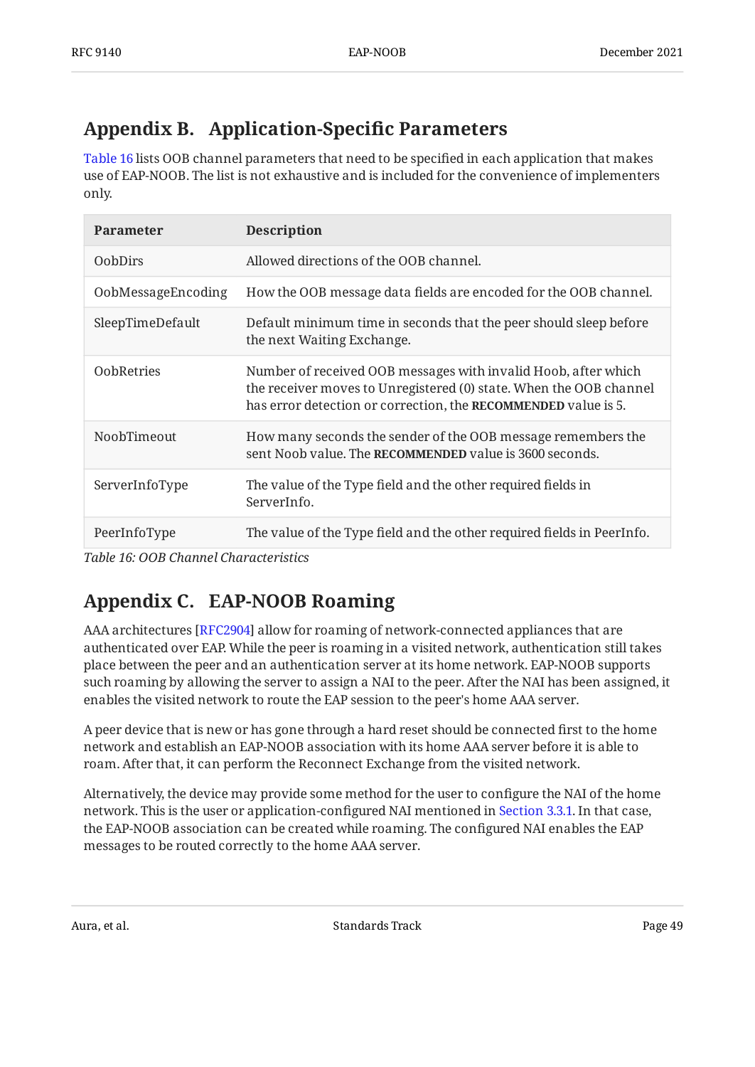## Appendix B. Application-Specific Parameters

Table 16 lists OOB channel parameters that need to be specified in each application that makes use of EAP-NOOB. The list is not exhaustive and is included for the convenience of implementers only.

| Parameter | Description |
|---|---|
| OobDirs | Allowed directions of the OOB channel. |
| OobMessageEncoding | How the OOB message data fields are encoded for the OOB channel. |
| SleepTimeDefault | Default minimum time in seconds that the peer should sleep before the next Waiting Exchange. |
| OobRetries | Number of received OOB messages with invalid Hoob, after which the receiver moves to Unregistered (0) state. When the OOB channel has error detection or correction, the **RECOMMENDED** value is 5. |
| NoobTimeout | How many seconds the sender of the OOB message remembers the sent Noob value. The **RECOMMENDED** value is 3600 seconds. |
| ServerInfoType | The value of the Type field and the other required fields in ServerInfo. |
| PeerInfoType | The value of the Type field and the other required fields in PeerInfo. |

*Table 16: OOB Channel Characteristics*

## Appendix C. EAP-NOOB Roaming

AAA architectures [RFC2904] allow for roaming of network-connected appliances that are authenticated over EAP. While the peer is roaming in a visited network, authentication still takes place between the peer and an authentication server at its home network. EAP-NOOB supports such roaming by allowing the server to assign a NAI to the peer. After the NAI has been assigned, it enables the visited network to route the EAP session to the peer's home AAA server.

A peer device that is new or has gone through a hard reset should be connected first to the home network and establish an EAP-NOOB association with its home AAA server before it is able to roam. After that, it can perform the Reconnect Exchange from the visited network.

Alternatively, the device may provide some method for the user to configure the NAI of the home network. This is the user or application-configured NAI mentioned in Section 3.3.1. In that case, the EAP-NOOB association can be created while roaming. The configured NAI enables the EAP messages to be routed correctly to the home AAA server.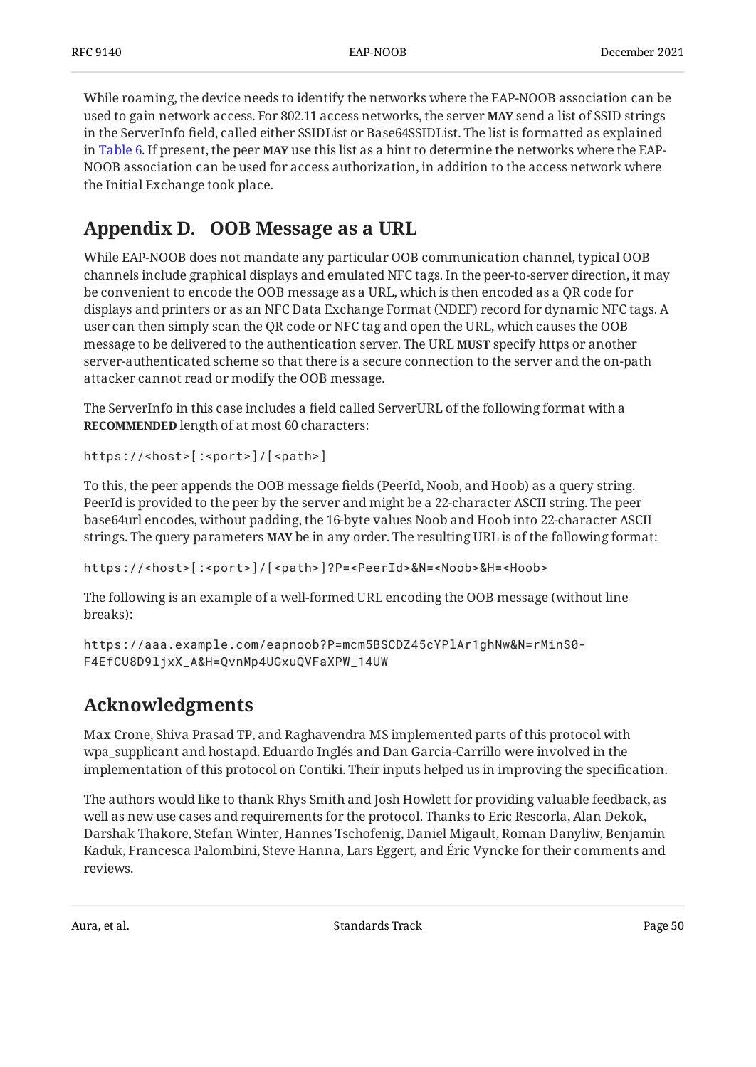While roaming, the device needs to identify the networks where the EAP-NOOB association can be used to gain network access. For 802.11 access networks, the server **MAY** send a list of SSID strings in the ServerInfo field, called either SSIDList or Base64SSIDList. The list is formatted as explained in Table 6. If present, the peer **MAY** use this list as a hint to determine the networks where the EAP-NOOB association can be used for access authorization, in addition to the access network where the Initial Exchange took place.

## Appendix D. OOB Message as a URL

While EAP-NOOB does not mandate any particular OOB communication channel, typical OOB channels include graphical displays and emulated NFC tags. In the peer-to-server direction, it may be convenient to encode the OOB message as a URL, which is then encoded as a QR code for displays and printers or as an NFC Data Exchange Format (NDEF) record for dynamic NFC tags. A user can then simply scan the QR code or NFC tag and open the URL, which causes the OOB message to be delivered to the authentication server. The URL **MUST** specify https or another server-authenticated scheme so that there is a secure connection to the server and the on-path attacker cannot read or modify the OOB message.

The ServerInfo in this case includes a field called ServerURL of the following format with a **RECOMMENDED** length of at most 60 characters:

```
https://<host>[:<port>]/[<path>]
```

To this, the peer appends the OOB message fields (PeerId, Noob, and Hoob) as a query string. PeerId is provided to the peer by the server and might be a 22-character ASCII string. The peer base64url encodes, without padding, the 16-byte values Noob and Hoob into 22-character ASCII strings. The query parameters **MAY** be in any order. The resulting URL is of the following format:

```
https://<host>[:<port>]/[<path>]?P=<PeerId>&N=<Noob>&H=<Hoob>
```

The following is an example of a well-formed URL encoding the OOB message (without line breaks):

```
https://aaa.example.com/eapnoob?P=mcm5BSCDZ45cYPlAr1ghNw&N=rMinS0-
F4EfCU8D9ljxX_A&H=QvnMp4UGxuQVFaXPW_14UW
```

## Acknowledgments

Max Crone, Shiva Prasad TP, and Raghavendra MS implemented parts of this protocol with wpa_supplicant and hostapd. Eduardo Inglés and Dan Garcia-Carrillo were involved in the implementation of this protocol on Contiki. Their inputs helped us in improving the specification.

The authors would like to thank Rhys Smith and Josh Howlett for providing valuable feedback, as well as new use cases and requirements for the protocol. Thanks to Eric Rescorla, Alan Dekok, Darshak Thakore, Stefan Winter, Hannes Tschofenig, Daniel Migault, Roman Danyliw, Benjamin Kaduk, Francesca Palombini, Steve Hanna, Lars Eggert, and Éric Vyncke for their comments and reviews.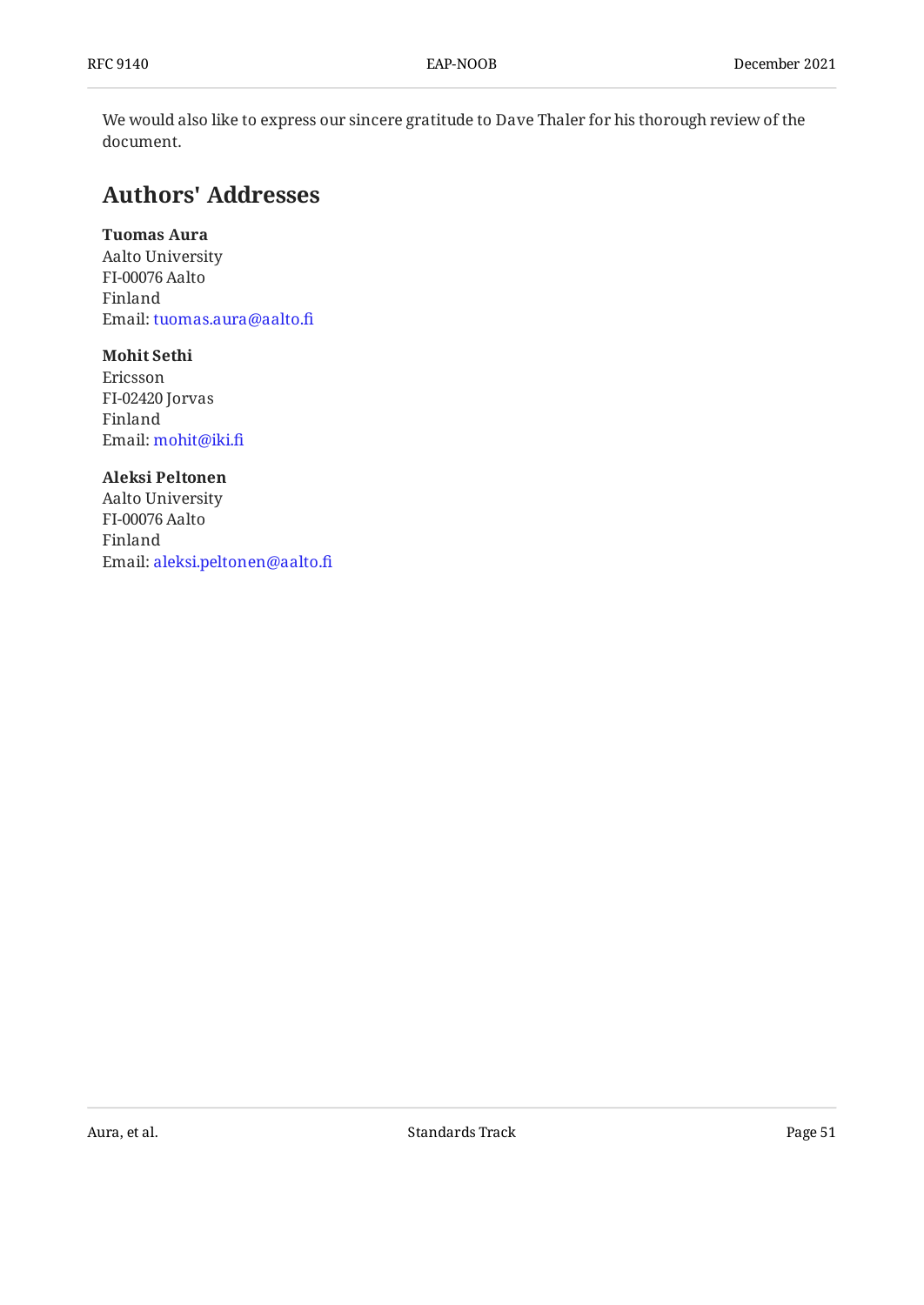We would also like to express our sincere gratitude to Dave Thaler for his thorough review of the document.

## Authors' Addresses

**Tuomas Aura**
Aalto University
FI-00076 Aalto
Finland
Email: tuomas.aura@aalto.fi

**Mohit Sethi**
Ericsson
FI-02420 Jorvas
Finland
Email: mohit@iki.fi

**Aleksi Peltonen**
Aalto University
FI-00076 Aalto
Finland
Email: aleksi.peltonen@aalto.fi